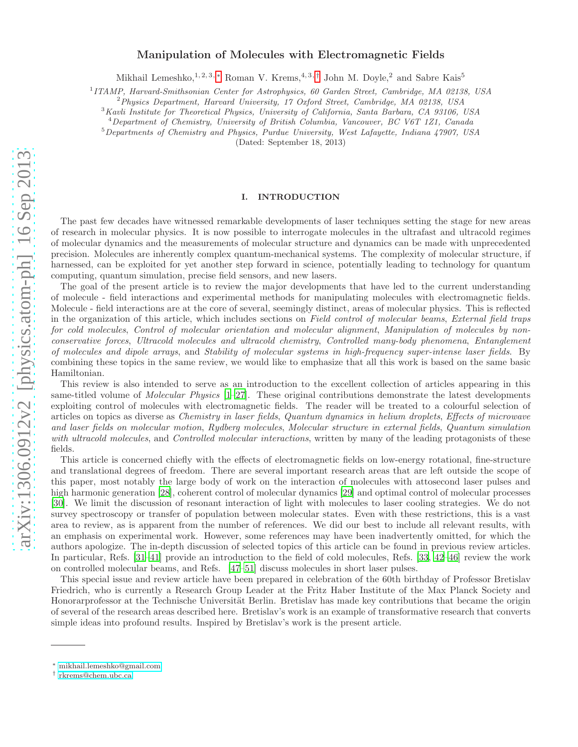# Manipulation of Molecules with Electromagnetic Fields

Mikhail Lemeshko,[1,2,3,*] Roman V. Krems,[4,3,†] John M. Doyle,[2] and Sabre Kais[5]

[1] *ITAMP, Harvard-Smithsonian Center for Astrophysics, 60 Garden Street, Cambridge, MA 02138, USA*
[2] *Physics Department, Harvard University, 17 Oxford Street, Cambridge, MA 02138, USA*
[3] *Kavli Institute for Theoretical Physics, University of California, Santa Barbara, CA 93106, USA*
[4] *Department of Chemistry, University of British Columbia, Vancouver, BC V6T 1Z1, Canada*
[5] *Departments of Chemistry and Physics, Purdue University, West Lafayette, Indiana 47907, USA*

(Dated: September 18, 2013)

## I. INTRODUCTION

The past few decades have witnessed remarkable developments of laser techniques setting the stage for new areas of research in molecular physics. It is now possible to interrogate molecules in the ultrafast and ultracold regimes of molecular dynamics and the measurements of molecular structure and dynamics can be made with unprecedented precision. Molecules are inherently complex quantum-mechanical systems. The complexity of molecular structure, if harnessed, can be exploited for yet another step forward in science, potentially leading to technology for quantum computing, quantum simulation, precise field sensors, and new lasers.

The goal of the present article is to review the major developments that have led to the current understanding of molecule - field interactions and experimental methods for manipulating molecules with electromagnetic fields. Molecule - field interactions are at the core of several, seemingly distinct, areas of molecular physics. This is reflected in the organization of this article, which includes sections on *Field control of molecular beams*, *External field traps for cold molecules*, *Control of molecular orientation and molecular alignment*, *Manipulation of molecules by non-conservative forces*, *Ultracold molecules and ultracold chemistry*, *Controlled many-body phenomena*, *Entanglement of molecules and dipole arrays*, and *Stability of molecular systems in high-frequency super-intense laser fields*. By combining these topics in the same review, we would like to emphasize that all this work is based on the same basic Hamiltonian.

This review is also intended to serve as an introduction to the excellent collection of articles appearing in this same-titled volume of *Molecular Physics* [1–27]. These original contributions demonstrate the latest developments exploiting control of molecules with electromagnetic fields. The reader will be treated to a colourful selection of articles on topics as diverse as *Chemistry in laser fields*, *Quantum dynamics in helium droplets*, *Effects of microwave and laser fields on molecular motion*, *Rydberg molecules*, *Molecular structure in external fields*, *Quantum simulation with ultracold molecules*, and *Controlled molecular interactions*, written by many of the leading protagonists of these fields.

This article is concerned chiefly with the effects of electromagnetic fields on low-energy rotational, fine-structure and translational degrees of freedom. There are several important research areas that are left outside the scope of this paper, most notably the large body of work on the interaction of molecules with attosecond laser pulses and high harmonic generation [28], coherent control of molecular dynamics [29] and optimal control of molecular processes [30]. We limit the discussion of resonant interaction of light with molecules to laser cooling strategies. We do not survey spectroscopy or transfer of population between molecular states. Even with these restrictions, this is a vast area to review, as is apparent from the number of references. We did our best to include all relevant results, with an emphasis on experimental work. However, some references may have been inadvertently omitted, for which the authors apologize. The in-depth discussion of selected topics of this article can be found in previous review articles. In particular, Refs. [31–41] provide an introduction to the field of cold molecules, Refs. [33, 42–46] review the work on controlled molecular beams, and Refs. [47–51] discuss molecules in short laser pulses.

This special issue and review article have been prepared in celebration of the 60th birthday of Professor Bretislav Friedrich, who is currently a Research Group Leader at the Fritz Haber Institute of the Max Planck Society and Honorarprofessor at the Technische Universität Berlin. Bretislav has made key contributions that became the origin of several of the research areas described here. Bretislav's work is an example of transformative research that converts simple ideas into profound results. Inspired by Bretislav's work is the present article.

---

* mikhail.lemeshko@gmail.com
† rkrems@chem.ubc.ca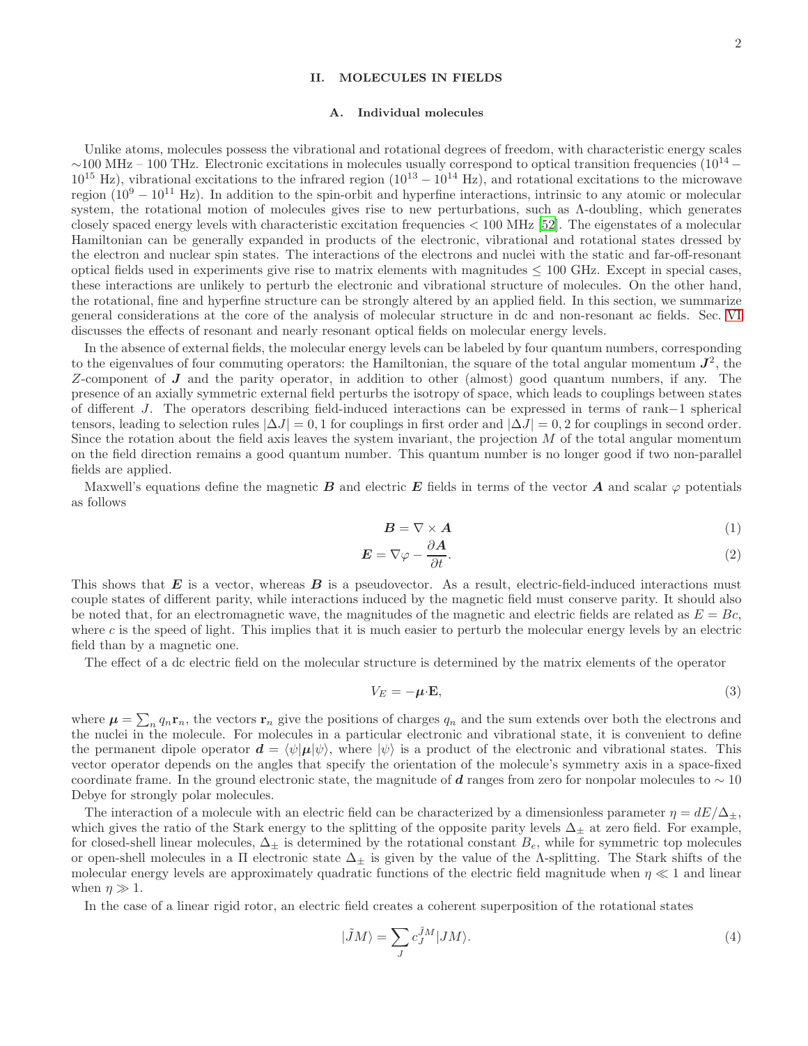## II. MOLECULES IN FIELDS

### A. Individual molecules

Unlike atoms, molecules possess the vibrational and rotational degrees of freedom, with characteristic energy scales ∼100 MHz – 100 THz. Electronic excitations in molecules usually correspond to optical transition frequencies ($10^{14} - 10^{15}$ Hz), vibrational excitations to the infrared region ($10^{13} - 10^{14}$ Hz), and rotational excitations to the microwave region ($10^{9} - 10^{11}$ Hz). In addition to the spin-orbit and hyperfine interactions, intrinsic to any atomic or molecular system, the rotational motion of molecules gives rise to new perturbations, such as Λ-doubling, which generates closely spaced energy levels with characteristic excitation frequencies < 100 MHz [52]. The eigenstates of a molecular Hamiltonian can be generally expanded in products of the electronic, vibrational and rotational states dressed by the electron and nuclear spin states. The interactions of the electrons and nuclei with the static and far-off-resonant optical fields used in experiments give rise to matrix elements with magnitudes ≤ 100 GHz. Except in special cases, these interactions are unlikely to perturb the electronic and vibrational structure of molecules. On the other hand, the rotational, fine and hyperfine structure can be strongly altered by an applied field. In this section, we summarize general considerations at the core of the analysis of molecular structure in dc and non-resonant ac fields. Sec. VI discusses the effects of resonant and nearly resonant optical fields on molecular energy levels.

In the absence of external fields, the molecular energy levels can be labeled by four quantum numbers, corresponding to the eigenvalues of four commuting operators: the Hamiltonian, the square of the total angular momentum $\boldsymbol{J}^2$, the $Z$-component of $\boldsymbol{J}$ and the parity operator, in addition to other (almost) good quantum numbers, if any. The presence of an axially symmetric external field perturbs the isotropy of space, which leads to couplings between states of different $J$. The operators describing field-induced interactions can be expressed in terms of rank−1 spherical tensors, leading to selection rules $|\Delta J| = 0, 1$ for couplings in first order and $|\Delta J| = 0, 2$ for couplings in second order. Since the rotation about the field axis leaves the system invariant, the projection $M$ of the total angular momentum on the field direction remains a good quantum number. This quantum number is no longer good if two non-parallel fields are applied.

Maxwell's equations define the magnetic $\boldsymbol{B}$ and electric $\boldsymbol{E}$ fields in terms of the vector $\boldsymbol{A}$ and scalar $\varphi$ potentials as follows

$$\boldsymbol{B} = \nabla \times \boldsymbol{A} \tag{1}$$

$$\boldsymbol{E} = \nabla \varphi - \frac{\partial \boldsymbol{A}}{\partial t}. \tag{2}$$

This shows that $\boldsymbol{E}$ is a vector, whereas $\boldsymbol{B}$ is a pseudovector. As a result, electric-field-induced interactions must couple states of different parity, while interactions induced by the magnetic field must conserve parity. It should also be noted that, for an electromagnetic wave, the magnitudes of the magnetic and electric fields are related as $E = Bc$, where $c$ is the speed of light. This implies that it is much easier to perturb the molecular energy levels by an electric field than by a magnetic one.

The effect of a dc electric field on the molecular structure is determined by the matrix elements of the operator

$$V_E = -\boldsymbol{\mu}\cdot\mathbf{E}, \tag{3}$$

where $\boldsymbol{\mu} = \sum_n q_n \mathbf{r}_n$, the vectors $\mathbf{r}_n$ give the positions of charges $q_n$ and the sum extends over both the electrons and the nuclei in the molecule. For molecules in a particular electronic and vibrational state, it is convenient to define the permanent dipole operator $\boldsymbol{d} = \langle \psi | \boldsymbol{\mu} | \psi \rangle$, where $|\psi\rangle$ is a product of the electronic and vibrational states. This vector operator depends on the angles that specify the orientation of the molecule's symmetry axis in a space-fixed coordinate frame. In the ground electronic state, the magnitude of $\boldsymbol{d}$ ranges from zero for nonpolar molecules to ∼ 10 Debye for strongly polar molecules.

The interaction of a molecule with an electric field can be characterized by a dimensionless parameter $\eta = dE/\Delta_{\pm}$, which gives the ratio of the Stark energy to the splitting of the opposite parity levels $\Delta_{\pm}$ at zero field. For example, for closed-shell linear molecules, $\Delta_{\pm}$ is determined by the rotational constant $B_e$, while for symmetric top molecules or open-shell molecules in a Π electronic state $\Delta_{\pm}$ is given by the value of the Λ-splitting. The Stark shifts of the molecular energy levels are approximately quadratic functions of the electric field magnitude when $\eta \ll 1$ and linear when $\eta \gg 1$.

In the case of a linear rigid rotor, an electric field creates a coherent superposition of the rotational states

$$|\tilde{J} M\rangle = \sum_J c_J^{\tilde{J}M} |JM\rangle. \tag{4}$$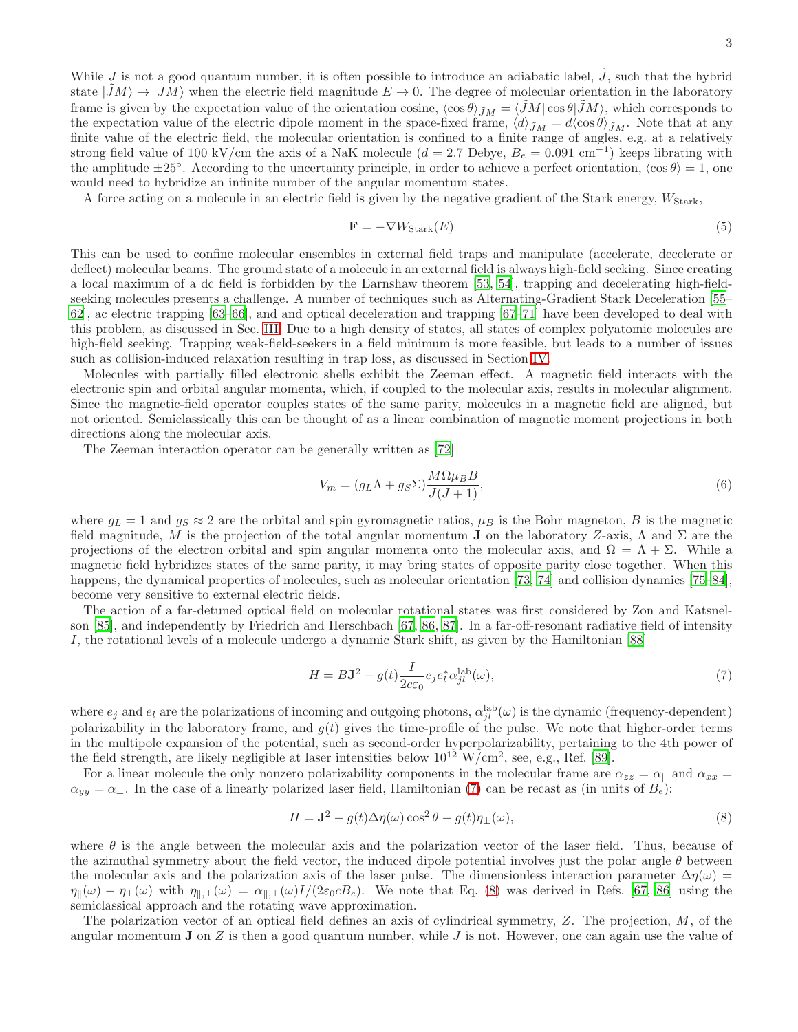While $J$ is not a good quantum number, it is often possible to introduce an adiabatic label, $\tilde{J}$, such that the hybrid state $|\tilde{J}M\rangle \to |JM\rangle$ when the electric field magnitude $E \to 0$. The degree of molecular orientation in the laboratory frame is given by the expectation value of the orientation cosine, $\langle \cos\theta \rangle_{\tilde{J}M} = \langle \tilde{J}M|\cos\theta|\tilde{J}M\rangle$, which corresponds to the expectation value of the electric dipole moment in the space-fixed frame, $\langle d \rangle_{\tilde{J}M} = d\langle \cos\theta \rangle_{\tilde{J}M}$. Note that at any finite value of the electric field, the molecular orientation is confined to a finite range of angles, e.g. at a relatively strong field value of 100 kV/cm the axis of a NaK molecule ($d = 2.7$ Debye, $B_e = 0.091$ cm$^{-1}$) keeps librating with the amplitude $\pm 25°$. According to the uncertainty principle, in order to achieve a perfect orientation, $\langle \cos\theta \rangle = 1$, one would need to hybridize an infinite number of the angular momentum states.

A force acting on a molecule in an electric field is given by the negative gradient of the Stark energy, $W_{\mathrm{Stark}}$,

$$\mathbf{F} = -\nabla W_{\mathrm{Stark}}(E) \tag{5}$$

This can be used to confine molecular ensembles in external field traps and manipulate (accelerate, decelerate or deflect) molecular beams. The ground state of a molecule in an external field is always high-field seeking. Since creating a local maximum of a dc field is forbidden by the Earnshaw theorem [53, 54], trapping and decelerating high-field-seeking molecules presents a challenge. A number of techniques such as Alternating-Gradient Stark Deceleration [55–62], ac electric trapping [63–66], and and optical deceleration and trapping [67–71] have been developed to deal with this problem, as discussed in Sec. III. Due to a high density of states, all states of complex polyatomic molecules are high-field seeking. Trapping weak-field-seekers in a field minimum is more feasible, but leads to a number of issues such as collision-induced relaxation resulting in trap loss, as discussed in Section IV.

Molecules with partially filled electronic shells exhibit the Zeeman effect. A magnetic field interacts with the electronic spin and orbital angular momenta, which, if coupled to the molecular axis, results in molecular alignment. Since the magnetic-field operator couples states of the same parity, molecules in a magnetic field are aligned, but not oriented. Semiclassically this can be thought of as a linear combination of magnetic moment projections in both directions along the molecular axis.

The Zeeman interaction operator can be generally written as [72]

$$V_m = (g_L\Lambda + g_S\Sigma)\frac{M\Omega\mu_B B}{J(J+1)}, \tag{6}$$

where $g_L = 1$ and $g_S \approx 2$ are the orbital and spin gyromagnetic ratios, $\mu_B$ is the Bohr magneton, $B$ is the magnetic field magnitude, $M$ is the projection of the total angular momentum $\mathbf{J}$ on the laboratory $Z$-axis, $\Lambda$ and $\Sigma$ are the projections of the electron orbital and spin angular momenta onto the molecular axis, and $\Omega = \Lambda + \Sigma$. While a magnetic field hybridizes states of the same parity, it may bring states of opposite parity close together. When this happens, the dynamical properties of molecules, such as molecular orientation [73, 74] and collision dynamics [75–84], become very sensitive to external electric fields.

The action of a far-detuned optical field on molecular rotational states was first considered by Zon and Katsnelson [85], and independently by Friedrich and Herschbach [67, 86, 87]. In a far-off-resonant radiative field of intensity $I$, the rotational levels of a molecule undergo a dynamic Stark shift, as given by the Hamiltonian [88]

$$H = B\mathbf{J}^2 - g(t)\frac{I}{2c\varepsilon_0}e_j e_l^* \alpha_{jl}^{\mathrm{lab}}(\omega), \tag{7}$$

where $e_j$ and $e_l$ are the polarizations of incoming and outgoing photons, $\alpha_{jl}^{\mathrm{lab}}(\omega)$ is the dynamic (frequency-dependent) polarizability in the laboratory frame, and $g(t)$ gives the time-profile of the pulse. We note that higher-order terms in the multipole expansion of the potential, such as second-order hyperpolarizability, pertaining to the 4th power of the field strength, are likely negligible at laser intensities below $10^{12}$ W/cm$^2$, see, e.g., Ref. [89].

For a linear molecule the only nonzero polarizability components in the molecular frame are $\alpha_{zz} = \alpha_\parallel$ and $\alpha_{xx} = \alpha_{yy} = \alpha_\perp$. In the case of a linearly polarized laser field, Hamiltonian (7) can be recast as (in units of $B_e$):

$$H = \mathbf{J}^2 - g(t)\Delta\eta(\omega)\cos^2\theta - g(t)\eta_\perp(\omega), \tag{8}$$

where $\theta$ is the angle between the molecular axis and the polarization vector of the laser field. Thus, because of the azimuthal symmetry about the field vector, the induced dipole potential involves just the polar angle $\theta$ between the molecular axis and the polarization axis of the laser pulse. The dimensionless interaction parameter $\Delta\eta(\omega) = \eta_\parallel(\omega) - \eta_\perp(\omega)$ with $\eta_{\parallel,\perp}(\omega) = \alpha_{\parallel,\perp}(\omega)I/(2\varepsilon_0 cB_e)$. We note that Eq. (8) was derived in Refs. [67, 86] using the semiclassical approach and the rotating wave approximation.

The polarization vector of an optical field defines an axis of cylindrical symmetry, $Z$. The projection, $M$, of the angular momentum $\mathbf{J}$ on $Z$ is then a good quantum number, while $J$ is not. However, one can again use the value of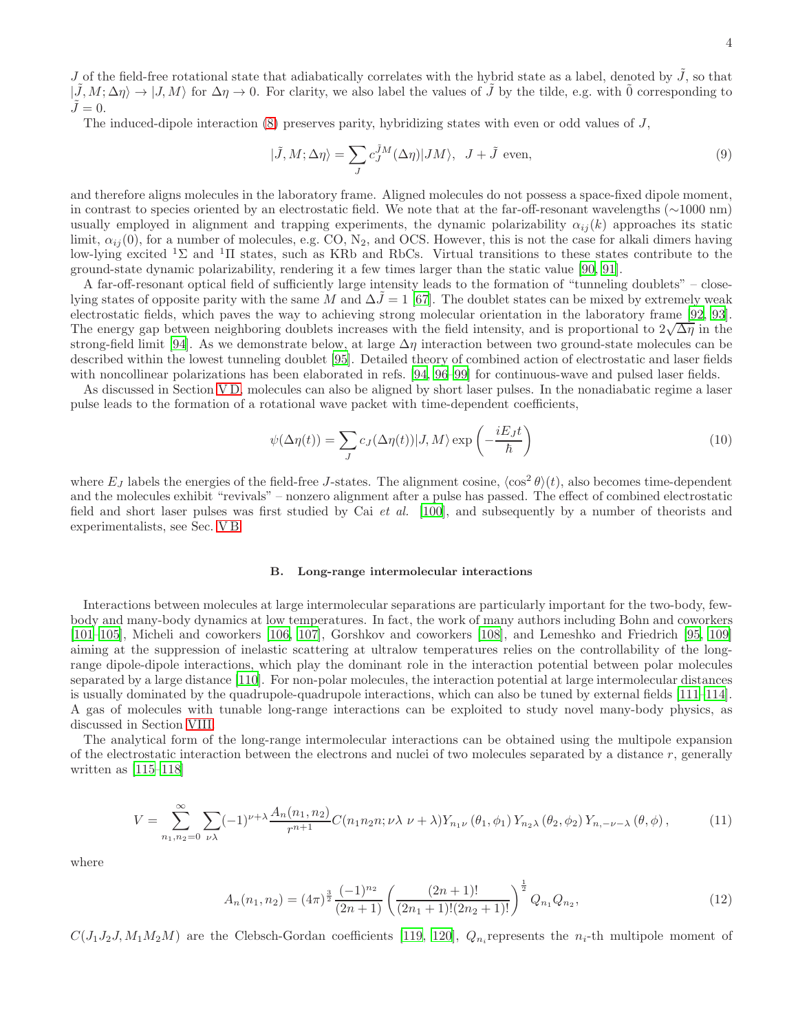$J$ of the field-free rotational state that adiabatically correlates with the hybrid state as a label, denoted by $\tilde{J}$, so that $|\tilde{J}, M; \Delta\eta\rangle \to |J, M\rangle$ for $\Delta\eta \to 0$. For clarity, we also label the values of $\tilde{J}$ by the tilde, e.g. with $\tilde{0}$ corresponding to $\tilde{J} = 0$.

The induced-dipole interaction (8) preserves parity, hybridizing states with even or odd values of $J$,

$$|\tilde{J}, M; \Delta\eta\rangle = \sum_J c_J^{\tilde{J}M}(\Delta\eta)|JM\rangle, \quad J + \tilde{J} \text{ even}, \tag{9}$$

and therefore aligns molecules in the laboratory frame. Aligned molecules do not possess a space-fixed dipole moment, in contrast to species oriented by an electrostatic field. We note that at the far-off-resonant wavelengths (∼1000 nm) usually employed in alignment and trapping experiments, the dynamic polarizability $\alpha_{ij}(k)$ approaches its static limit, $\alpha_{ij}(0)$, for a number of molecules, e.g. CO, $N_2$, and OCS. However, this is not the case for alkali dimers having low-lying excited $^1\Sigma$ and $^1\Pi$ states, such as KRb and RbCs. Virtual transitions to these states contribute to the ground-state dynamic polarizability, rendering it a few times larger than the static value [90, 91].

A far-off-resonant optical field of sufficiently large intensity leads to the formation of "tunneling doublets" – close-lying states of opposite parity with the same $M$ and $\Delta\tilde{J} = 1$ [67]. The doublet states can be mixed by extremely weak electrostatic fields, which paves the way to achieving strong molecular orientation in the laboratory frame [92, 93]. The energy gap between neighboring doublets increases with the field intensity, and is proportional to $2\sqrt{\Delta\eta}$ in the strong-field limit [94]. As we demonstrate below, at large $\Delta\eta$ interaction between two ground-state molecules can be described within the lowest tunneling doublet [95]. Detailed theory of combined action of electrostatic and laser fields with noncollinear polarizations has been elaborated in refs. [94, 96–99] for continuous-wave and pulsed laser fields.

As discussed in Section V D, molecules can also be aligned by short laser pulses. In the nonadiabatic regime a laser pulse leads to the formation of a rotational wave packet with time-dependent coefficients,

$$\psi(\Delta\eta(t)) = \sum_J c_J(\Delta\eta(t))|J, M\rangle \exp\left(-\frac{iE_J t}{\hbar}\right) \tag{10}$$

where $E_J$ labels the energies of the field-free $J$-states. The alignment cosine, $\langle\cos^2\theta\rangle(t)$, also becomes time-dependent and the molecules exhibit "revivals" – nonzero alignment after a pulse has passed. The effect of combined electrostatic field and short laser pulses was first studied by Cai *et al.* [100], and subsequently by a number of theorists and experimentalists, see Sec. V B.

### B. Long-range intermolecular interactions

Interactions between molecules at large intermolecular separations are particularly important for the two-body, few-body and many-body dynamics at low temperatures. In fact, the work of many authors including Bohn and coworkers [101–105], Micheli and coworkers [106, 107], Gorshkov and coworkers [108], and Lemeshko and Friedrich [95, 109] aiming at the suppression of inelastic scattering at ultralow temperatures relies on the controllability of the long-range dipole-dipole interactions, which play the dominant role in the interaction potential between polar molecules separated by a large distance [110]. For non-polar molecules, the interaction potential at large intermolecular distances is usually dominated by the quadrupole-quadrupole interactions, which can also be tuned by external fields [111–114]. A gas of molecules with tunable long-range interactions can be exploited to study novel many-body physics, as discussed in Section VIII.

The analytical form of the long-range intermolecular interactions can be obtained using the multipole expansion of the electrostatic interaction between the electrons and nuclei of two molecules separated by a distance $r$, generally written as [115–118]

$$V = \sum_{n_1,n_2=0}^{\infty} \sum_{\nu\lambda} (-1)^{\nu+\lambda} \frac{A_n(n_1,n_2)}{r^{n+1}} C(n_1 n_2 n; \nu\lambda\ \nu+\lambda) Y_{n_1\nu}(\theta_1,\phi_1) Y_{n_2\lambda}(\theta_2,\phi_2) Y_{n,-\nu-\lambda}(\theta,\phi), \tag{11}$$

where

$$A_n(n_1,n_2) = (4\pi)^{\frac{3}{2}} \frac{(-1)^{n_2}}{(2n+1)} \left(\frac{(2n+1)!}{(2n_1+1)!(2n_2+1)!}\right)^{\frac{1}{2}} Q_{n_1} Q_{n_2}, \tag{12}$$

$C(J_1 J_2 J, M_1 M_2 M)$ are the Clebsch-Gordan coefficients [119, 120], $Q_{n_i}$ represents the $n_i$-th multipole moment of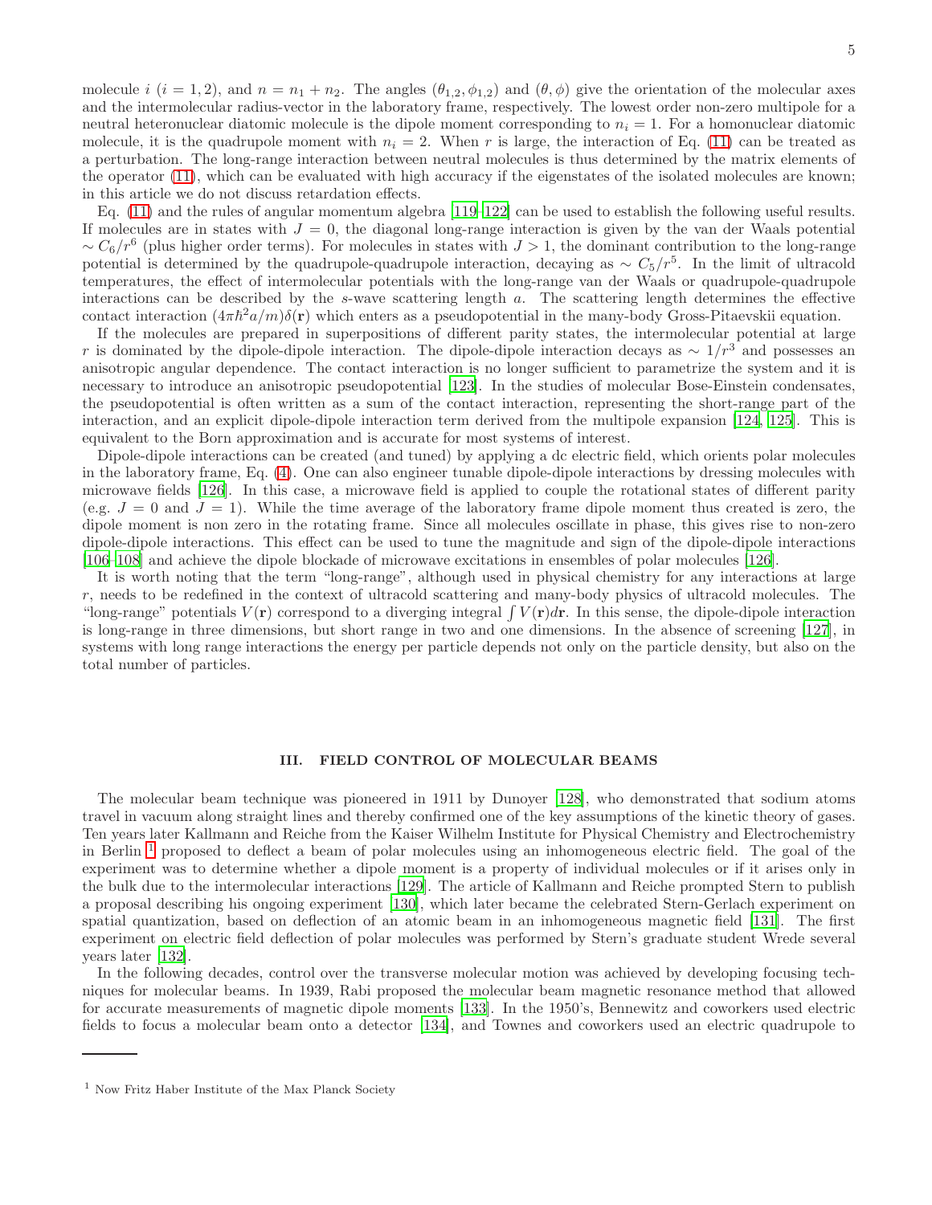molecule $i$ ($i = 1, 2$), and $n = n_1 + n_2$. The angles $(\theta_{1,2}, \phi_{1,2})$ and $(\theta, \phi)$ give the orientation of the molecular axes and the intermolecular radius-vector in the laboratory frame, respectively. The lowest order non-zero multipole for a neutral heteronuclear diatomic molecule is the dipole moment corresponding to $n_i = 1$. For a homonuclear diatomic molecule, it is the quadrupole moment with $n_i = 2$. When $r$ is large, the interaction of Eq. (11) can be treated as a perturbation. The long-range interaction between neutral molecules is thus determined by the matrix elements of the operator (11), which can be evaluated with high accuracy if the eigenstates of the isolated molecules are known; in this article we do not discuss retardation effects.

Eq. (11) and the rules of angular momentum algebra [119–122] can be used to establish the following useful results. If molecules are in states with $J = 0$, the diagonal long-range interaction is given by the van der Waals potential $\sim C_6/r^6$ (plus higher order terms). For molecules in states with $J > 1$, the dominant contribution to the long-range potential is determined by the quadrupole-quadrupole interaction, decaying as $\sim C_5/r^5$. In the limit of ultracold temperatures, the effect of intermolecular potentials with the long-range van der Waals or quadrupole-quadrupole interactions can be described by the $s$-wave scattering length $a$. The scattering length determines the effective contact interaction $(4\pi\hbar^2 a/m)\delta(\mathbf{r})$ which enters as a pseudopotential in the many-body Gross-Pitaevskii equation.

If the molecules are prepared in superpositions of different parity states, the intermolecular potential at large $r$ is dominated by the dipole-dipole interaction. The dipole-dipole interaction decays as $\sim 1/r^3$ and possesses an anisotropic angular dependence. The contact interaction is no longer sufficient to parametrize the system and it is necessary to introduce an anisotropic pseudopotential [123]. In the studies of molecular Bose-Einstein condensates, the pseudopotential is often written as a sum of the contact interaction, representing the short-range part of the interaction, and an explicit dipole-dipole interaction term derived from the multipole expansion [124, 125]. This is equivalent to the Born approximation and is accurate for most systems of interest.

Dipole-dipole interactions can be created (and tuned) by applying a dc electric field, which orients polar molecules in the laboratory frame, Eq. (4). One can also engineer tunable dipole-dipole interactions by dressing molecules with microwave fields [126]. In this case, a microwave field is applied to couple the rotational states of different parity (e.g. $J = 0$ and $J = 1$). While the time average of the laboratory frame dipole moment thus created is zero, the dipole moment is non zero in the rotating frame. Since all molecules oscillate in phase, this gives rise to non-zero dipole-dipole interactions. This effect can be used to tune the magnitude and sign of the dipole-dipole interactions [106–108] and achieve the dipole blockade of microwave excitations in ensembles of polar molecules [126].

It is worth noting that the term "long-range", although used in physical chemistry for any interactions at large $r$, needs to be redefined in the context of ultracold scattering and many-body physics of ultracold molecules. The "long-range" potentials $V(\mathbf{r})$ correspond to a diverging integral $\int V(\mathbf{r})d\mathbf{r}$. In this sense, the dipole-dipole interaction is long-range in three dimensions, but short range in two and one dimensions. In the absence of screening [127], in systems with long range interactions the energy per particle depends not only on the particle density, but also on the total number of particles.

## III. FIELD CONTROL OF MOLECULAR BEAMS

The molecular beam technique was pioneered in 1911 by Dunoyer [128], who demonstrated that sodium atoms travel in vacuum along straight lines and thereby confirmed one of the key assumptions of the kinetic theory of gases. Ten years later Kallmann and Reiche from the Kaiser Wilhelm Institute for Physical Chemistry and Electrochemistry in Berlin [1] proposed to deflect a beam of polar molecules using an inhomogeneous electric field. The goal of the experiment was to determine whether a dipole moment is a property of individual molecules or if it arises only in the bulk due to the intermolecular interactions [129]. The article of Kallmann and Reiche prompted Stern to publish a proposal describing his ongoing experiment [130], which later became the celebrated Stern-Gerlach experiment on spatial quantization, based on deflection of an atomic beam in an inhomogeneous magnetic field [131]. The first experiment on electric field deflection of polar molecules was performed by Stern's graduate student Wrede several years later [132].

In the following decades, control over the transverse molecular motion was achieved by developing focusing techniques for molecular beams. In 1939, Rabi proposed the molecular beam magnetic resonance method that allowed for accurate measurements of magnetic dipole moments [133]. In the 1950's, Bennewitz and coworkers used electric fields to focus a molecular beam onto a detector [134], and Townes and coworkers used an electric quadrupole to

[1] Now Fritz Haber Institute of the Max Planck Society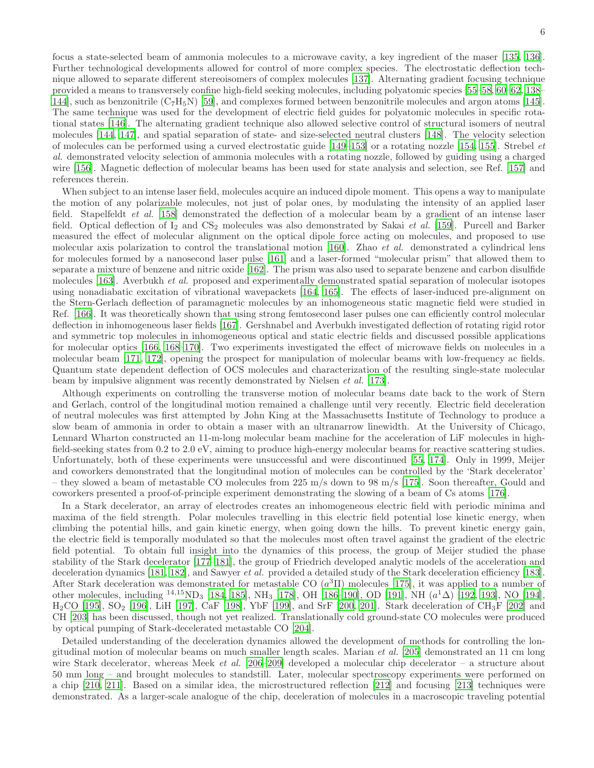focus a state-selected beam of ammonia molecules to a microwave cavity, a key ingredient of the maser [135, 136]. Further technological developments allowed for control of more complex species. The electrostatic deflection technique allowed to separate different stereoisomers of complex molecules [137]. Alternating gradient focusing technique provided a means to transversely confine high-field seeking molecules, including polyatomic species [55–58, 60–62, 138–144], such as benzonitrile ($C_7H_5N$) [59], and complexes formed between benzonitrile molecules and argon atoms [145]. The same technique was used for the development of electric field guides for polyatomic molecules in specific rotational states [146]. The alternating gradient technique also allowed selective control of structural isomers of neutral molecules [144, 147], and spatial separation of state- and size-selected neutral clusters [148]. The velocity selection of molecules can be performed using a curved electrostatic guide [149–153] or a rotating nozzle [154, 155]. Strebel *et al.* demonstrated velocity selection of ammonia molecules with a rotating nozzle, followed by guiding using a charged wire [156]. Magnetic deflection of molecular beams has been used for state analysis and selection, see Ref. [157] and references therein.

When subject to an intense laser field, molecules acquire an induced dipole moment. This opens a way to manipulate the motion of any polarizable molecules, not just of polar ones, by modulating the intensity of an applied laser field. Stapelfeldt *et al.* [158] demonstrated the deflection of a molecular beam by a gradient of an intense laser field. Optical deflection of $I_2$ and $CS_2$ molecules was also demonstrated by Sakai *et al.* [159]. Purcell and Barker measured the effect of molecular alignment on the optical dipole force acting on molecules, and proposed to use molecular axis polarization to control the translational motion [160]. Zhao *et al.* demonstrated a cylindrical lens for molecules formed by a nanosecond laser pulse [161] and a laser-formed "molecular prism" that allowed them to separate a mixture of benzene and nitric oxide [162]. The prism was also used to separate benzene and carbon disulfide molecules [163]. Averbukh *et al.* proposed and experimentally demonstrated spatial separation of molecular isotopes using nonadiabatic excitation of vibrational wavepackets [164, 165]. The effects of laser-induced pre-alignment on the Stern-Gerlach deflection of paramagnetic molecules by an inhomogeneous static magnetic field were studied in Ref. [166]. It was theoretically shown that using strong femtosecond laser pulses one can efficiently control molecular deflection in inhomogeneous laser fields [167]. Gershnabel and Averbukh investigated deflection of rotating rigid rotor and symmetric top molecules in inhomogeneous optical and static electric fields and discussed possible applications for molecular optics [166, 168–170]. Two experiments investigated the effect of microwave fields on molecules in a molecular beam [171, 172], opening the prospect for manipulation of molecular beams with low-frequency ac fields. Quantum state dependent deflection of OCS molecules and characterization of the resulting single-state molecular beam by impulsive alignment was recently demonstrated by Nielsen *et al.* [173].

Although experiments on controlling the transverse motion of molecular beams date back to the work of Stern and Gerlach, control of the longitudinal motion remained a challenge until very recently. Electric field deceleration of neutral molecules was first attempted by John King at the Massachusetts Institute of Technology to produce a slow beam of ammonia in order to obtain a maser with an ultranarrow linewidth. At the University of Chicago, Lennard Wharton constructed an 11-m-long molecular beam machine for the acceleration of LiF molecules in high-field-seeking states from 0.2 to 2.0 eV, aiming to produce high-energy molecular beams for reactive scattering studies. Unfortunately, both of these experiments were unsuccessful and were discontinued [55, 174]. Only in 1999, Meijer and coworkers demonstrated that the longitudinal motion of molecules can be controlled by the 'Stark decelerator' – they slowed a beam of metastable CO molecules from 225 m/s down to 98 m/s [175]. Soon thereafter, Gould and coworkers presented a proof-of-principle experiment demonstrating the slowing of a beam of Cs atoms [176].

In a Stark decelerator, an array of electrodes creates an inhomogeneous electric field with periodic minima and maxima of the field strength. Polar molecules travelling in this electric field potential lose kinetic energy, when climbing the potential hills, and gain kinetic energy, when going down the hills. To prevent kinetic energy gain, the electric field is temporally modulated so that the molecules most often travel against the gradient of the electric field potential. To obtain full insight into the dynamics of this process, the group of Meijer studied the phase stability of the Stark decelerator [177–181], the group of Friedrich developed analytic models of the acceleration and deceleration dynamics [181, 182], and Sawyer *et al.* provided a detailed study of the Stark deceleration efficiency [183]. After Stark deceleration was demonstrated for metastable CO ($a^3\Pi$) molecules [175], it was applied to a number of other molecules, including $^{14,15}ND_3$ [184, 185], $NH_3$ [178], OH [186–190], OD [191], NH ($a^1\Delta$) [192, 193], NO [194], $H_2CO$ [195], $SO_2$ [196], LiH [197], CaF [198], YbF [199], and SrF [200, 201]. Stark deceleration of $CH_3F$ [202] and CH [203] has been discussed, though not yet realized. Translationally cold ground-state CO molecules were produced by optical pumping of Stark-decelerated metastable CO [204].

Detailed understanding of the deceleration dynamics allowed the development of methods for controlling the longitudinal motion of molecular beams on much smaller length scales. Marian *et al.* [205] demonstrated an 11 cm long wire Stark decelerator, whereas Meek *et al.* [206–209] developed a molecular chip decelerator – a structure about 50 mm long – and brought molecules to standstill. Later, molecular spectroscopy experiments were performed on a chip [210, 211]. Based on a similar idea, the microstructured reflection [212] and focusing [213] techniques were demonstrated. As a larger-scale analogue of the chip, deceleration of molecules in a macroscopic traveling potential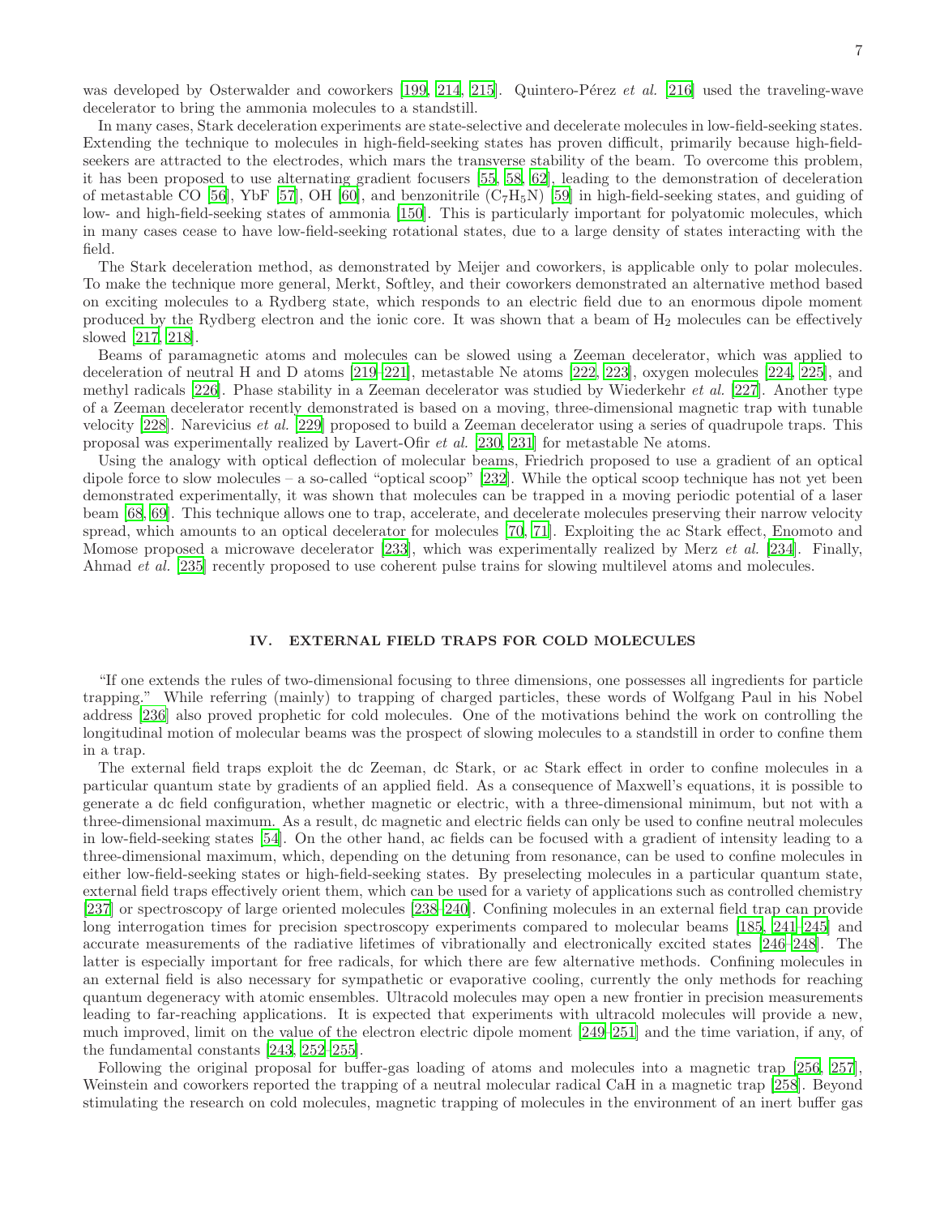was developed by Osterwalder and coworkers [199, 214, 215]. Quintero-Pérez *et al.* [216] used the traveling-wave decelerator to bring the ammonia molecules to a standstill.

In many cases, Stark deceleration experiments are state-selective and decelerate molecules in low-field-seeking states. Extending the technique to molecules in high-field-seeking states has proven difficult, primarily because high-field-seekers are attracted to the electrodes, which mars the transverse stability of the beam. To overcome this problem, it has been proposed to use alternating gradient focusers [55, 58, 62], leading to the demonstration of deceleration of metastable CO [56], YbF [57], OH [60], and benzonitrile ($C_7H_5N$) [59] in high-field-seeking states, and guiding of low- and high-field-seeking states of ammonia [150]. This is particularly important for polyatomic molecules, which in many cases cease to have low-field-seeking rotational states, due to a large density of states interacting with the field.

The Stark deceleration method, as demonstrated by Meijer and coworkers, is applicable only to polar molecules. To make the technique more general, Merkt, Softley, and their coworkers demonstrated an alternative method based on exciting molecules to a Rydberg state, which responds to an electric field due to an enormous dipole moment produced by the Rydberg electron and the ionic core. It was shown that a beam of $H_2$ molecules can be effectively slowed [217, 218].

Beams of paramagnetic atoms and molecules can be slowed using a Zeeman decelerator, which was applied to deceleration of neutral H and D atoms [219–221], metastable Ne atoms [222, 223], oxygen molecules [224, 225], and methyl radicals [226]. Phase stability in a Zeeman decelerator was studied by Wiederkehr *et al.* [227]. Another type of a Zeeman decelerator recently demonstrated is based on a moving, three-dimensional magnetic trap with tunable velocity [228]. Narevicius *et al.* [229] proposed to build a Zeeman decelerator using a series of quadrupole traps. This proposal was experimentally realized by Lavert-Ofir *et al.* [230, 231] for metastable Ne atoms.

Using the analogy with optical deflection of molecular beams, Friedrich proposed to use a gradient of an optical dipole force to slow molecules – a so-called "optical scoop" [232]. While the optical scoop technique has not yet been demonstrated experimentally, it was shown that molecules can be trapped in a moving periodic potential of a laser beam [68, 69]. This technique allows one to trap, accelerate, and decelerate molecules preserving their narrow velocity spread, which amounts to an optical decelerator for molecules [70, 71]. Exploiting the ac Stark effect, Enomoto and Momose proposed a microwave decelerator [233], which was experimentally realized by Merz *et al.* [234]. Finally, Ahmad *et al.* [235] recently proposed to use coherent pulse trains for slowing multilevel atoms and molecules.

## IV. EXTERNAL FIELD TRAPS FOR COLD MOLECULES

"If one extends the rules of two-dimensional focusing to three dimensions, one possesses all ingredients for particle trapping." While referring (mainly) to trapping of charged particles, these words of Wolfgang Paul in his Nobel address [236] also proved prophetic for cold molecules. One of the motivations behind the work on controlling the longitudinal motion of molecular beams was the prospect of slowing molecules to a standstill in order to confine them in a trap.

The external field traps exploit the dc Zeeman, dc Stark, or ac Stark effect in order to confine molecules in a particular quantum state by gradients of an applied field. As a consequence of Maxwell's equations, it is possible to generate a dc field configuration, whether magnetic or electric, with a three-dimensional minimum, but not with a three-dimensional maximum. As a result, dc magnetic and electric fields can only be used to confine neutral molecules in low-field-seeking states [54]. On the other hand, ac fields can be focused with a gradient of intensity leading to a three-dimensional maximum, which, depending on the detuning from resonance, can be used to confine molecules in either low-field-seeking states or high-field-seeking states. By preselecting molecules in a particular quantum state, external field traps effectively orient them, which can be used for a variety of applications such as controlled chemistry [237] or spectroscopy of large oriented molecules [238–240]. Confining molecules in an external field trap can provide long interrogation times for precision spectroscopy experiments compared to molecular beams [185, 241–245] and accurate measurements of the radiative lifetimes of vibrationally and electronically excited states [246–248]. The latter is especially important for free radicals, for which there are few alternative methods. Confining molecules in an external field is also necessary for sympathetic or evaporative cooling, currently the only methods for reaching quantum degeneracy with atomic ensembles. Ultracold molecules may open a new frontier in precision measurements leading to far-reaching applications. It is expected that experiments with ultracold molecules will provide a new, much improved, limit on the value of the electron electric dipole moment [249–251] and the time variation, if any, of the fundamental constants [243, 252–255].

Following the original proposal for buffer-gas loading of atoms and molecules into a magnetic trap [256, 257], Weinstein and coworkers reported the trapping of a neutral molecular radical CaH in a magnetic trap [258]. Beyond stimulating the research on cold molecules, magnetic trapping of molecules in the environment of an inert buffer gas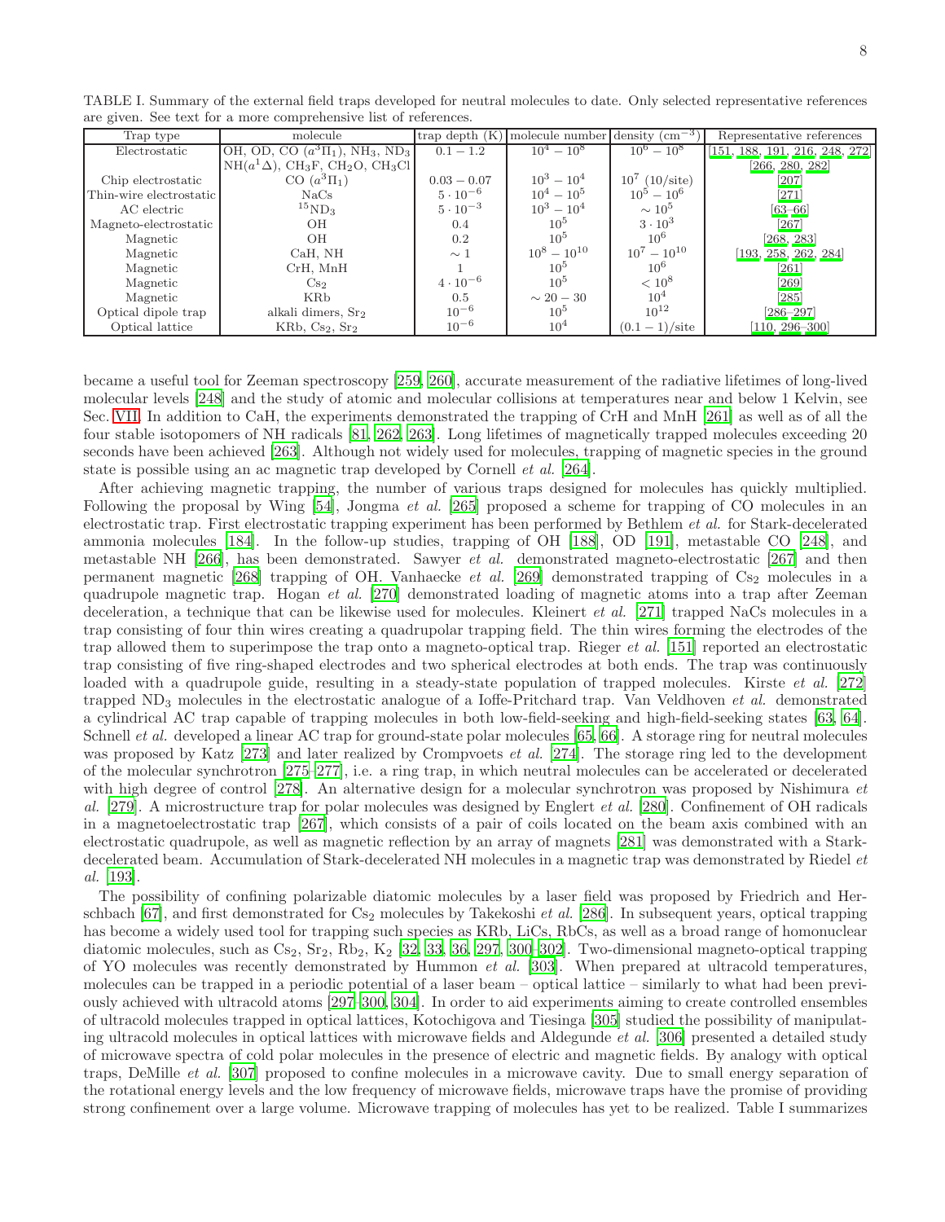TABLE I. Summary of the external field traps developed for neutral molecules to date. Only selected representative references are given. See text for a more comprehensive list of references.

| Trap type | molecule | trap depth (K) | molecule number | density (cm$^{-3}$) | Representative references |
|---|---|---|---|---|---|
| Electrostatic | OH, OD, CO ($a^3\Pi_1$), $NH_3$, $ND_3$ $NH(a^1\Delta)$, $CH_3F$, $CH_2O$, $CH_3Cl$ | $0.1-1.2$ | $10^4-10^8$ | $10^6-10^8$ | [151, 188, 191, 216, 248, 272] [266, 280, 282] |
| Chip electrostatic | CO ($a^3\Pi_1$) | $0.03-0.07$ | $10^3-10^4$ | $10^7$ (10/site) | [207] |
| Thin-wire electrostatic | NaCs | $5\cdot10^{-6}$ | $10^4-10^5$ | $10^5-10^6$ | [271] |
| AC electric | $^{15}ND_3$ | $5\cdot10^{-3}$ | $10^3-10^4$ | $\sim10^5$ | [63–66] |
| Magneto-electrostatic | OH | 0.4 | $10^5$ | $3\cdot10^3$ | [267] |
| Magnetic | OH | 0.2 | $10^5$ | $10^6$ | [268, 283] |
| Magnetic | CaH, NH | $\sim1$ | $10^8-10^{10}$ | $10^7-10^{10}$ | [193, 258, 262, 284] |
| Magnetic | CrH, MnH | 1 | $10^5$ | $10^6$ | [261] |
| Magnetic | $Cs_2$ | $4\cdot10^{-6}$ | $10^5$ | $<10^8$ | [269] |
| Magnetic | KRb | 0.5 | $\sim20-30$ | $10^4$ | [285] |
| Optical dipole trap | alkali dimers, $Sr_2$ | $10^{-6}$ | $10^5$ | $10^{12}$ | [286–297] |
| Optical lattice | KRb, $Cs_2$, $Sr_2$ | $10^{-6}$ | $10^4$ | $(0.1-1)$/site | [110, 296–300] |

became a useful tool for Zeeman spectroscopy [259, 260], accurate measurement of the radiative lifetimes of long-lived molecular levels [248] and the study of atomic and molecular collisions at temperatures near and below 1 Kelvin, see Sec. VII. In addition to CaH, the experiments demonstrated the trapping of CrH and MnH [261] as well as of all the four stable isotopomers of NH radicals [81, 262, 263]. Long lifetimes of magnetically trapped molecules exceeding 20 seconds have been achieved [263]. Although not widely used for molecules, trapping of magnetic species in the ground state is possible using an ac magnetic trap developed by Cornell *et al.* [264].

After achieving magnetic trapping, the number of various traps designed for molecules has quickly multiplied. Following the proposal by Wing [54], Jongma *et al.* [265] proposed a scheme for trapping of CO molecules in an electrostatic trap. First electrostatic trapping experiment has been performed by Bethlem *et al.* for Stark-decelerated ammonia molecules [184]. In the follow-up studies, trapping of OH [188], OD [191], metastable CO [248], and metastable NH [266], has been demonstrated. Sawyer *et al.* demonstrated magneto-electrostatic [267] and then permanent magnetic [268] trapping of OH. Vanhaecke *et al.* [269] demonstrated trapping of $Cs_2$ molecules in a quadrupole magnetic trap. Hogan *et al.* [270] demonstrated loading of magnetic atoms into a trap after Zeeman deceleration, a technique that can be likewise used for molecules. Kleinert *et al.* [271] trapped NaCs molecules in a trap consisting of four thin wires creating a quadrupolar trapping field. The thin wires forming the electrodes of the trap allowed them to superimpose the trap onto a magneto-optical trap. Rieger *et al.* [151] reported an electrostatic trap consisting of five ring-shaped electrodes and two spherical electrodes at both ends. The trap was continuously loaded with a quadrupole guide, resulting in a steady-state population of trapped molecules. Kirste *et al.* [272] trapped $ND_3$ molecules in the electrostatic analogue of a Ioffe-Pritchard trap. Van Veldhoven *et al.* demonstrated a cylindrical AC trap capable of trapping molecules in both low-field-seeking and high-field-seeking states [63, 64]. Schnell *et al.* developed a linear AC trap for ground-state polar molecules [65, 66]. A storage ring for neutral molecules was proposed by Katz [273] and later realized by Crompvoets *et al.* [274]. The storage ring led to the development of the molecular synchrotron [275–277], i.e. a ring trap, in which neutral molecules can be accelerated or decelerated with high degree of control [278]. An alternative design for a molecular synchrotron was proposed by Nishimura *et al.* [279]. A microstructure trap for polar molecules was designed by Englert *et al.* [280]. Confinement of OH radicals in a magnetoelectrostatic trap [267], which consists of a pair of coils located on the beam axis combined with an electrostatic quadrupole, as well as magnetic reflection by an array of magnets [281] was demonstrated with a Stark-decelerated beam. Accumulation of Stark-decelerated NH molecules in a magnetic trap was demonstrated by Riedel *et al.* [193].

The possibility of confining polarizable diatomic molecules by a laser field was proposed by Friedrich and Herschbach [67], and first demonstrated for $Cs_2$ molecules by Takekoshi *et al.* [286]. In subsequent years, optical trapping has become a widely used tool for trapping such species as KRb, LiCs, RbCs, as well as a broad range of homonuclear diatomic molecules, such as $Cs_2$, $Sr_2$, $Rb_2$, $K_2$ [32, 33, 36, 297, 300–302]. Two-dimensional magneto-optical trapping of YO molecules was recently demonstrated by Hummon *et al.* [303]. When prepared at ultracold temperatures, molecules can be trapped in a periodic potential of a laser beam – optical lattice – similarly to what had been previously achieved with ultracold atoms [297–300, 304]. In order to aid experiments aiming to create controlled ensembles of ultracold molecules trapped in optical lattices, Kotochigova and Tiesinga [305] studied the possibility of manipulating ultracold molecules in optical lattices with microwave fields and Aldegunde *et al.* [306] presented a detailed study of microwave spectra of cold polar molecules in the presence of electric and magnetic fields. By analogy with optical traps, DeMille *et al.* [307] proposed to confine molecules in a microwave cavity. Due to small energy separation of the rotational energy levels and the low frequency of microwave fields, microwave traps have the promise of providing strong confinement over a large volume. Microwave trapping of molecules has yet to be realized. Table I summarizes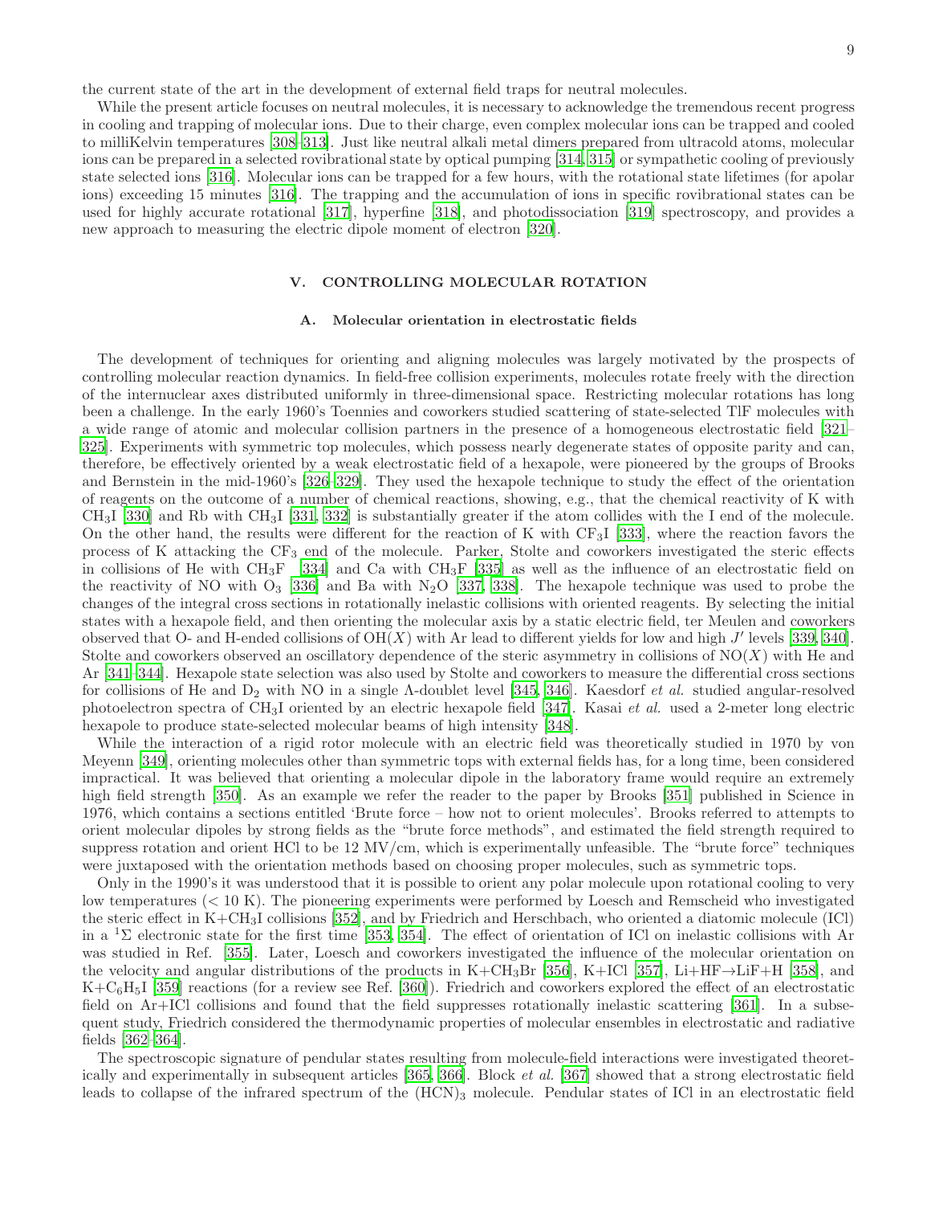the current state of the art in the development of external field traps for neutral molecules.

While the present article focuses on neutral molecules, it is necessary to acknowledge the tremendous recent progress in cooling and trapping of molecular ions. Due to their charge, even complex molecular ions can be trapped and cooled to milliKelvin temperatures [308–313]. Just like neutral alkali metal dimers prepared from ultracold atoms, molecular ions can be prepared in a selected rovibrational state by optical pumping [314, 315] or sympathetic cooling of previously state selected ions [316]. Molecular ions can be trapped for a few hours, with the rotational state lifetimes (for apolar ions) exceeding 15 minutes [316]. The trapping and the accumulation of ions in specific rovibrational states can be used for highly accurate rotational [317], hyperfine [318], and photodissociation [319] spectroscopy, and provides a new approach to measuring the electric dipole moment of electron [320].

## V. CONTROLLING MOLECULAR ROTATION

### A. Molecular orientation in electrostatic fields

The development of techniques for orienting and aligning molecules was largely motivated by the prospects of controlling molecular reaction dynamics. In field-free collision experiments, molecules rotate freely with the direction of the internuclear axes distributed uniformly in three-dimensional space. Restricting molecular rotations has long been a challenge. In the early 1960's Toennies and coworkers studied scattering of state-selected TlF molecules with a wide range of atomic and molecular collision partners in the presence of a homogeneous electrostatic field [321–325]. Experiments with symmetric top molecules, which possess nearly degenerate states of opposite parity and can, therefore, be effectively oriented by a weak electrostatic field of a hexapole, were pioneered by the groups of Brooks and Bernstein in the mid-1960's [326–329]. They used the hexapole technique to study the effect of the orientation of reagents on the outcome of a number of chemical reactions, showing, e.g., that the chemical reactivity of K with $CH_3I$ [330] and Rb with $CH_3I$ [331, 332] is substantially greater if the atom collides with the I end of the molecule. On the other hand, the results were different for the reaction of K with $CF_3I$ [333], where the reaction favors the process of K attacking the $CF_3$ end of the molecule. Parker, Stolte and coworkers investigated the steric effects in collisions of He with $CH_3F$ [334] and Ca with $CH_3F$ [335] as well as the influence of an electrostatic field on the reactivity of NO with $O_3$ [336] and Ba with $N_2O$ [337, 338]. The hexapole technique was used to probe the changes of the integral cross sections in rotationally inelastic collisions with oriented reagents. By selecting the initial states with a hexapole field, and then orienting the molecular axis by a static electric field, ter Meulen and coworkers observed that O- and H-ended collisions of OH($X$) with Ar lead to different yields for low and high $J'$ levels [339, 340]. Stolte and coworkers observed an oscillatory dependence of the steric asymmetry in collisions of NO($X$) with He and Ar [341–344]. Hexapole state selection was also used by Stolte and coworkers to measure the differential cross sections for collisions of He and $D_2$ with NO in a single Λ-doublet level [345, 346]. Kaesdorf *et al.* studied angular-resolved photoelectron spectra of $CH_3I$ oriented by an electric hexapole field [347]. Kasai *et al.* used a 2-meter long electric hexapole to produce state-selected molecular beams of high intensity [348].

While the interaction of a rigid rotor molecule with an electric field was theoretically studied in 1970 by von Meyenn [349], orienting molecules other than symmetric tops with external fields has, for a long time, been considered impractical. It was believed that orienting a molecular dipole in the laboratory frame would require an extremely high field strength [350]. As an example we refer the reader to the paper by Brooks [351] published in Science in 1976, which contains a sections entitled 'Brute force – how not to orient molecules'. Brooks referred to attempts to orient molecular dipoles by strong fields as the "brute force methods", and estimated the field strength required to suppress rotation and orient HCl to be 12 MV/cm, which is experimentally unfeasible. The "brute force" techniques were juxtaposed with the orientation methods based on choosing proper molecules, such as symmetric tops.

Only in the 1990's it was understood that it is possible to orient any polar molecule upon rotational cooling to very low temperatures (< 10 K). The pioneering experiments were performed by Loesch and Remscheid who investigated the steric effect in $K+CH_3I$ collisions [352], and by Friedrich and Herschbach, who oriented a diatomic molecule (ICl) in a $^1\Sigma$ electronic state for the first time [353, 354]. The effect of orientation of ICl on inelastic collisions with Ar was studied in Ref. [355]. Later, Loesch and coworkers investigated the influence of the molecular orientation on the velocity and angular distributions of the products in $K+CH_3Br$ [356], K+ICl [357], Li+HF→LiF+H [358], and $K+C_6H_5I$ [359] reactions (for a review see Ref. [360]). Friedrich and coworkers explored the effect of an electrostatic field on Ar+ICl collisions and found that the field suppresses rotationally inelastic scattering [361]. In a subsequent study, Friedrich considered the thermodynamic properties of molecular ensembles in electrostatic and radiative fields [362–364].

The spectroscopic signature of pendular states resulting from molecule-field interactions were investigated theoretically and experimentally in subsequent articles [365, 366]. Block *et al.* [367] showed that a strong electrostatic field leads to collapse of the infrared spectrum of the $(HCN)_3$ molecule. Pendular states of ICl in an electrostatic field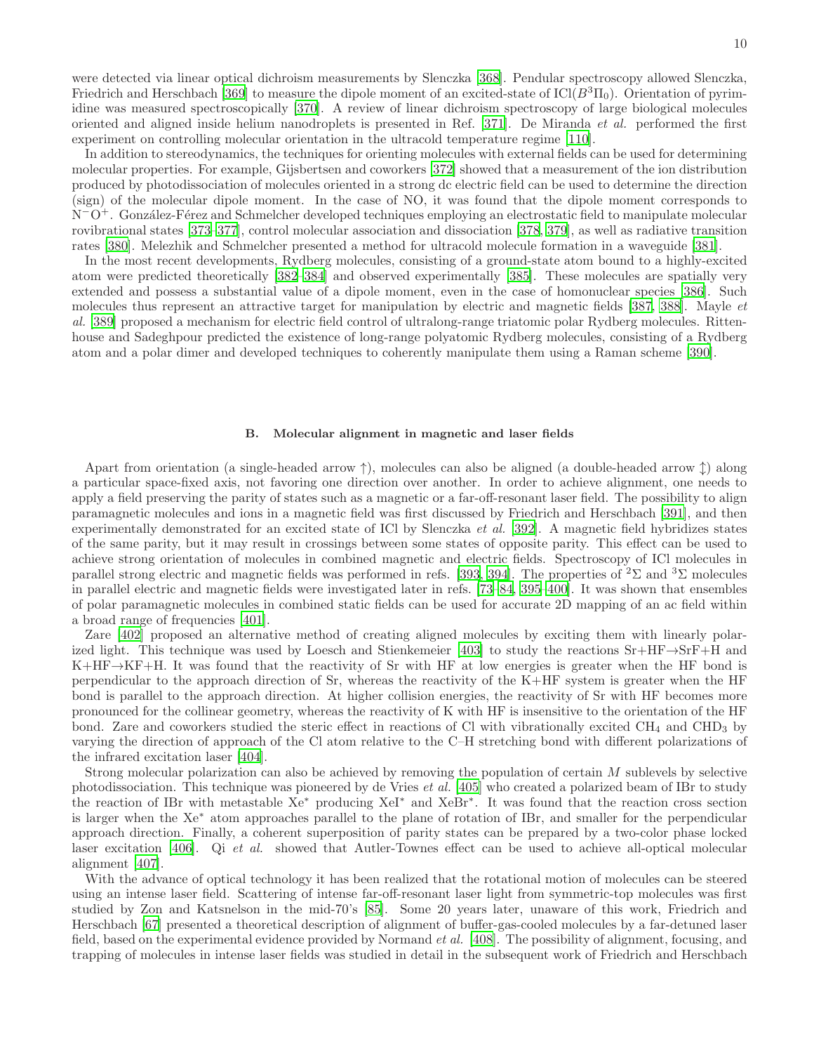were detected via linear optical dichroism measurements by Slenczka [368]. Pendular spectroscopy allowed Slenczka, Friedrich and Herschbach [369] to measure the dipole moment of an excited-state of ICl($B^3\Pi_0$). Orientation of pyrimidine was measured spectroscopically [370]. A review of linear dichroism spectroscopy of large biological molecules oriented and aligned inside helium nanodroplets is presented in Ref. [371]. De Miranda *et al.* performed the first experiment on controlling molecular orientation in the ultracold temperature regime [110].

In addition to stereodynamics, the techniques for orienting molecules with external fields can be used for determining molecular properties. For example, Gijsbertsen and coworkers [372] showed that a measurement of the ion distribution produced by photodissociation of molecules oriented in a strong dc electric field can be used to determine the direction (sign) of the molecular dipole moment. In the case of NO, it was found that the dipole moment corresponds to $N^-O^+$. González-Férez and Schmelcher developed techniques employing an electrostatic field to manipulate molecular rovibrational states [373–377], control molecular association and dissociation [378, 379], as well as radiative transition rates [380]. Melezhik and Schmelcher presented a method for ultracold molecule formation in a waveguide [381].

In the most recent developments, Rydberg molecules, consisting of a ground-state atom bound to a highly-excited atom were predicted theoretically [382–384] and observed experimentally [385]. These molecules are spatially very extended and possess a substantial value of a dipole moment, even in the case of homonuclear species [386]. Such molecules thus represent an attractive target for manipulation by electric and magnetic fields [387, 388]. Mayle *et al.* [389] proposed a mechanism for electric field control of ultralong-range triatomic polar Rydberg molecules. Rittenhouse and Sadeghpour predicted the existence of long-range polyatomic Rydberg molecules, consisting of a Rydberg atom and a polar dimer and developed techniques to coherently manipulate them using a Raman scheme [390].

### B. Molecular alignment in magnetic and laser fields

Apart from orientation (a single-headed arrow ↑), molecules can also be aligned (a double-headed arrow ↕) along a particular space-fixed axis, not favoring one direction over another. In order to achieve alignment, one needs to apply a field preserving the parity of states such as a magnetic or a far-off-resonant laser field. The possibility to align paramagnetic molecules and ions in a magnetic field was first discussed by Friedrich and Herschbach [391], and then experimentally demonstrated for an excited state of ICl by Slenczka *et al.* [392]. A magnetic field hybridizes states of the same parity, but it may result in crossings between some states of opposite parity. This effect can be used to achieve strong orientation of molecules in combined magnetic and electric fields. Spectroscopy of ICl molecules in parallel strong electric and magnetic fields was performed in refs. [393, 394]. The properties of $^2\Sigma$ and $^3\Sigma$ molecules in parallel electric and magnetic fields were investigated later in refs. [73–84, 395–400]. It was shown that ensembles of polar paramagnetic molecules in combined static fields can be used for accurate 2D mapping of an ac field within a broad range of frequencies [401].

Zare [402] proposed an alternative method of creating aligned molecules by exciting them with linearly polarized light. This technique was used by Loesch and Stienkemeier [403] to study the reactions Sr+HF→SrF+H and K+HF→KF+H. It was found that the reactivity of Sr with HF at low energies is greater when the HF bond is perpendicular to the approach direction of Sr, whereas the reactivity of the K+HF system is greater when the HF bond is parallel to the approach direction. At higher collision energies, the reactivity of Sr with HF becomes more pronounced for the collinear geometry, whereas the reactivity of K with HF is insensitive to the orientation of the HF bond. Zare and coworkers studied the steric effect in reactions of Cl with vibrationally excited $CH_4$ and $CHD_3$ by varying the direction of approach of the Cl atom relative to the C–H stretching bond with different polarizations of the infrared excitation laser [404].

Strong molecular polarization can also be achieved by removing the population of certain $M$ sublevels by selective photodissociation. This technique was pioneered by de Vries *et al.* [405] who created a polarized beam of IBr to study the reaction of IBr with metastable Xe$^*$ producing XeI$^*$ and XeBr$^*$. It was found that the reaction cross section is larger when the Xe$^*$ atom approaches parallel to the plane of rotation of IBr, and smaller for the perpendicular approach direction. Finally, a coherent superposition of parity states can be prepared by a two-color phase locked laser excitation [406]. Qi *et al.* showed that Autler-Townes effect can be used to achieve all-optical molecular alignment [407].

With the advance of optical technology it has been realized that the rotational motion of molecules can be steered using an intense laser field. Scattering of intense far-off-resonant laser light from symmetric-top molecules was first studied by Zon and Katsnelson in the mid-70's [85]. Some 20 years later, unaware of this work, Friedrich and Herschbach [67] presented a theoretical description of alignment of buffer-gas-cooled molecules by a far-detuned laser field, based on the experimental evidence provided by Normand *et al.* [408]. The possibility of alignment, focusing, and trapping of molecules in intense laser fields was studied in detail in the subsequent work of Friedrich and Herschbach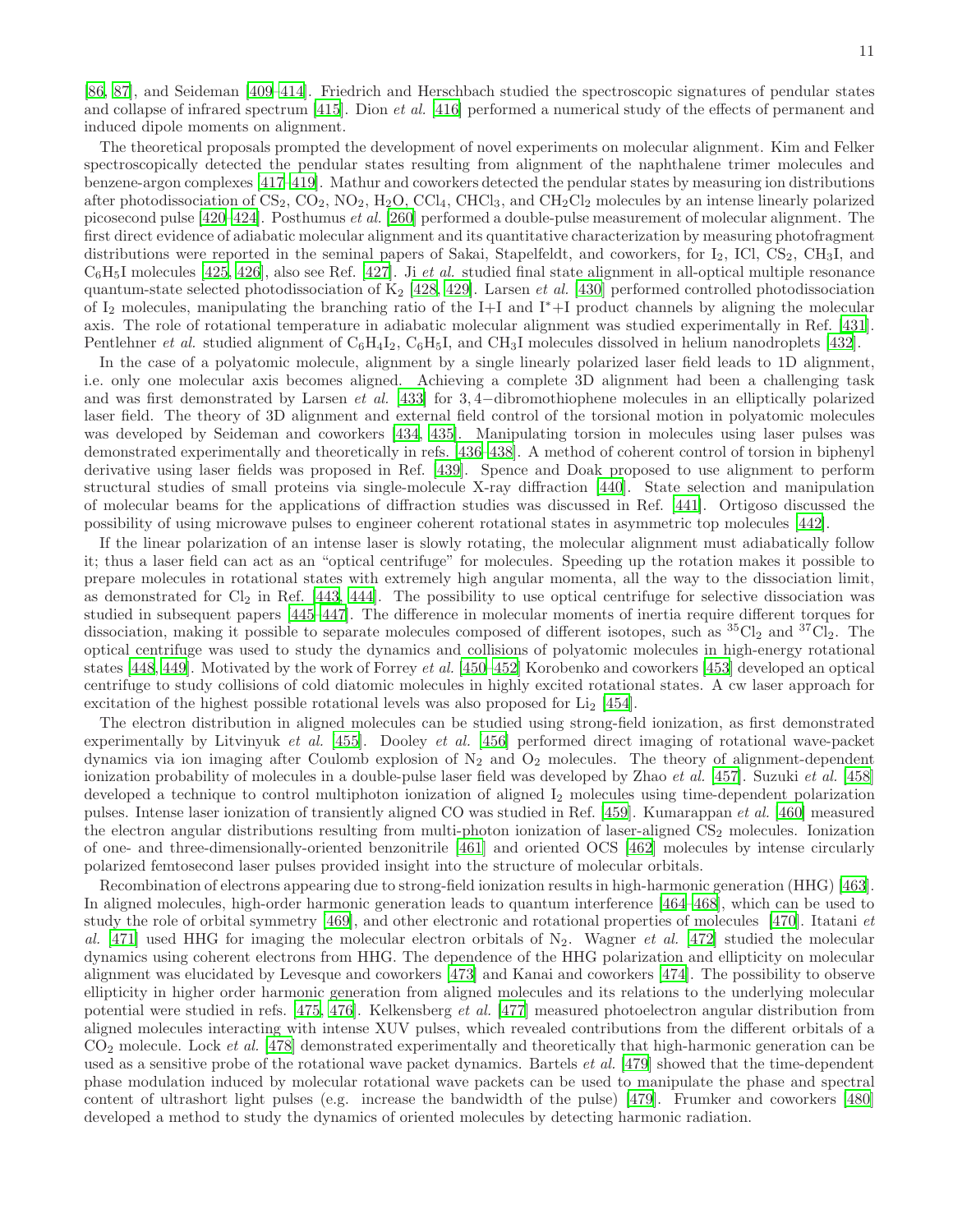[86, 87], and Seideman [409–414]. Friedrich and Herschbach studied the spectroscopic signatures of pendular states and collapse of infrared spectrum [415]. Dion *et al.* [416] performed a numerical study of the effects of permanent and induced dipole moments on alignment.

The theoretical proposals prompted the development of novel experiments on molecular alignment. Kim and Felker spectroscopically detected the pendular states resulting from alignment of the naphthalene trimer molecules and benzene-argon complexes [417–419]. Mathur and coworkers detected the pendular states by measuring ion distributions after photodissociation of $CS_2$, $CO_2$, $NO_2$, $H_2O$, $CCl_4$, $CHCl_3$, and $CH_2Cl_2$ molecules by an intense linearly polarized picosecond pulse [420–424]. Posthumus *et al.* [260] performed a double-pulse measurement of molecular alignment. The first direct evidence of adiabatic molecular alignment and its quantitative characterization by measuring photofragment distributions were reported in the seminal papers of Sakai, Stapelfeldt, and coworkers, for $I_2$, ICl, $CS_2$, $CH_3I$, and $C_6H_5I$ molecules [425, 426], also see Ref. [427]. Ji *et al.* studied final state alignment in all-optical multiple resonance quantum-state selected photodissociation of $K_2$ [428, 429]. Larsen *et al.* [430] performed controlled photodissociation of $I_2$ molecules, manipulating the branching ratio of the I+I and $I^*$+I product channels by aligning the molecular axis. The role of rotational temperature in adiabatic molecular alignment was studied experimentally in Ref. [431]. Pentlehner *et al.* studied alignment of $C_6H_4I_2$, $C_6H_5I$, and $CH_3I$ molecules dissolved in helium nanodroplets [432].

In the case of a polyatomic molecule, alignment by a single linearly polarized laser field leads to 1D alignment, i.e. only one molecular axis becomes aligned. Achieving a complete 3D alignment had been a challenging task and was first demonstrated by Larsen *et al.* [433] for 3,4−dibromothiophene molecules in an elliptically polarized laser field. The theory of 3D alignment and external field control of the torsional motion in polyatomic molecules was developed by Seideman and coworkers [434, 435]. Manipulating torsion in molecules using laser pulses was demonstrated experimentally and theoretically in refs. [436–438]. A method of coherent control of torsion in biphenyl derivative using laser fields was proposed in Ref. [439]. Spence and Doak proposed to use alignment to perform structural studies of small proteins via single-molecule X-ray diffraction [440]. State selection and manipulation of molecular beams for the applications of diffraction studies was discussed in Ref. [441]. Ortigoso discussed the possibility of using microwave pulses to engineer coherent rotational states in asymmetric top molecules [442].

If the linear polarization of an intense laser is slowly rotating, the molecular alignment must adiabatically follow it; thus a laser field can act as an "optical centrifuge" for molecules. Speeding up the rotation makes it possible to prepare molecules in rotational states with extremely high angular momenta, all the way to the dissociation limit, as demonstrated for $Cl_2$ in Ref. [443, 444]. The possibility to use optical centrifuge for selective dissociation was studied in subsequent papers [445–447]. The difference in molecular moments of inertia require different torques for dissociation, making it possible to separate molecules composed of different isotopes, such as $^{35}Cl_2$ and $^{37}Cl_2$. The optical centrifuge was used to study the dynamics and collisions of polyatomic molecules in high-energy rotational states [448, 449]. Motivated by the work of Forrey *et al.* [450–452] Korobenko and coworkers [453] developed an optical centrifuge to study collisions of cold diatomic molecules in highly excited rotational states. A cw laser approach for excitation of the highest possible rotational levels was also proposed for $Li_2$ [454].

The electron distribution in aligned molecules can be studied using strong-field ionization, as first demonstrated experimentally by Litvinyuk *et al.* [455]. Dooley *et al.* [456] performed direct imaging of rotational wave-packet dynamics via ion imaging after Coulomb explosion of $N_2$ and $O_2$ molecules. The theory of alignment-dependent ionization probability of molecules in a double-pulse laser field was developed by Zhao *et al.* [457]. Suzuki *et al.* [458] developed a technique to control multiphoton ionization of aligned $I_2$ molecules using time-dependent polarization pulses. Intense laser ionization of transiently aligned CO was studied in Ref. [459]. Kumarappan *et al.* [460] measured the electron angular distributions resulting from multi-photon ionization of laser-aligned $CS_2$ molecules. Ionization of one- and three-dimensionally-oriented benzonitrile [461] and oriented OCS [462] molecules by intense circularly polarized femtosecond laser pulses provided insight into the structure of molecular orbitals.

Recombination of electrons appearing due to strong-field ionization results in high-harmonic generation (HHG) [463]. In aligned molecules, high-order harmonic generation leads to quantum interference [464–468], which can be used to study the role of orbital symmetry [469], and other electronic and rotational properties of molecules [470]. Itatani *et al.* [471] used HHG for imaging the molecular electron orbitals of $N_2$. Wagner *et al.* [472] studied the molecular dynamics using coherent electrons from HHG. The dependence of the HHG polarization and ellipticity on molecular alignment was elucidated by Levesque and coworkers [473] and Kanai and coworkers [474]. The possibility to observe ellipticity in higher order harmonic generation from aligned molecules and its relations to the underlying molecular potential were studied in refs. [475, 476]. Kelkensberg *et al.* [477] measured photoelectron angular distribution from aligned molecules interacting with intense XUV pulses, which revealed contributions from the different orbitals of a $CO_2$ molecule. Lock *et al.* [478] demonstrated experimentally and theoretically that high-harmonic generation can be used as a sensitive probe of the rotational wave packet dynamics. Bartels *et al.* [479] showed that the time-dependent phase modulation induced by molecular rotational wave packets can be used to manipulate the phase and spectral content of ultrashort light pulses (e.g. increase the bandwidth of the pulse) [479]. Frumker and coworkers [480] developed a method to study the dynamics of oriented molecules by detecting harmonic radiation.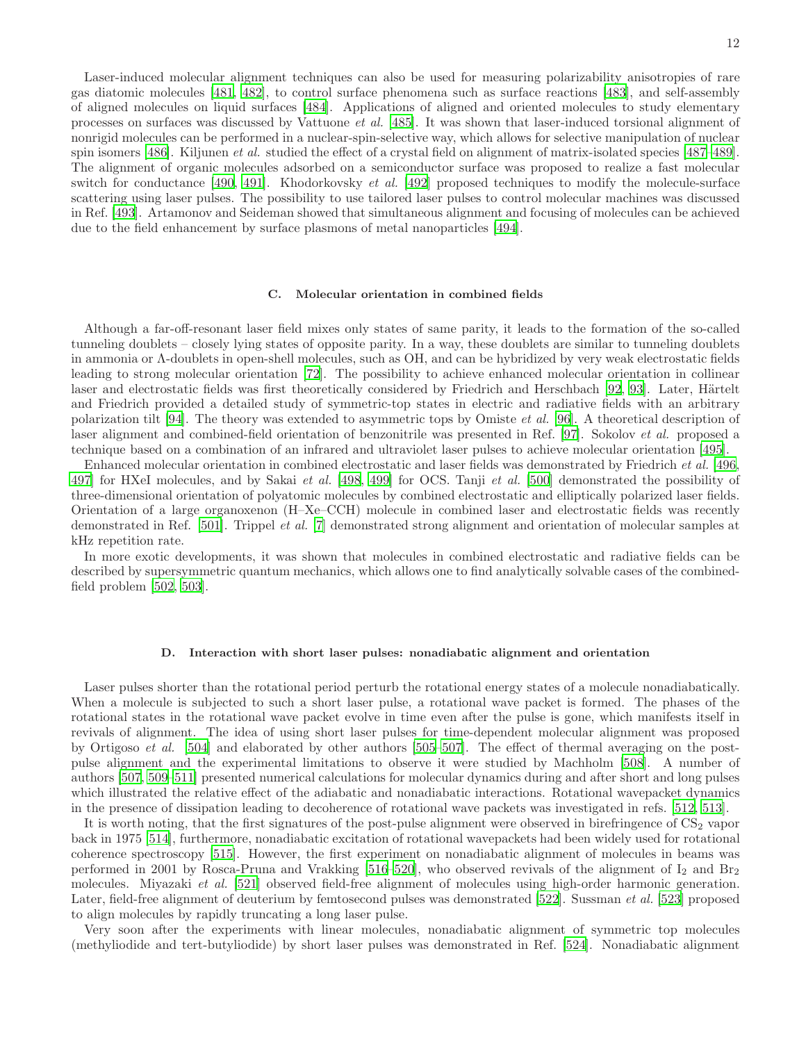Laser-induced molecular alignment techniques can also be used for measuring polarizability anisotropies of rare gas diatomic molecules [481, 482], to control surface phenomena such as surface reactions [483], and self-assembly of aligned molecules on liquid surfaces [484]. Applications of aligned and oriented molecules to study elementary processes on surfaces was discussed by Vattuone *et al.* [485]. It was shown that laser-induced torsional alignment of nonrigid molecules can be performed in a nuclear-spin-selective way, which allows for selective manipulation of nuclear spin isomers [486]. Kiljunen *et al.* studied the effect of a crystal field on alignment of matrix-isolated species [487–489]. The alignment of organic molecules adsorbed on a semiconductor surface was proposed to realize a fast molecular switch for conductance [490, 491]. Khodorkovsky *et al.* [492] proposed techniques to modify the molecule-surface scattering using laser pulses. The possibility to use tailored laser pulses to control molecular machines was discussed in Ref. [493]. Artamonov and Seideman showed that simultaneous alignment and focusing of molecules can be achieved due to the field enhancement by surface plasmons of metal nanoparticles [494].

### C. Molecular orientation in combined fields

Although a far-off-resonant laser field mixes only states of same parity, it leads to the formation of the so-called tunneling doublets – closely lying states of opposite parity. In a way, these doublets are similar to tunneling doublets in ammonia or Λ-doublets in open-shell molecules, such as OH, and can be hybridized by very weak electrostatic fields leading to strong molecular orientation [72]. The possibility to achieve enhanced molecular orientation in collinear laser and electrostatic fields was first theoretically considered by Friedrich and Herschbach [92, 93]. Later, Härtelt and Friedrich provided a detailed study of symmetric-top states in electric and radiative fields with an arbitrary polarization tilt [94]. The theory was extended to asymmetric tops by Omiste *et al.* [96]. A theoretical description of laser alignment and combined-field orientation of benzonitrile was presented in Ref. [97]. Sokolov *et al.* proposed a technique based on a combination of an infrared and ultraviolet laser pulses to achieve molecular orientation [495].

Enhanced molecular orientation in combined electrostatic and laser fields was demonstrated by Friedrich *et al.* [496, 497] for HXeI molecules, and by Sakai *et al.* [498, 499] for OCS. Tanji *et al.* [500] demonstrated the possibility of three-dimensional orientation of polyatomic molecules by combined electrostatic and elliptically polarized laser fields. Orientation of a large organoxenon (H–Xe–CCH) molecule in combined laser and electrostatic fields was recently demonstrated in Ref. [501]. Trippel *et al.* [7] demonstrated strong alignment and orientation of molecular samples at kHz repetition rate.

In more exotic developments, it was shown that molecules in combined electrostatic and radiative fields can be described by supersymmetric quantum mechanics, which allows one to find analytically solvable cases of the combined-field problem [502, 503].

### D. Interaction with short laser pulses: nonadiabatic alignment and orientation

Laser pulses shorter than the rotational period perturb the rotational energy states of a molecule nonadiabatically. When a molecule is subjected to such a short laser pulse, a rotational wave packet is formed. The phases of the rotational states in the rotational wave packet evolve in time even after the pulse is gone, which manifests itself in revivals of alignment. The idea of using short laser pulses for time-dependent molecular alignment was proposed by Ortigoso *et al.* [504] and elaborated by other authors [505–507]. The effect of thermal averaging on the post-pulse alignment and the experimental limitations to observe it were studied by Machholm [508]. A number of authors [507, 509–511] presented numerical calculations for molecular dynamics during and after short and long pulses which illustrated the relative effect of the adiabatic and nonadiabatic interactions. Rotational wavepacket dynamics in the presence of dissipation leading to decoherence of rotational wave packets was investigated in refs. [512, 513].

It is worth noting, that the first signatures of the post-pulse alignment were observed in birefringence of $CS_2$ vapor back in 1975 [514], furthermore, nonadiabatic excitation of rotational wavepackets had been widely used for rotational coherence spectroscopy [515]. However, the first experiment on nonadiabatic alignment of molecules in beams was performed in 2001 by Rosca-Pruna and Vrakking [516–520], who observed revivals of the alignment of $I_2$ and $Br_2$ molecules. Miyazaki *et al.* [521] observed field-free alignment of molecules using high-order harmonic generation. Later, field-free alignment of deuterium by femtosecond pulses was demonstrated [522]. Sussman *et al.* [523] proposed to align molecules by rapidly truncating a long laser pulse.

Very soon after the experiments with linear molecules, nonadiabatic alignment of symmetric top molecules (methyliodide and tert-butyliodide) by short laser pulses was demonstrated in Ref. [524]. Nonadiabatic alignment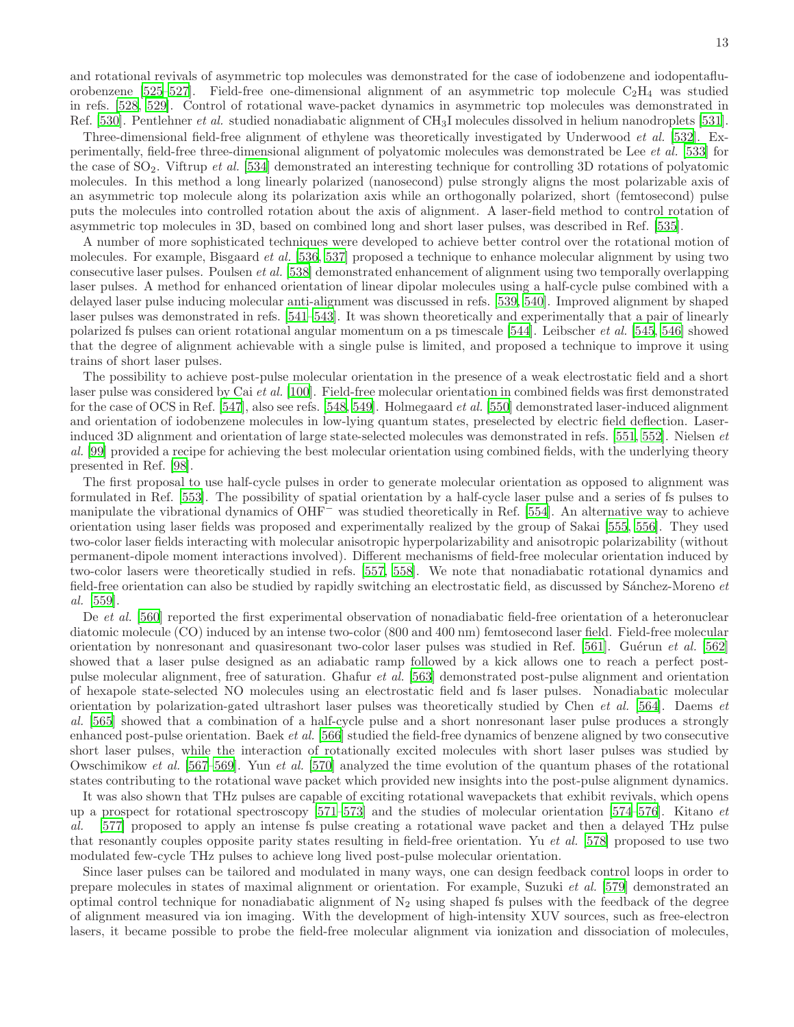and rotational revivals of asymmetric top molecules was demonstrated for the case of iodobenzene and iodopentafluorobenzene [525–527]. Field-free one-dimensional alignment of an asymmetric top molecule $C_2H_4$ was studied in refs. [528, 529]. Control of rotational wave-packet dynamics in asymmetric top molecules was demonstrated in Ref. [530]. Pentlehner *et al.* studied nonadiabatic alignment of $CH_3I$ molecules dissolved in helium nanodroplets [531].

Three-dimensional field-free alignment of ethylene was theoretically investigated by Underwood *et al.* [532]. Experimentally, field-free three-dimensional alignment of polyatomic molecules was demonstrated be Lee *et al.* [533] for the case of $SO_2$. Viftrup *et al.* [534] demonstrated an interesting technique for controlling 3D rotations of polyatomic molecules. In this method a long linearly polarized (nanosecond) pulse strongly aligns the most polarizable axis of an asymmetric top molecule along its polarization axis while an orthogonally polarized, short (femtosecond) pulse puts the molecules into controlled rotation about the axis of alignment. A laser-field method to control rotation of asymmetric top molecules in 3D, based on combined long and short laser pulses, was described in Ref. [535].

A number of more sophisticated techniques were developed to achieve better control over the rotational motion of molecules. For example, Bisgaard *et al.* [536, 537] proposed a technique to enhance molecular alignment by using two consecutive laser pulses. Poulsen *et al.* [538] demonstrated enhancement of alignment using two temporally overlapping laser pulses. A method for enhanced orientation of linear dipolar molecules using a half-cycle pulse combined with a delayed laser pulse inducing molecular anti-alignment was discussed in refs. [539, 540]. Improved alignment by shaped laser pulses was demonstrated in refs. [541–543]. It was shown theoretically and experimentally that a pair of linearly polarized fs pulses can orient rotational angular momentum on a ps timescale [544]. Leibscher *et al.* [545, 546] showed that the degree of alignment achievable with a single pulse is limited, and proposed a technique to improve it using trains of short laser pulses.

The possibility to achieve post-pulse molecular orientation in the presence of a weak electrostatic field and a short laser pulse was considered by Cai *et al.* [100]. Field-free molecular orientation in combined fields was first demonstrated for the case of OCS in Ref. [547], also see refs. [548, 549]. Holmegaard *et al.* [550] demonstrated laser-induced alignment and orientation of iodobenzene molecules in low-lying quantum states, preselected by electric field deflection. Laser-induced 3D alignment and orientation of large state-selected molecules was demonstrated in refs. [551, 552]. Nielsen *et al.* [99] provided a recipe for achieving the best molecular orientation using combined fields, with the underlying theory presented in Ref. [98].

The first proposal to use half-cycle pulses in order to generate molecular orientation as opposed to alignment was formulated in Ref. [553]. The possibility of spatial orientation by a half-cycle laser pulse and a series of fs pulses to manipulate the vibrational dynamics of $OHF^-$ was studied theoretically in Ref. [554]. An alternative way to achieve orientation using laser fields was proposed and experimentally realized by the group of Sakai [555, 556]. They used two-color laser fields interacting with molecular anisotropic hyperpolarizability and anisotropic polarizability (without permanent-dipole moment interactions involved). Different mechanisms of field-free molecular orientation induced by two-color lasers were theoretically studied in refs. [557, 558]. We note that nonadiabatic rotational dynamics and field-free orientation can also be studied by rapidly switching an electrostatic field, as discussed by Sánchez-Moreno *et al.* [559].

De *et al.* [560] reported the first experimental observation of nonadiabatic field-free orientation of a heteronuclear diatomic molecule (CO) induced by an intense two-color (800 and 400 nm) femtosecond laser field. Field-free molecular orientation by nonresonant and quasiresonant two-color laser pulses was studied in Ref. [561]. Guérun *et al.* [562] showed that a laser pulse designed as an adiabatic ramp followed by a kick allows one to reach a perfect post-pulse molecular alignment, free of saturation. Ghafur *et al.* [563] demonstrated post-pulse alignment and orientation of hexapole state-selected NO molecules using an electrostatic field and fs laser pulses. Nonadiabatic molecular orientation by polarization-gated ultrashort laser pulses was theoretically studied by Chen *et al.* [564]. Daems *et al.* [565] showed that a combination of a half-cycle pulse and a short nonresonant laser pulse produces a strongly enhanced post-pulse orientation. Baek *et al.* [566] studied the field-free dynamics of benzene aligned by two consecutive short laser pulses, while the interaction of rotationally excited molecules with short laser pulses was studied by Owschimikow *et al.* [567–569]. Yun *et al.* [570] analyzed the time evolution of the quantum phases of the rotational states contributing to the rotational wave packet which provided new insights into the post-pulse alignment dynamics.

It was also shown that THz pulses are capable of exciting rotational wavepackets that exhibit revivals, which opens up a prospect for rotational spectroscopy [571–573] and the studies of molecular orientation [574–576]. Kitano *et al.* [577] proposed to apply an intense fs pulse creating a rotational wave packet and then a delayed THz pulse that resonantly couples opposite parity states resulting in field-free orientation. Yu *et al.* [578] proposed to use two modulated few-cycle THz pulses to achieve long lived post-pulse molecular orientation.

Since laser pulses can be tailored and modulated in many ways, one can design feedback control loops in order to prepare molecules in states of maximal alignment or orientation. For example, Suzuki *et al.* [579] demonstrated an optimal control technique for nonadiabatic alignment of $N_2$ using shaped fs pulses with the feedback of the degree of alignment measured via ion imaging. With the development of high-intensity XUV sources, such as free-electron lasers, it became possible to probe the field-free molecular alignment via ionization and dissociation of molecules,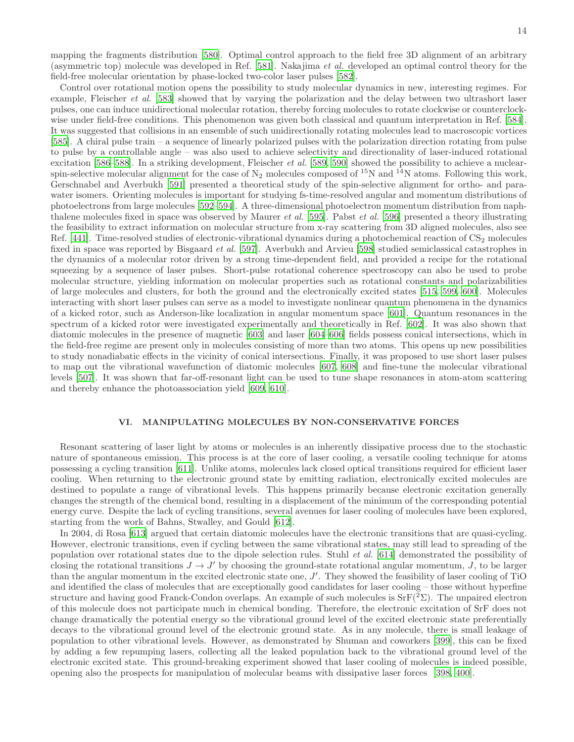mapping the fragments distribution [580]. Optimal control approach to the field free 3D alignment of an arbitrary (asymmetric top) molecule was developed in Ref. [581]. Nakajima *et al.* developed an optimal control theory for the field-free molecular orientation by phase-locked two-color laser pulses [582].

Control over rotational motion opens the possibility to study molecular dynamics in new, interesting regimes. For example, Fleischer *et al.* [583] showed that by varying the polarization and the delay between two ultrashort laser pulses, one can induce unidirectional molecular rotation, thereby forcing molecules to rotate clockwise or counterclockwise under field-free conditions. This phenomenon was given both classical and quantum interpretation in Ref. [584]. It was suggested that collisions in an ensemble of such unidirectionally rotating molecules lead to macroscopic vortices [585]. A chiral pulse train – a sequence of linearly polarized pulses with the polarization direction rotating from pulse to pulse by a controllable angle – was also used to achieve selectivity and directionality of laser-induced rotational excitation [586–588]. In a striking development, Fleischer *et al.* [589, 590] showed the possibility to achieve a nuclear-spin-selective molecular alignment for the case of $N_2$ molecules composed of $^{15}N$ and $^{14}N$ atoms. Following this work, Gerschnabel and Averbukh [591] presented a theoretical study of the spin-selective alignment for ortho- and para-water isomers. Orienting molecules is important for studying fs-time-resolved angular and momentum distributions of photoelectrons from large molecules [592–594]. A three-dimensional photoelectron momentum distribution from naphthalene molecules fixed in space was observed by Maurer *et al.* [595]. Pabst *et al.* [596] presented a theory illustrating the feasibility to extract information on molecular structure from x-ray scattering from 3D aligned molecules, also see Ref. [441]. Time-resolved studies of electronic-vibrational dynamics during a photochemical reaction of $CS_2$ molecules fixed in space was reported by Bisgaard *et al.* [597]. Averbukh and Arvieu [598] studied semiclassical catastrophes in the dynamics of a molecular rotor driven by a strong time-dependent field, and provided a recipe for the rotational squeezing by a sequence of laser pulses. Short-pulse rotational coherence spectroscopy can also be used to probe molecular structure, yielding information on molecular properties such as rotational constants and polarizabilities of large molecules and clusters, for both the ground and the electronically excited states [515, 599, 600]. Molecules interacting with short laser pulses can serve as a model to investigate nonlinear quantum phenomena in the dynamics of a kicked rotor, such as Anderson-like localization in angular momentum space [601]. Quantum resonances in the spectrum of a kicked rotor were investigated experimentally and theoretically in Ref. [602]. It was also shown that diatomic molecules in the presence of magnetic [603] and laser [604–606] fields possess conical intersections, which in the field-free regime are present only in molecules consisting of more than two atoms. This opens up new possibilities to study nonadiabatic effects in the vicinity of conical intersections. Finally, it was proposed to use short laser pulses to map out the vibrational wavefunction of diatomic molecules [607, 608] and fine-tune the molecular vibrational levels [507]. It was shown that far-off-resonant light can be used to tune shape resonances in atom-atom scattering and thereby enhance the photoassociation yield [609, 610].

## VI. MANIPULATING MOLECULES BY NON-CONSERVATIVE FORCES

Resonant scattering of laser light by atoms or molecules is an inherently dissipative process due to the stochastic nature of spontaneous emission. This process is at the core of laser cooling, a versatile cooling technique for atoms possessing a cycling transition [611]. Unlike atoms, molecules lack closed optical transitions required for efficient laser cooling. When returning to the electronic ground state by emitting radiation, electronically excited molecules are destined to populate a range of vibrational levels. This happens primarily because electronic excitation generally changes the strength of the chemical bond, resulting in a displacement of the minimum of the corresponding potential energy curve. Despite the lack of cycling transitions, several avenues for laser cooling of molecules have been explored, starting from the work of Bahns, Stwalley, and Gould [612].

In 2004, di Rosa [613] argued that certain diatomic molecules have the electronic transitions that are quasi-cycling. However, electronic transitions, even if cycling between the same vibrational states, may still lead to spreading of the population over rotational states due to the dipole selection rules. Stuhl *et al.* [614] demonstrated the possibility of closing the rotational transitions $J \to J'$ by choosing the ground-state rotational angular momentum, $J$, to be larger than the angular momentum in the excited electronic state one, $J'$. They showed the feasibility of laser cooling of TiO and identified the class of molecules that are exceptionally good candidates for laser cooling – those without hyperfine structure and having good Franck-Condon overlaps. An example of such molecules is SrF($^2\Sigma$). The unpaired electron of this molecule does not participate much in chemical bonding. Therefore, the electronic excitation of SrF does not change dramatically the potential energy so the vibrational ground level of the excited electronic state preferentially decays to the vibrational ground level of the electronic ground state. As in any molecule, there is small leakage of population to other vibrational levels. However, as demonstrated by Shuman and coworkers [399], this can be fixed by adding a few repumping lasers, collecting all the leaked population back to the vibrational ground level of the electronic excited state. This ground-breaking experiment showed that laser cooling of molecules is indeed possible, opening also the prospects for manipulation of molecular beams with dissipative laser forces [398, 400].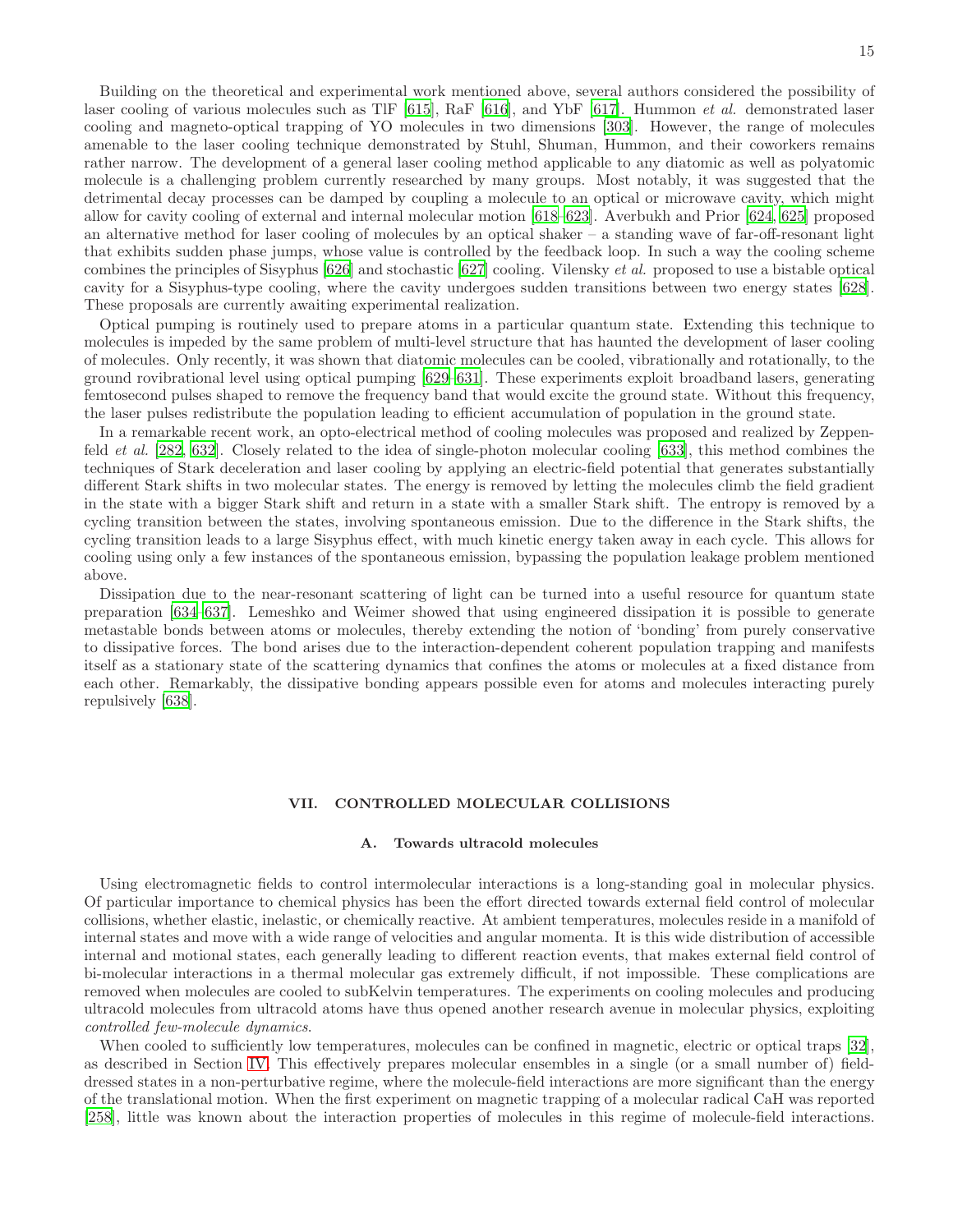Building on the theoretical and experimental work mentioned above, several authors considered the possibility of laser cooling of various molecules such as TlF [615], RaF [616], and YbF [617]. Hummon *et al.* demonstrated laser cooling and magneto-optical trapping of YO molecules in two dimensions [303]. However, the range of molecules amenable to the laser cooling technique demonstrated by Stuhl, Shuman, Hummon, and their coworkers remains rather narrow. The development of a general laser cooling method applicable to any diatomic as well as polyatomic molecule is a challenging problem currently researched by many groups. Most notably, it was suggested that the detrimental decay processes can be damped by coupling a molecule to an optical or microwave cavity, which might allow for cavity cooling of external and internal molecular motion [618–623]. Averbukh and Prior [624, 625] proposed an alternative method for laser cooling of molecules by an optical shaker – a standing wave of far-off-resonant light that exhibits sudden phase jumps, whose value is controlled by the feedback loop. In such a way the cooling scheme combines the principles of Sisyphus [626] and stochastic [627] cooling. Vilensky *et al.* proposed to use a bistable optical cavity for a Sisyphus-type cooling, where the cavity undergoes sudden transitions between two energy states [628]. These proposals are currently awaiting experimental realization.

Optical pumping is routinely used to prepare atoms in a particular quantum state. Extending this technique to molecules is impeded by the same problem of multi-level structure that has haunted the development of laser cooling of molecules. Only recently, it was shown that diatomic molecules can be cooled, vibrationally and rotationally, to the ground rovibrational level using optical pumping [629–631]. These experiments exploit broadband lasers, generating femtosecond pulses shaped to remove the frequency band that would excite the ground state. Without this frequency, the laser pulses redistribute the population leading to efficient accumulation of population in the ground state.

In a remarkable recent work, an opto-electrical method of cooling molecules was proposed and realized by Zeppenfeld *et al.* [282, 632]. Closely related to the idea of single-photon molecular cooling [633], this method combines the techniques of Stark deceleration and laser cooling by applying an electric-field potential that generates substantially different Stark shifts in two molecular states. The energy is removed by letting the molecules climb the field gradient in the state with a bigger Stark shift and return in a state with a smaller Stark shift. The entropy is removed by a cycling transition between the states, involving spontaneous emission. Due to the difference in the Stark shifts, the cycling transition leads to a large Sisyphus effect, with much kinetic energy taken away in each cycle. This allows for cooling using only a few instances of the spontaneous emission, bypassing the population leakage problem mentioned above.

Dissipation due to the near-resonant scattering of light can be turned into a useful resource for quantum state preparation [634–637]. Lemeshko and Weimer showed that using engineered dissipation it is possible to generate metastable bonds between atoms or molecules, thereby extending the notion of 'bonding' from purely conservative to dissipative forces. The bond arises due to the interaction-dependent coherent population trapping and manifests itself as a stationary state of the scattering dynamics that confines the atoms or molecules at a fixed distance from each other. Remarkably, the dissipative bonding appears possible even for atoms and molecules interacting purely repulsively [638].

## VII. CONTROLLED MOLECULAR COLLISIONS

### A. Towards ultracold molecules

Using electromagnetic fields to control intermolecular interactions is a long-standing goal in molecular physics. Of particular importance to chemical physics has been the effort directed towards external field control of molecular collisions, whether elastic, inelastic, or chemically reactive. At ambient temperatures, molecules reside in a manifold of internal states and move with a wide range of velocities and angular momenta. It is this wide distribution of accessible internal and motional states, each generally leading to different reaction events, that makes external field control of bi-molecular interactions in a thermal molecular gas extremely difficult, if not impossible. These complications are removed when molecules are cooled to subKelvin temperatures. The experiments on cooling molecules and producing ultracold molecules from ultracold atoms have thus opened another research avenue in molecular physics, exploiting *controlled few-molecule dynamics*.

When cooled to sufficiently low temperatures, molecules can be confined in magnetic, electric or optical traps [32], as described in Section IV. This effectively prepares molecular ensembles in a single (or a small number of) field-dressed states in a non-perturbative regime, where the molecule-field interactions are more significant than the energy of the translational motion. When the first experiment on magnetic trapping of a molecular radical CaH was reported [258], little was known about the interaction properties of molecules in this regime of molecule-field interactions.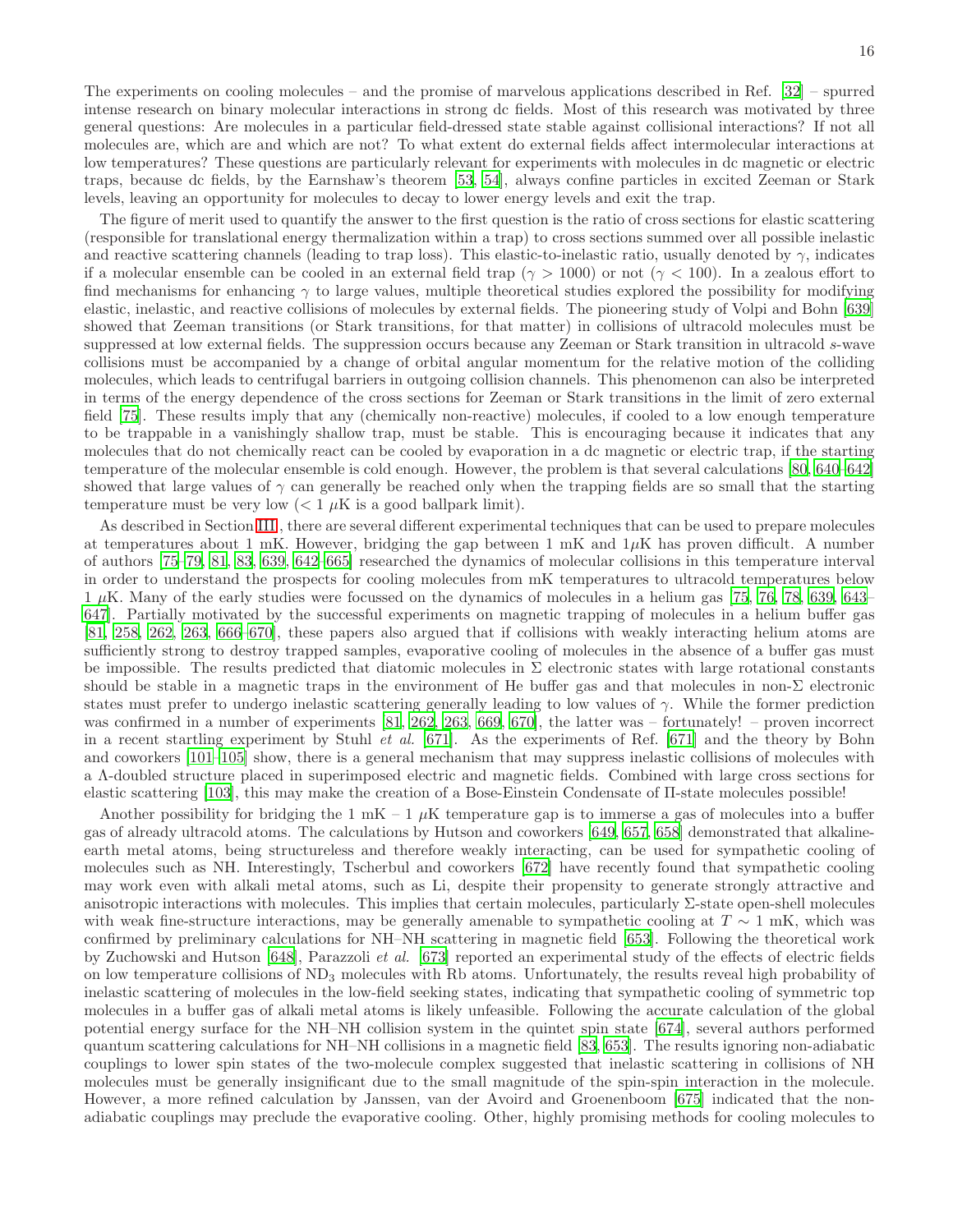The experiments on cooling molecules – and the promise of marvelous applications described in Ref. [32] – spurred intense research on binary molecular interactions in strong dc fields. Most of this research was motivated by three general questions: Are molecules in a particular field-dressed state stable against collisional interactions? If not all molecules are, which are and which are not? To what extent do external fields affect intermolecular interactions at low temperatures? These questions are particularly relevant for experiments with molecules in dc magnetic or electric traps, because dc fields, by the Earnshaw's theorem [53, 54], always confine particles in excited Zeeman or Stark levels, leaving an opportunity for molecules to decay to lower energy levels and exit the trap.

The figure of merit used to quantify the answer to the first question is the ratio of cross sections for elastic scattering (responsible for translational energy thermalization within a trap) to cross sections summed over all possible inelastic and reactive scattering channels (leading to trap loss). This elastic-to-inelastic ratio, usually denoted by $\gamma$, indicates if a molecular ensemble can be cooled in an external field trap ($\gamma > 1000$) or not ($\gamma < 100$). In a zealous effort to find mechanisms for enhancing $\gamma$ to large values, multiple theoretical studies explored the possibility for modifying elastic, inelastic, and reactive collisions of molecules by external fields. The pioneering study of Volpi and Bohn [639] showed that Zeeman transitions (or Stark transitions, for that matter) in collisions of ultracold molecules must be suppressed at low external fields. The suppression occurs because any Zeeman or Stark transition in ultracold $s$-wave collisions must be accompanied by a change of orbital angular momentum for the relative motion of the colliding molecules, which leads to centrifugal barriers in outgoing collision channels. This phenomenon can also be interpreted in terms of the energy dependence of the cross sections for Zeeman or Stark transitions in the limit of zero external field [75]. These results imply that any (chemically non-reactive) molecules, if cooled to a low enough temperature to be trappable in a vanishingly shallow trap, must be stable. This is encouraging because it indicates that any molecules that do not chemically react can be cooled by evaporation in a dc magnetic or electric trap, if the starting temperature of the molecular ensemble is cold enough. However, the problem is that several calculations [80, 640–642] showed that large values of $\gamma$ can generally be reached only when the trapping fields are so small that the starting temperature must be very low ($< 1$ $\mu$K is a good ballpark limit).

As described in Section III, there are several different experimental techniques that can be used to prepare molecules at temperatures about 1 mK. However, bridging the gap between 1 mK and 1$\mu$K has proven difficult. A number of authors [75–79, 81, 83, 639, 642–665] researched the dynamics of molecular collisions in this temperature interval in order to understand the prospects for cooling molecules from mK temperatures to ultracold temperatures below 1 $\mu$K. Many of the early studies were focussed on the dynamics of molecules in a helium gas [75, 76, 78, 639, 643–647]. Partially motivated by the successful experiments on magnetic trapping of molecules in a helium buffer gas [81, 258, 262, 263, 666–670], these papers also argued that if collisions with weakly interacting helium atoms are sufficiently strong to destroy trapped samples, evaporative cooling of molecules in the absence of a buffer gas must be impossible. The results predicted that diatomic molecules in $\Sigma$ electronic states with large rotational constants should be stable in a magnetic traps in the environment of He buffer gas and that molecules in non-$\Sigma$ electronic states must prefer to undergo inelastic scattering generally leading to low values of $\gamma$. While the former prediction was confirmed in a number of experiments [81, 262, 263, 669, 670], the latter was – fortunately! – proven incorrect in a recent startling experiment by Stuhl *et al.* [671]. As the experiments of Ref. [671] and the theory by Bohn and coworkers [101–105] show, there is a general mechanism that may suppress inelastic collisions of molecules with a $\Lambda$-doubled structure placed in superimposed electric and magnetic fields. Combined with large cross sections for elastic scattering [103], this may make the creation of a Bose-Einstein Condensate of $\Pi$-state molecules possible!

Another possibility for bridging the 1 mK – 1 $\mu$K temperature gap is to immerse a gas of molecules into a buffer gas of already ultracold atoms. The calculations by Hutson and coworkers [649, 657, 658] demonstrated that alkaline-earth metal atoms, being structureless and therefore weakly interacting, can be used for sympathetic cooling of molecules such as NH. Interestingly, Tscherbul and coworkers [672] have recently found that sympathetic cooling may work even with alkali metal atoms, such as Li, despite their propensity to generate strongly attractive and anisotropic interactions with molecules. This implies that certain molecules, particularly $\Sigma$-state open-shell molecules with weak fine-structure interactions, may be generally amenable to sympathetic cooling at $T \sim 1$ mK, which was confirmed by preliminary calculations for NH–NH scattering in magnetic field [653]. Following the theoretical work by Zuchowski and Hutson [648], Parazzoli *et al.* [673] reported an experimental study of the effects of electric fields on low temperature collisions of $ND_3$ molecules with Rb atoms. Unfortunately, the results reveal high probability of inelastic scattering of molecules in the low-field seeking states, indicating that sympathetic cooling of symmetric top molecules in a buffer gas of alkali metal atoms is likely unfeasible. Following the accurate calculation of the global potential energy surface for the NH–NH collision system in the quintet spin state [674], several authors performed quantum scattering calculations for NH–NH collisions in a magnetic field [83, 653]. The results ignoring non-adiabatic couplings to lower spin states of the two-molecule complex suggested that inelastic scattering in collisions of NH molecules must be generally insignificant due to the small magnitude of the spin-spin interaction in the molecule. However, a more refined calculation by Janssen, van der Avoird and Groenenboom [675] indicated that the non-adiabatic couplings may preclude the evaporative cooling. Other, highly promising methods for cooling molecules to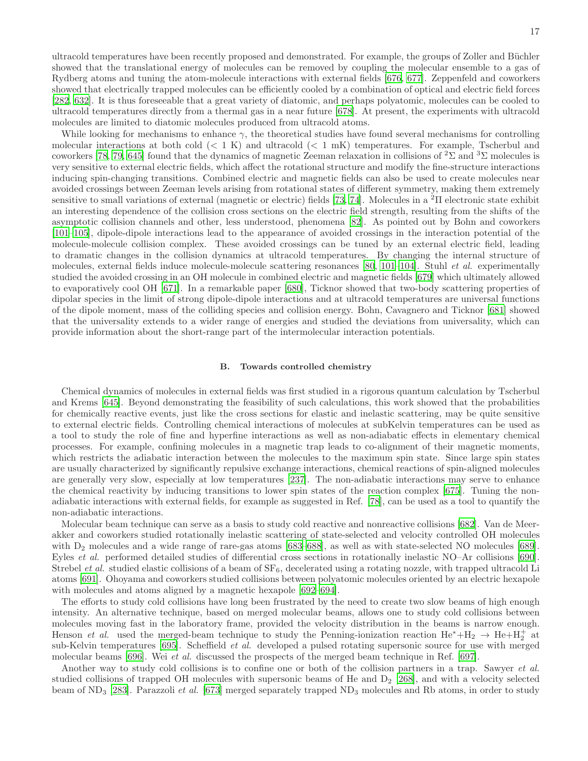ultracold temperatures have been recently proposed and demonstrated. For example, the groups of Zoller and Büchler showed that the translational energy of molecules can be removed by coupling the molecular ensemble to a gas of Rydberg atoms and tuning the atom-molecule interactions with external fields [676, 677]. Zeppenfeld and coworkers showed that electrically trapped molecules can be efficiently cooled by a combination of optical and electric field forces [282, 632]. It is thus foreseeable that a great variety of diatomic, and perhaps polyatomic, molecules can be cooled to ultracold temperatures directly from a thermal gas in a near future [678]. At present, the experiments with ultracold molecules are limited to diatomic molecules produced from ultracold atoms.

While looking for mechanisms to enhance $\gamma$, the theoretical studies have found several mechanisms for controlling molecular interactions at both cold ($< 1$ K) and ultracold ($< 1$ mK) temperatures. For example, Tscherbul and coworkers [78, 79, 645] found that the dynamics of magnetic Zeeman relaxation in collisions of $^2\Sigma$ and $^3\Sigma$ molecules is very sensitive to external electric fields, which affect the rotational structure and modify the fine-structure interactions inducing spin-changing transitions. Combined electric and magnetic fields can also be used to create molecules near avoided crossings between Zeeman levels arising from rotational states of different symmetry, making them extremely sensitive to small variations of external (magnetic or electric) fields [73, 74]. Molecules in a $^2\Pi$ electronic state exhibit an interesting dependence of the collision cross sections on the electric field strength, resulting from the shifts of the asymptotic collision channels and other, less understood, phenomena [82]. As pointed out by Bohn and coworkers [101–105], dipole-dipole interactions lead to the appearance of avoided crossings in the interaction potential of the molecule-molecule collision complex. These avoided crossings can be tuned by an external electric field, leading to dramatic changes in the collision dynamics at ultracold temperatures. By changing the internal structure of molecules, external fields induce molecule-molecule scattering resonances [80, 101–104]. Stuhl *et al.* experimentally studied the avoided crossing in an OH molecule in combined electric and magnetic fields [679] which ultimately allowed to evaporatively cool OH [671]. In a remarkable paper [680], Ticknor showed that two-body scattering properties of dipolar species in the limit of strong dipole-dipole interactions and at ultracold temperatures are universal functions of the dipole moment, mass of the colliding species and collision energy. Bohn, Cavagnero and Ticknor [681] showed that the universality extends to a wider range of energies and studied the deviations from universality, which can provide information about the short-range part of the intermolecular interaction potentials.

### B. Towards controlled chemistry

Chemical dynamics of molecules in external fields was first studied in a rigorous quantum calculation by Tscherbul and Krems [645]. Beyond demonstrating the feasibility of such calculations, this work showed that the probabilities for chemically reactive events, just like the cross sections for elastic and inelastic scattering, may be quite sensitive to external electric fields. Controlling chemical interactions of molecules at subKelvin temperatures can be used as a tool to study the role of fine and hyperfine interactions as well as non-adiabatic effects in elementary chemical processes. For example, confining molecules in a magnetic trap leads to co-alignment of their magnetic moments, which restricts the adiabatic interaction between the molecules to the maximum spin state. Since large spin states are usually characterized by significantly repulsive exchange interactions, chemical reactions of spin-aligned molecules are generally very slow, especially at low temperatures [237]. The non-adiabatic interactions may serve to enhance the chemical reactivity by inducing transitions to lower spin states of the reaction complex [675]. Tuning the non-adiabatic interactions with external fields, for example as suggested in Ref. [78], can be used as a tool to quantify the non-adiabatic interactions.

Molecular beam technique can serve as a basis to study cold reactive and nonreactive collisions [682]. Van de Meerakker and coworkers studied rotationally inelastic scattering of state-selected and velocity controlled OH molecules with $D_2$ molecules and a wide range of rare-gas atoms [683–688], as well as with state-selected NO molecules [689]. Eyles *et al.* performed detailed studies of differential cross sections in rotationally inelastic NO–Ar collisions [690]. Strebel *et al.* studied elastic collisions of a beam of $SF_6$, decelerated using a rotating nozzle, with trapped ultracold Li atoms [691]. Ohoyama and coworkers studied collisions between polyatomic molecules oriented by an electric hexapole with molecules and atoms aligned by a magnetic hexapole [692–694].

The efforts to study cold collisions have long been frustrated by the need to create two slow beams of high enough intensity. An alternative technique, based on merged molecular beams, allows one to study cold collisions between molecules moving fast in the laboratory frame, provided the velocity distribution in the beams is narrow enough. Henson *et al.* used the merged-beam technique to study the Penning-ionization reaction $He^{*}+H_2 \rightarrow He+H_2^+$ at sub-Kelvin temperatures [695]. Scheffield *et al.* developed a pulsed rotating supersonic source for use with merged molecular beams [696]. Wei *et al.* discussed the prospects of the merged beam technique in Ref. [697].

Another way to study cold collisions is to confine one or both of the collision partners in a trap. Sawyer *et al.* studied collisions of trapped OH molecules with supersonic beams of He and $D_2$ [268], and with a velocity selected beam of $ND_3$ [283]. Parazzoli *et al.* [673] merged separately trapped $ND_3$ molecules and Rb atoms, in order to study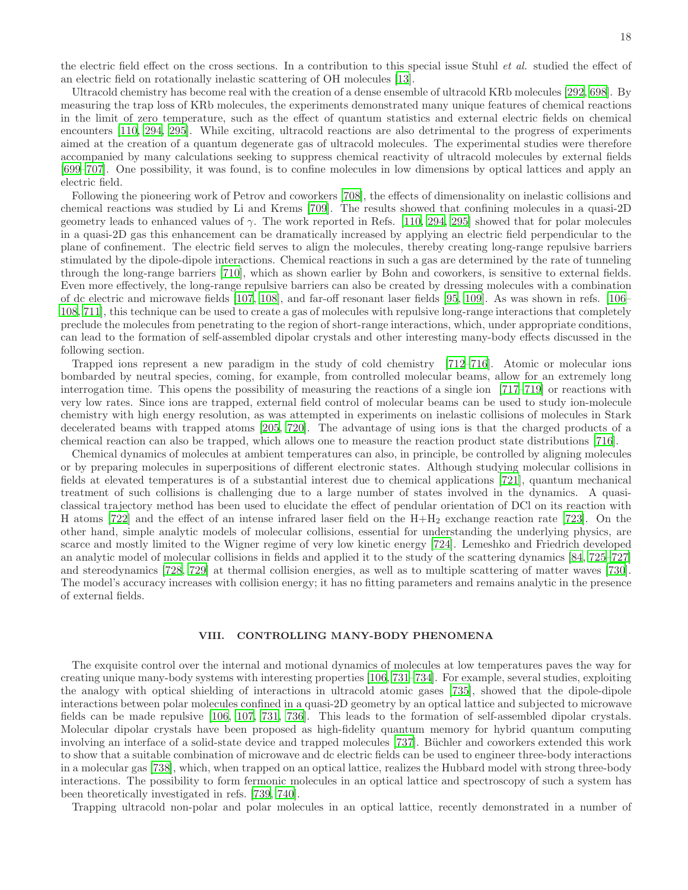the electric field effect on the cross sections. In a contribution to this special issue Stuhl *et al.* studied the effect of an electric field on rotationally inelastic scattering of OH molecules [13].

Ultracold chemistry has become real with the creation of a dense ensemble of ultracold KRb molecules [292, 698]. By measuring the trap loss of KRb molecules, the experiments demonstrated many unique features of chemical reactions in the limit of zero temperature, such as the effect of quantum statistics and external electric fields on chemical encounters [110, 294, 295]. While exciting, ultracold reactions are also detrimental to the progress of experiments aimed at the creation of a quantum degenerate gas of ultracold molecules. The experimental studies were therefore accompanied by many calculations seeking to suppress chemical reactivity of ultracold molecules by external fields [699–707]. One possibility, it was found, is to confine molecules in low dimensions by optical lattices and apply an electric field.

Following the pioneering work of Petrov and coworkers [708], the effects of dimensionality on inelastic collisions and chemical reactions was studied by Li and Krems [709]. The results showed that confining molecules in a quasi-2D geometry leads to enhanced values of $\gamma$. The work reported in Refs. [110, 294, 295] showed that for polar molecules in a quasi-2D gas this enhancement can be dramatically increased by applying an electric field perpendicular to the plane of confinement. The electric field serves to align the molecules, thereby creating long-range repulsive barriers stimulated by the dipole-dipole interactions. Chemical reactions in such a gas are determined by the rate of tunneling through the long-range barriers [710], which as shown earlier by Bohn and coworkers, is sensitive to external fields. Even more effectively, the long-range repulsive barriers can also be created by dressing molecules with a combination of dc electric and microwave fields [107, 108], and far-off resonant laser fields [95, 109]. As was shown in refs. [106–108, 711], this technique can be used to create a gas of molecules with repulsive long-range interactions that completely preclude the molecules from penetrating to the region of short-range interactions, which, under appropriate conditions, can lead to the formation of self-assembled dipolar crystals and other interesting many-body effects discussed in the following section.

Trapped ions represent a new paradigm in the study of cold chemistry [712–716]. Atomic or molecular ions bombarded by neutral species, coming, for example, from controlled molecular beams, allow for an extremely long interrogation time. This opens the possibility of measuring the reactions of a single ion [717–719] or reactions with very low rates. Since ions are trapped, external field control of molecular beams can be used to study ion-molecule chemistry with high energy resolution, as was attempted in experiments on inelastic collisions of molecules in Stark decelerated beams with trapped atoms [205, 720]. The advantage of using ions is that the charged products of a chemical reaction can also be trapped, which allows one to measure the reaction product state distributions [716].

Chemical dynamics of molecules at ambient temperatures can also, in principle, be controlled by aligning molecules or by preparing molecules in superpositions of different electronic states. Although studying molecular collisions in fields at elevated temperatures is of a substantial interest due to chemical applications [721], quantum mechanical treatment of such collisions is challenging due to a large number of states involved in the dynamics. A quasi-classical trajectory method has been used to elucidate the effect of pendular orientation of DCl on its reaction with H atoms [722] and the effect of an intense infrared laser field on the H+$H_2$ exchange reaction rate [723]. On the other hand, simple analytic models of molecular collisions, essential for understanding the underlying physics, are scarce and mostly limited to the Wigner regime of very low kinetic energy [724]. Lemeshko and Friedrich developed an analytic model of molecular collisions in fields and applied it to the study of the scattering dynamics [84, 725–727] and stereodynamics [728, 729] at thermal collision energies, as well as to multiple scattering of matter waves [730]. The model's accuracy increases with collision energy; it has no fitting parameters and remains analytic in the presence of external fields.

## VIII. CONTROLLING MANY-BODY PHENOMENA

The exquisite control over the internal and motional dynamics of molecules at low temperatures paves the way for creating unique many-body systems with interesting properties [106, 731–734]. For example, several studies, exploiting the analogy with optical shielding of interactions in ultracold atomic gases [735], showed that the dipole-dipole interactions between polar molecules confined in a quasi-2D geometry by an optical lattice and subjected to microwave fields can be made repulsive [106, 107, 731, 736]. This leads to the formation of self-assembled dipolar crystals. Molecular dipolar crystals have been proposed as high-fidelity quantum memory for hybrid quantum computing involving an interface of a solid-state device and trapped molecules [737]. Büchler and coworkers extended this work to show that a suitable combination of microwave and dc electric fields can be used to engineer three-body interactions in a molecular gas [738], which, when trapped on an optical lattice, realizes the Hubbard model with strong three-body interactions. The possibility to form fermonic molecules in an optical lattice and spectroscopy of such a system has been theoretically investigated in refs. [739, 740].

Trapping ultracold non-polar and polar molecules in an optical lattice, recently demonstrated in a number of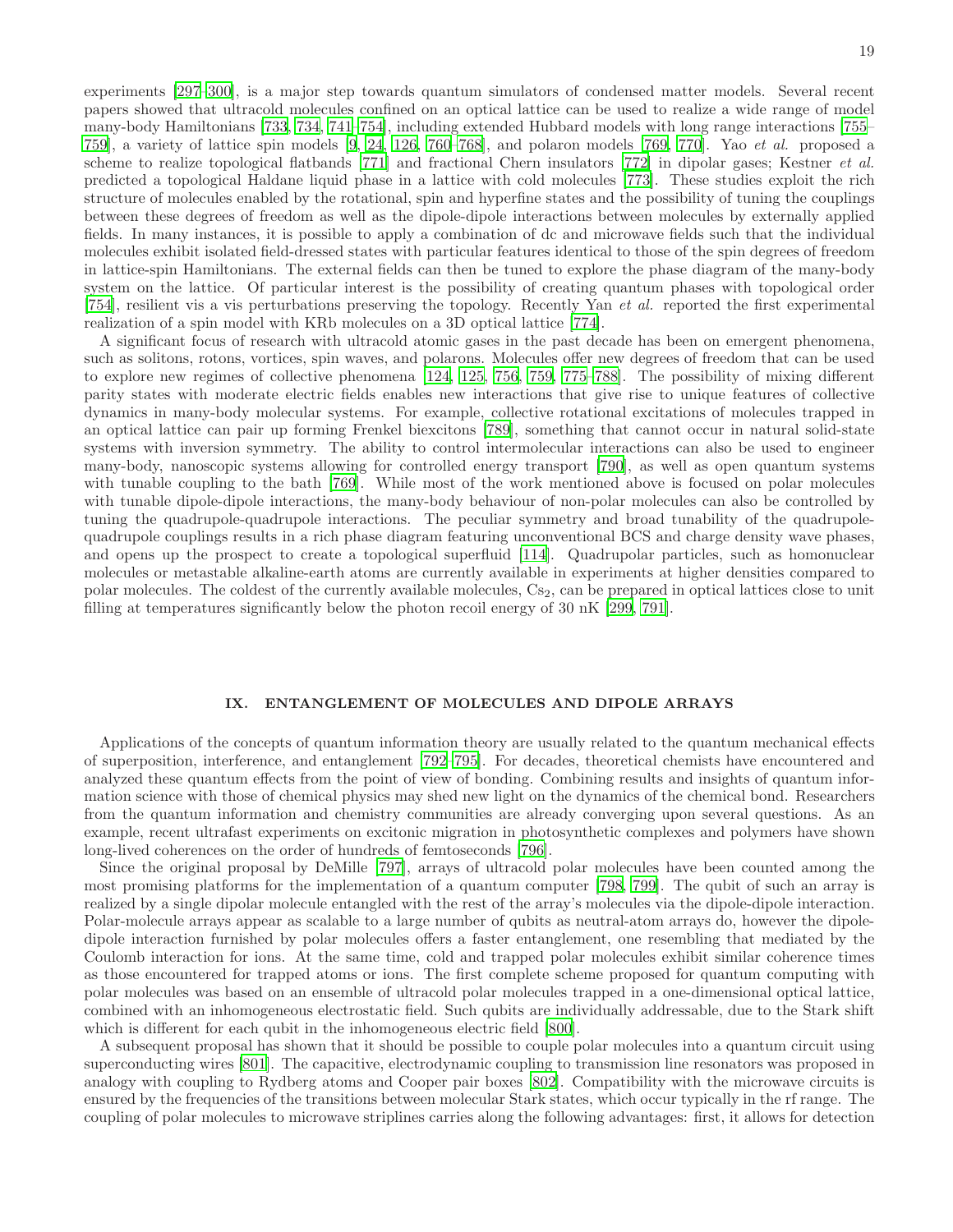experiments [297–300], is a major step towards quantum simulators of condensed matter models. Several recent papers showed that ultracold molecules confined on an optical lattice can be used to realize a wide range of model many-body Hamiltonians [733, 734, 741–754], including extended Hubbard models with long range interactions [755–759], a variety of lattice spin models [9, 24, 126, 760–768], and polaron models [769, 770]. Yao *et al.* proposed a scheme to realize topological flatbands [771] and fractional Chern insulators [772] in dipolar gases; Kestner *et al.* predicted a topological Haldane liquid phase in a lattice with cold molecules [773]. These studies exploit the rich structure of molecules enabled by the rotational, spin and hyperfine states and the possibility of tuning the couplings between these degrees of freedom as well as the dipole-dipole interactions between molecules by externally applied fields. In many instances, it is possible to apply a combination of dc and microwave fields such that the individual molecules exhibit isolated field-dressed states with particular features identical to those of the spin degrees of freedom in lattice-spin Hamiltonians. The external fields can then be tuned to explore the phase diagram of the many-body system on the lattice. Of particular interest is the possibility of creating quantum phases with topological order [754], resilient vis a vis perturbations preserving the topology. Recently Yan *et al.* reported the first experimental realization of a spin model with KRb molecules on a 3D optical lattice [774].

A significant focus of research with ultracold atomic gases in the past decade has been on emergent phenomena, such as solitons, rotons, vortices, spin waves, and polarons. Molecules offer new degrees of freedom that can be used to explore new regimes of collective phenomena [124, 125, 756, 759, 775–788]. The possibility of mixing different parity states with moderate electric fields enables new interactions that give rise to unique features of collective dynamics in many-body molecular systems. For example, collective rotational excitations of molecules trapped in an optical lattice can pair up forming Frenkel biexcitons [789], something that cannot occur in natural solid-state systems with inversion symmetry. The ability to control intermolecular interactions can also be used to engineer many-body, nanoscopic systems allowing for controlled energy transport [790], as well as open quantum systems with tunable coupling to the bath [769]. While most of the work mentioned above is focused on polar molecules with tunable dipole-dipole interactions, the many-body behaviour of non-polar molecules can also be controlled by tuning the quadrupole-quadrupole interactions. The peculiar symmetry and broad tunability of the quadrupole-quadrupole couplings results in a rich phase diagram featuring unconventional BCS and charge density wave phases, and opens up the prospect to create a topological superfluid [114]. Quadrupolar particles, such as homonuclear molecules or metastable alkaline-earth atoms are currently available in experiments at higher densities compared to polar molecules. The coldest of the currently available molecules, $Cs_2$, can be prepared in optical lattices close to unit filling at temperatures significantly below the photon recoil energy of 30 nK [299, 791].

## IX. ENTANGLEMENT OF MOLECULES AND DIPOLE ARRAYS

Applications of the concepts of quantum information theory are usually related to the quantum mechanical effects of superposition, interference, and entanglement [792–795]. For decades, theoretical chemists have encountered and analyzed these quantum effects from the point of view of bonding. Combining results and insights of quantum information science with those of chemical physics may shed new light on the dynamics of the chemical bond. Researchers from the quantum information and chemistry communities are already converging upon several questions. As an example, recent ultrafast experiments on excitonic migration in photosynthetic complexes and polymers have shown long-lived coherences on the order of hundreds of femtoseconds [796].

Since the original proposal by DeMille [797], arrays of ultracold polar molecules have been counted among the most promising platforms for the implementation of a quantum computer [798, 799]. The qubit of such an array is realized by a single dipolar molecule entangled with the rest of the array's molecules via the dipole-dipole interaction. Polar-molecule arrays appear as scalable to a large number of qubits as neutral-atom arrays do, however the dipole-dipole interaction furnished by polar molecules offers a faster entanglement, one resembling that mediated by the Coulomb interaction for ions. At the same time, cold and trapped polar molecules exhibit similar coherence times as those encountered for trapped atoms or ions. The first complete scheme proposed for quantum computing with polar molecules was based on an ensemble of ultracold polar molecules trapped in a one-dimensional optical lattice, combined with an inhomogeneous electrostatic field. Such qubits are individually addressable, due to the Stark shift which is different for each qubit in the inhomogeneous electric field [800].

A subsequent proposal has shown that it should be possible to couple polar molecules into a quantum circuit using superconducting wires [801]. The capacitive, electrodynamic coupling to transmission line resonators was proposed in analogy with coupling to Rydberg atoms and Cooper pair boxes [802]. Compatibility with the microwave circuits is ensured by the frequencies of the transitions between molecular Stark states, which occur typically in the rf range. The coupling of polar molecules to microwave striplines carries along the following advantages: first, it allows for detection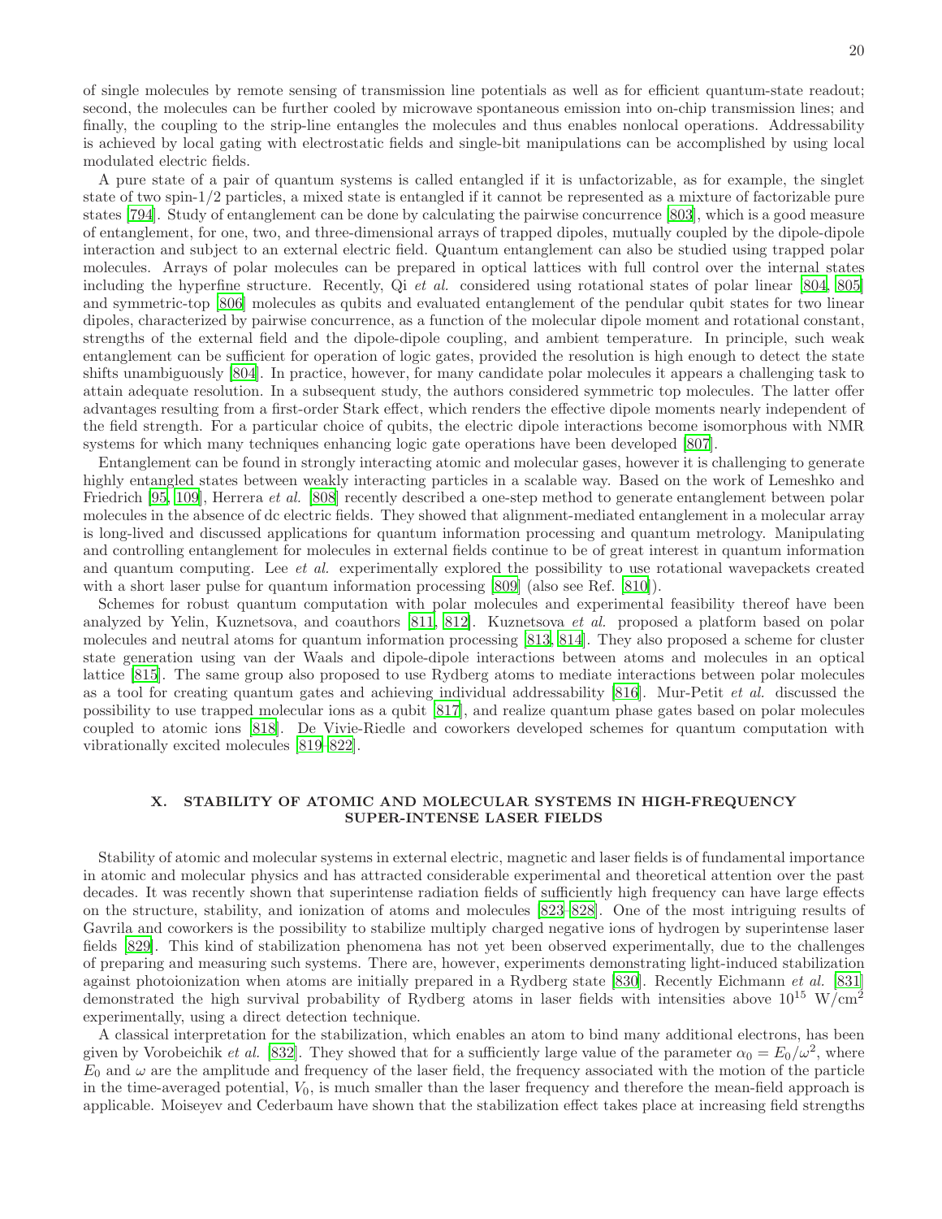of single molecules by remote sensing of transmission line potentials as well as for efficient quantum-state readout; second, the molecules can be further cooled by microwave spontaneous emission into on-chip transmission lines; and finally, the coupling to the strip-line entangles the molecules and thus enables nonlocal operations. Addressability is achieved by local gating with electrostatic fields and single-bit manipulations can be accomplished by using local modulated electric fields.

A pure state of a pair of quantum systems is called entangled if it is unfactorizable, as for example, the singlet state of two spin-1/2 particles, a mixed state is entangled if it cannot be represented as a mixture of factorizable pure states [794]. Study of entanglement can be done by calculating the pairwise concurrence [803], which is a good measure of entanglement, for one, two, and three-dimensional arrays of trapped dipoles, mutually coupled by the dipole-dipole interaction and subject to an external electric field. Quantum entanglement can also be studied using trapped polar molecules. Arrays of polar molecules can be prepared in optical lattices with full control over the internal states including the hyperfine structure. Recently, Qi *et al.* considered using rotational states of polar linear [804, 805] and symmetric-top [806] molecules as qubits and evaluated entanglement of the pendular qubit states for two linear dipoles, characterized by pairwise concurrence, as a function of the molecular dipole moment and rotational constant, strengths of the external field and the dipole-dipole coupling, and ambient temperature. In principle, such weak entanglement can be sufficient for operation of logic gates, provided the resolution is high enough to detect the state shifts unambiguously [804]. In practice, however, for many candidate polar molecules it appears a challenging task to attain adequate resolution. In a subsequent study, the authors considered symmetric top molecules. The latter offer advantages resulting from a first-order Stark effect, which renders the effective dipole moments nearly independent of the field strength. For a particular choice of qubits, the electric dipole interactions become isomorphous with NMR systems for which many techniques enhancing logic gate operations have been developed [807].

Entanglement can be found in strongly interacting atomic and molecular gases, however it is challenging to generate highly entangled states between weakly interacting particles in a scalable way. Based on the work of Lemeshko and Friedrich [95, 109], Herrera *et al.* [808] recently described a one-step method to generate entanglement between polar molecules in the absence of dc electric fields. They showed that alignment-mediated entanglement in a molecular array is long-lived and discussed applications for quantum information processing and quantum metrology. Manipulating and controlling entanglement for molecules in external fields continue to be of great interest in quantum information and quantum computing. Lee *et al.* experimentally explored the possibility to use rotational wavepackets created with a short laser pulse for quantum information processing [809] (also see Ref. [810]).

Schemes for robust quantum computation with polar molecules and experimental feasibility thereof have been analyzed by Yelin, Kuznetsova, and coauthors [811, 812]. Kuznetsova *et al.* proposed a platform based on polar molecules and neutral atoms for quantum information processing [813, 814]. They also proposed a scheme for cluster state generation using van der Waals and dipole-dipole interactions between atoms and molecules in an optical lattice [815]. The same group also proposed to use Rydberg atoms to mediate interactions between polar molecules as a tool for creating quantum gates and achieving individual addressability [816]. Mur-Petit *et al.* discussed the possibility to use trapped molecular ions as a qubit [817], and realize quantum phase gates based on polar molecules coupled to atomic ions [818]. De Vivie-Riedle and coworkers developed schemes for quantum computation with vibrationally excited molecules [819–822].

## X. STABILITY OF ATOMIC AND MOLECULAR SYSTEMS IN HIGH-FREQUENCY SUPER-INTENSE LASER FIELDS

Stability of atomic and molecular systems in external electric, magnetic and laser fields is of fundamental importance in atomic and molecular physics and has attracted considerable experimental and theoretical attention over the past decades. It was recently shown that superintense radiation fields of sufficiently high frequency can have large effects on the structure, stability, and ionization of atoms and molecules [823–828]. One of the most intriguing results of Gavrila and coworkers is the possibility to stabilize multiply charged negative ions of hydrogen by superintense laser fields [829]. This kind of stabilization phenomena has not yet been observed experimentally, due to the challenges of preparing and measuring such systems. There are, however, experiments demonstrating light-induced stabilization against photoionization when atoms are initially prepared in a Rydberg state [830]. Recently Eichmann *et al.* [831] demonstrated the high survival probability of Rydberg atoms in laser fields with intensities above $10^{15}$ W/cm$^2$ experimentally, using a direct detection technique.

A classical interpretation for the stabilization, which enables an atom to bind many additional electrons, has been given by Vorobeichik *et al.* [832]. They showed that for a sufficiently large value of the parameter $\alpha_0 = E_0/\omega^2$, where $E_0$ and $\omega$ are the amplitude and frequency of the laser field, the frequency associated with the motion of the particle in the time-averaged potential, $V_0$, is much smaller than the laser frequency and therefore the mean-field approach is applicable. Moiseyev and Cederbaum have shown that the stabilization effect takes place at increasing field strengths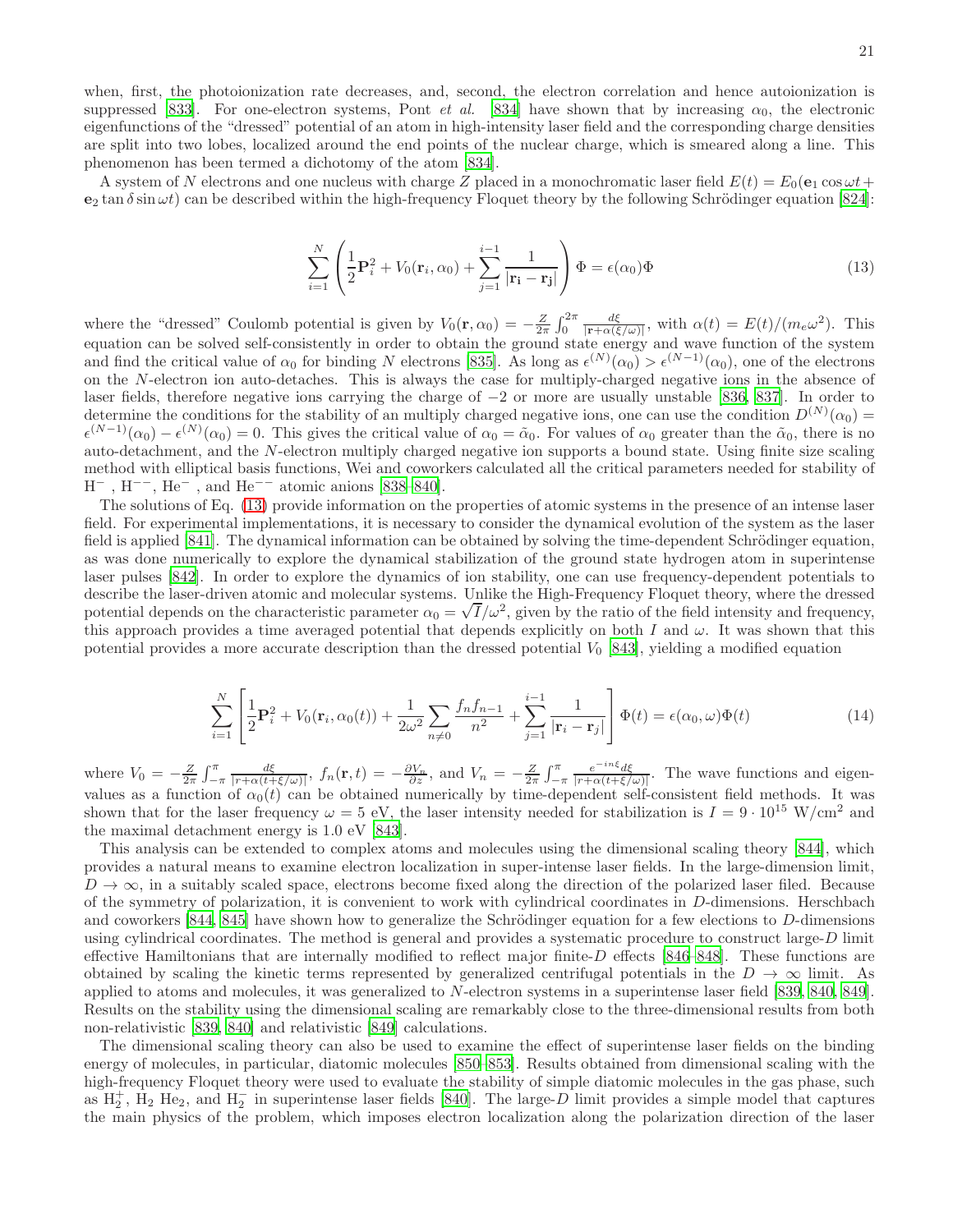when, first, the photoionization rate decreases, and, second, the electron correlation and hence autoionization is suppressed [833]. For one-electron systems, Pont *et al.* [834] have shown that by increasing $\alpha_0$, the electronic eigenfunctions of the "dressed" potential of an atom in high-intensity laser field and the corresponding charge densities are split into two lobes, localized around the end points of the nuclear charge, which is smeared along a line. This phenomenon has been termed a dichotomy of the atom [834].

A system of $N$ electrons and one nucleus with charge $Z$ placed in a monochromatic laser field $E(t) = E_0(\mathbf{e}_1 \cos\omega t + \mathbf{e}_2 \tan\delta \sin\omega t)$ can be described within the high-frequency Floquet theory by the following Schrödinger equation [824]:

$$\sum_{i=1}^{N} \left( \frac{1}{2}\mathbf{P}_i^2 + V_0(\mathbf{r}_i, \alpha_0) + \sum_{j=1}^{i-1} \frac{1}{|\mathbf{r_i} - \mathbf{r_j}|} \right) \Phi = \epsilon(\alpha_0)\Phi \tag{13}$$

where the "dressed" Coulomb potential is given by $V_0(\mathbf{r}, \alpha_0) = -\frac{Z}{2\pi}\int_0^{2\pi} \frac{d\xi}{|\mathbf{r}+\alpha(\xi/\omega)|}$, with $\alpha(t) = E(t)/(m_e\omega^2)$. This equation can be solved self-consistently in order to obtain the ground state energy and wave function of the system and find the critical value of $\alpha_0$ for binding $N$ electrons [835]. As long as $\epsilon^{(N)}(\alpha_0) > \epsilon^{(N-1)}(\alpha_0)$, one of the electrons on the $N$-electron ion auto-detaches. This is always the case for multiply-charged negative ions in the absence of laser fields, therefore negative ions carrying the charge of $-2$ or more are usually unstable [836, 837]. In order to determine the conditions for the stability of an multiply charged negative ions, one can use the condition $D^{(N)}(\alpha_0) = \epsilon^{(N-1)}(\alpha_0) - \epsilon^{(N)}(\alpha_0) = 0$. This gives the critical value of $\alpha_0 = \tilde{\alpha}_0$. For values of $\alpha_0$ greater than the $\tilde{\alpha}_0$, there is no auto-detachment, and the $N$-electron multiply charged negative ion supports a bound state. Using finite size scaling method with elliptical basis functions, Wei and coworkers calculated all the critical parameters needed for stability of $H^-$, $H^{--}$, $He^-$, and $He^{--}$ atomic anions [838–840].

The solutions of Eq. (13) provide information on the properties of atomic systems in the presence of an intense laser field. For experimental implementations, it is necessary to consider the dynamical evolution of the system as the laser field is applied [841]. The dynamical information can be obtained by solving the time-dependent Schrödinger equation, as was done numerically to explore the dynamical stabilization of the ground state hydrogen atom in superintense laser pulses [842]. In order to explore the dynamics of ion stability, one can use frequency-dependent potentials to describe the laser-driven atomic and molecular systems. Unlike the High-Frequency Floquet theory, where the dressed potential depends on the characteristic parameter $\alpha_0 = \sqrt{I}/\omega^2$, given by the ratio of the field intensity and frequency, this approach provides a time averaged potential that depends explicitly on both $I$ and $\omega$. It was shown that this potential provides a more accurate description than the dressed potential $V_0$ [843], yielding a modified equation

$$\sum_{i=1}^{N} \left[ \frac{1}{2}\mathbf{P}_i^2 + V_0(\mathbf{r}_i, \alpha_0(t)) + \frac{1}{2\omega^2}\sum_{n\neq 0} \frac{f_n f_{n-1}}{n^2} + \sum_{j=1}^{i-1} \frac{1}{|\mathbf{r}_i - \mathbf{r}_j|} \right] \Phi(t) = \epsilon(\alpha_0, \omega)\Phi(t) \tag{14}$$

where $V_0 = -\frac{Z}{2\pi}\int_{-\pi}^{\pi} \frac{d\xi}{|r+\alpha(t+\xi/\omega)|}$, $f_n(\mathbf{r}, t) = -\frac{\partial V_n}{\partial z}$, and $V_n = -\frac{Z}{2\pi}\int_{-\pi}^{\pi} \frac{e^{-in\xi}d\xi}{|r+\alpha(t+\xi/\omega)|}$. The wave functions and eigenvalues as a function of $\alpha_0(t)$ can be obtained numerically by time-dependent self-consistent field methods. It was shown that for the laser frequency $\omega = 5$ eV, the laser intensity needed for stabilization is $I = 9 \cdot 10^{15}$ W/cm$^2$ and the maximal detachment energy is 1.0 eV [843].

This analysis can be extended to complex atoms and molecules using the dimensional scaling theory [844], which provides a natural means to examine electron localization in super-intense laser fields. In the large-dimension limit, $D \to \infty$, in a suitably scaled space, electrons become fixed along the direction of the polarized laser filed. Because of the symmetry of polarization, it is convenient to work with cylindrical coordinates in $D$-dimensions. Herschbach and coworkers [844, 845] have shown how to generalize the Schrödinger equation for a few elections to $D$-dimensions using cylindrical coordinates. The method is general and provides a systematic procedure to construct large-$D$ limit effective Hamiltonians that are internally modified to reflect major finite-$D$ effects [846–848]. These functions are obtained by scaling the kinetic terms represented by generalized centrifugal potentials in the $D \to \infty$ limit. As applied to atoms and molecules, it was generalized to $N$-electron systems in a superintense laser field [839, 840, 849]. Results on the stability using the dimensional scaling are remarkably close to the three-dimensional results from both non-relativistic [839, 840] and relativistic [849] calculations.

The dimensional scaling theory can also be used to examine the effect of superintense laser fields on the binding energy of molecules, in particular, diatomic molecules [850–853]. Results obtained from dimensional scaling with the high-frequency Floquet theory were used to evaluate the stability of simple diatomic molecules in the gas phase, such as $H_2^+$, $H_2$ $He_2$, and $H_2^-$ in superintense laser fields [840]. The large-$D$ limit provides a simple model that captures the main physics of the problem, which imposes electron localization along the polarization direction of the laser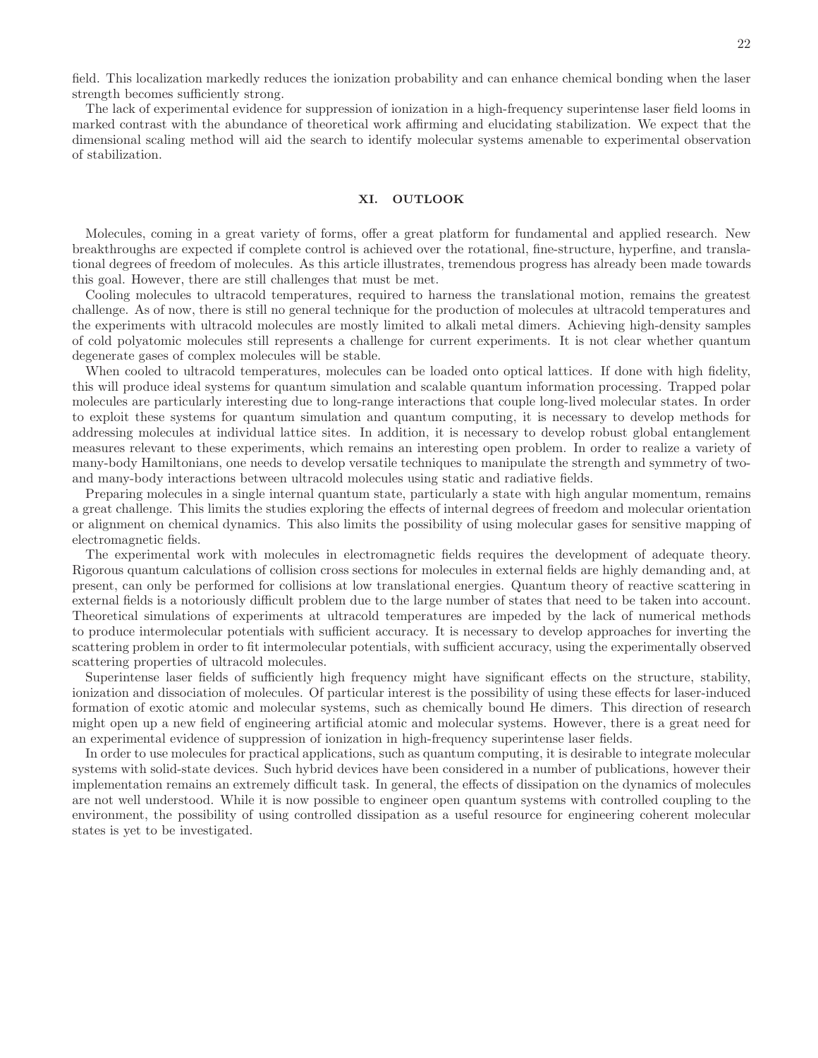field. This localization markedly reduces the ionization probability and can enhance chemical bonding when the laser strength becomes sufficiently strong.

The lack of experimental evidence for suppression of ionization in a high-frequency superintense laser field looms in marked contrast with the abundance of theoretical work affirming and elucidating stabilization. We expect that the dimensional scaling method will aid the search to identify molecular systems amenable to experimental observation of stabilization.

## XI. OUTLOOK

Molecules, coming in a great variety of forms, offer a great platform for fundamental and applied research. New breakthroughs are expected if complete control is achieved over the rotational, fine-structure, hyperfine, and translational degrees of freedom of molecules. As this article illustrates, tremendous progress has already been made towards this goal. However, there are still challenges that must be met.

Cooling molecules to ultracold temperatures, required to harness the translational motion, remains the greatest challenge. As of now, there is still no general technique for the production of molecules at ultracold temperatures and the experiments with ultracold molecules are mostly limited to alkali metal dimers. Achieving high-density samples of cold polyatomic molecules still represents a challenge for current experiments. It is not clear whether quantum degenerate gases of complex molecules will be stable.

When cooled to ultracold temperatures, molecules can be loaded onto optical lattices. If done with high fidelity, this will produce ideal systems for quantum simulation and scalable quantum information processing. Trapped polar molecules are particularly interesting due to long-range interactions that couple long-lived molecular states. In order to exploit these systems for quantum simulation and quantum computing, it is necessary to develop methods for addressing molecules at individual lattice sites. In addition, it is necessary to develop robust global entanglement measures relevant to these experiments, which remains an interesting open problem. In order to realize a variety of many-body Hamiltonians, one needs to develop versatile techniques to manipulate the strength and symmetry of two- and many-body interactions between ultracold molecules using static and radiative fields.

Preparing molecules in a single internal quantum state, particularly a state with high angular momentum, remains a great challenge. This limits the studies exploring the effects of internal degrees of freedom and molecular orientation or alignment on chemical dynamics. This also limits the possibility of using molecular gases for sensitive mapping of electromagnetic fields.

The experimental work with molecules in electromagnetic fields requires the development of adequate theory. Rigorous quantum calculations of collision cross sections for molecules in external fields are highly demanding and, at present, can only be performed for collisions at low translational energies. Quantum theory of reactive scattering in external fields is a notoriously difficult problem due to the large number of states that need to be taken into account. Theoretical simulations of experiments at ultracold temperatures are impeded by the lack of numerical methods to produce intermolecular potentials with sufficient accuracy. It is necessary to develop approaches for inverting the scattering problem in order to fit intermolecular potentials, with sufficient accuracy, using the experimentally observed scattering properties of ultracold molecules.

Superintense laser fields of sufficiently high frequency might have significant effects on the structure, stability, ionization and dissociation of molecules. Of particular interest is the possibility of using these effects for laser-induced formation of exotic atomic and molecular systems, such as chemically bound He dimers. This direction of research might open up a new field of engineering artificial atomic and molecular systems. However, there is a great need for an experimental evidence of suppression of ionization in high-frequency superintense laser fields.

In order to use molecules for practical applications, such as quantum computing, it is desirable to integrate molecular systems with solid-state devices. Such hybrid devices have been considered in a number of publications, however their implementation remains an extremely difficult task. In general, the effects of dissipation on the dynamics of molecules are not well understood. While it is now possible to engineer open quantum systems with controlled coupling to the environment, the possibility of using controlled dissipation as a useful resource for engineering coherent molecular states is yet to be investigated.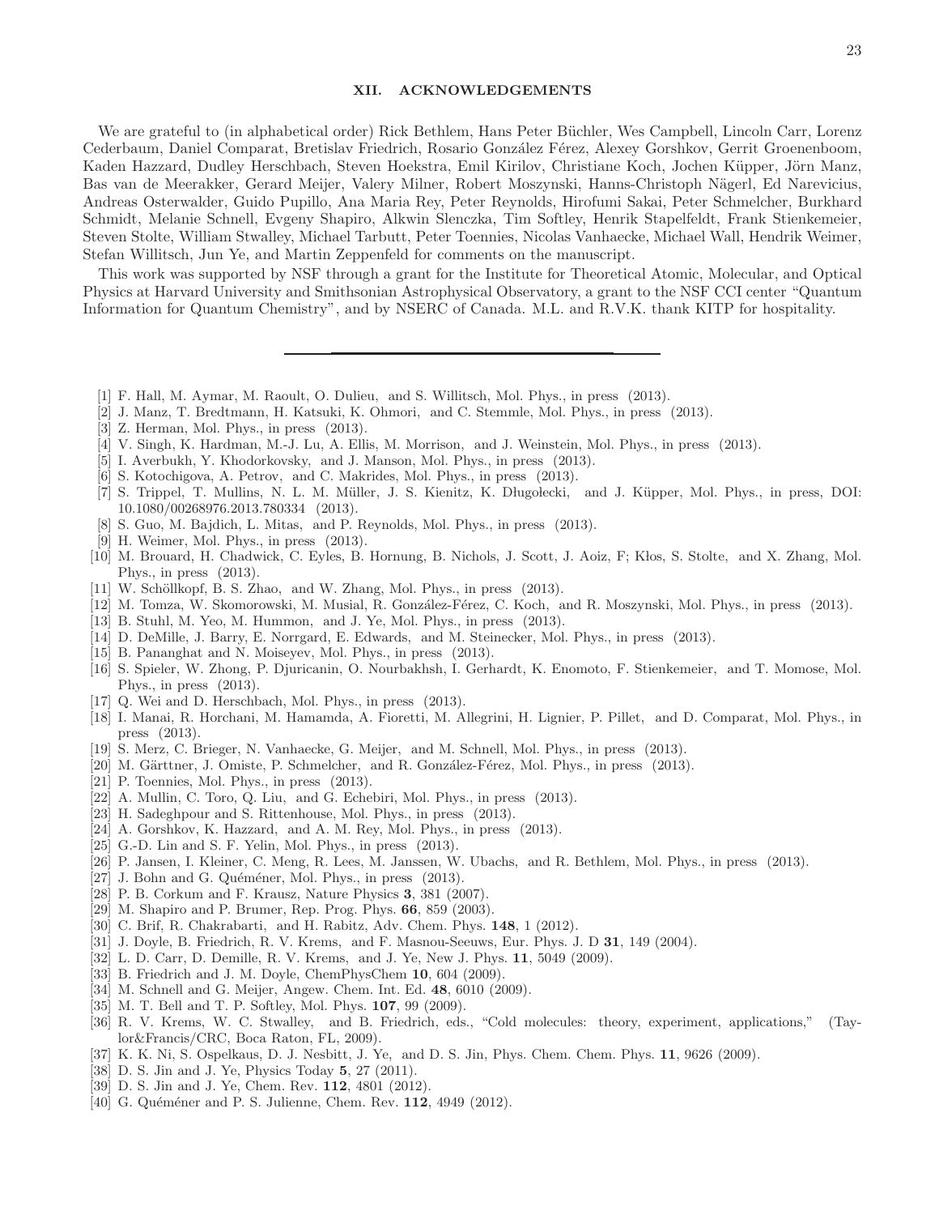## XII. ACKNOWLEDGEMENTS

We are grateful to (in alphabetical order) Rick Bethlem, Hans Peter Büchler, Wes Campbell, Lincoln Carr, Lorenz Cederbaum, Daniel Comparat, Bretislav Friedrich, Rosario González Férez, Alexey Gorshkov, Gerrit Groenenboom, Kaden Hazzard, Dudley Herschbach, Steven Hoekstra, Emil Kirilov, Christiane Koch, Jochen Küpper, Jörn Manz, Bas van de Meerakker, Gerard Meijer, Valery Milner, Robert Moszynski, Hanns-Christoph Nägerl, Ed Narevicius, Andreas Osterwalder, Guido Pupillo, Ana Maria Rey, Peter Reynolds, Hirofumi Sakai, Peter Schmelcher, Burkhard Schmidt, Melanie Schnell, Evgeny Shapiro, Alkwin Slenczka, Tim Softley, Henrik Stapelfeldt, Frank Stienkemeier, Steven Stolte, William Stwalley, Michael Tarbutt, Peter Toennies, Nicolas Vanhaecke, Michael Wall, Hendrik Weimer, Stefan Willitsch, Jun Ye, and Martin Zeppenfeld for comments on the manuscript.

This work was supported by NSF through a grant for the Institute for Theoretical Atomic, Molecular, and Optical Physics at Harvard University and Smithsonian Astrophysical Observatory, a grant to the NSF CCI center "Quantum Information for Quantum Chemistry", and by NSERC of Canada. M.L. and R.V.K. thank KITP for hospitality.

---

[1] F. Hall, M. Aymar, M. Raoult, O. Dulieu, and S. Willitsch, Mol. Phys., in press (2013).
[2] J. Manz, T. Bredtmann, H. Katsuki, K. Ohmori, and C. Stemmle, Mol. Phys., in press (2013).
[3] Z. Herman, Mol. Phys., in press (2013).
[4] V. Singh, K. Hardman, M.-J. Lu, A. Ellis, M. Morrison, and J. Weinstein, Mol. Phys., in press (2013).
[5] I. Averbukh, Y. Khodorkovsky, and J. Manson, Mol. Phys., in press (2013).
[6] S. Kotochigova, A. Petrov, and C. Makrides, Mol. Phys., in press (2013).
[7] S. Trippel, T. Mullins, N. L. M. Müller, J. S. Kienitz, K. Długołecki, and J. Küpper, Mol. Phys., in press, DOI: 10.1080/00268976.2013.780334 (2013).
[8] S. Guo, M. Bajdich, L. Mitas, and P. Reynolds, Mol. Phys., in press (2013).
[9] H. Weimer, Mol. Phys., in press (2013).
[10] M. Brouard, H. Chadwick, C. Eyles, B. Hornung, B. Nichols, J. Scott, J. Aoiz, F; Kłos, S. Stolte, and X. Zhang, Mol. Phys., in press (2013).
[11] W. Schöllkopf, B. S. Zhao, and W. Zhang, Mol. Phys., in press (2013).
[12] M. Tomza, W. Skomorowski, M. Musial, R. González-Férez, C. Koch, and R. Moszynski, Mol. Phys., in press (2013).
[13] B. Stuhl, M. Yeo, M. Hummon, and J. Ye, Mol. Phys., in press (2013).
[14] D. DeMille, J. Barry, E. Norrgard, E. Edwards, and M. Steinecker, Mol. Phys., in press (2013).
[15] B. Pananghat and N. Moiseyev, Mol. Phys., in press (2013).
[16] S. Spieler, W. Zhong, P. Djuricanin, O. Nourbakhsh, I. Gerhardt, K. Enomoto, F. Stienkemeier, and T. Momose, Mol. Phys., in press (2013).
[17] Q. Wei and D. Herschbach, Mol. Phys., in press (2013).
[18] I. Manai, R. Horchani, M. Hamamda, A. Fioretti, M. Allegrini, H. Lignier, P. Pillet, and D. Comparat, Mol. Phys., in press (2013).
[19] S. Merz, C. Brieger, N. Vanhaecke, G. Meijer, and M. Schnell, Mol. Phys., in press (2013).
[20] M. Gärttner, J. Omiste, P. Schmelcher, and R. González-Férez, Mol. Phys., in press (2013).
[21] P. Toennies, Mol. Phys., in press (2013).
[22] A. Mullin, C. Toro, Q. Liu, and G. Echebiri, Mol. Phys., in press (2013).
[23] H. Sadeghpour and S. Rittenhouse, Mol. Phys., in press (2013).
[24] A. Gorshkov, K. Hazzard, and A. M. Rey, Mol. Phys., in press (2013).
[25] G.-D. Lin and S. F. Yelin, Mol. Phys., in press (2013).
[26] P. Jansen, I. Kleiner, C. Meng, R. Lees, M. Janssen, W. Ubachs, and R. Bethlem, Mol. Phys., in press (2013).
[27] J. Bohn and G. Quéméner, Mol. Phys., in press (2013).
[28] P. B. Corkum and F. Krausz, Nature Physics **3**, 381 (2007).
[29] M. Shapiro and P. Brumer, Rep. Prog. Phys. **66**, 859 (2003).
[30] C. Brif, R. Chakrabarti, and H. Rabitz, Adv. Chem. Phys. **148**, 1 (2012).
[31] J. Doyle, B. Friedrich, R. V. Krems, and F. Masnou-Seeuws, Eur. Phys. J. D **31**, 149 (2004).
[32] L. D. Carr, D. Demille, R. V. Krems, and J. Ye, New J. Phys. **11**, 5049 (2009).
[33] B. Friedrich and J. M. Doyle, ChemPhysChem **10**, 604 (2009).
[34] M. Schnell and G. Meijer, Angew. Chem. Int. Ed. **48**, 6010 (2009).
[35] M. T. Bell and T. P. Softley, Mol. Phys. **107**, 99 (2009).
[36] R. V. Krems, W. C. Stwalley, and B. Friedrich, eds., "Cold molecules: theory, experiment, applications," (Taylor&Francis/CRC, Boca Raton, FL, 2009).
[37] K. K. Ni, S. Ospelkaus, D. J. Nesbitt, J. Ye, and D. S. Jin, Phys. Chem. Chem. Phys. **11**, 9626 (2009).
[38] D. S. Jin and J. Ye, Physics Today **5**, 27 (2011).
[39] D. S. Jin and J. Ye, Chem. Rev. **112**, 4801 (2012).
[40] G. Quéméner and P. S. Julienne, Chem. Rev. **112**, 4949 (2012).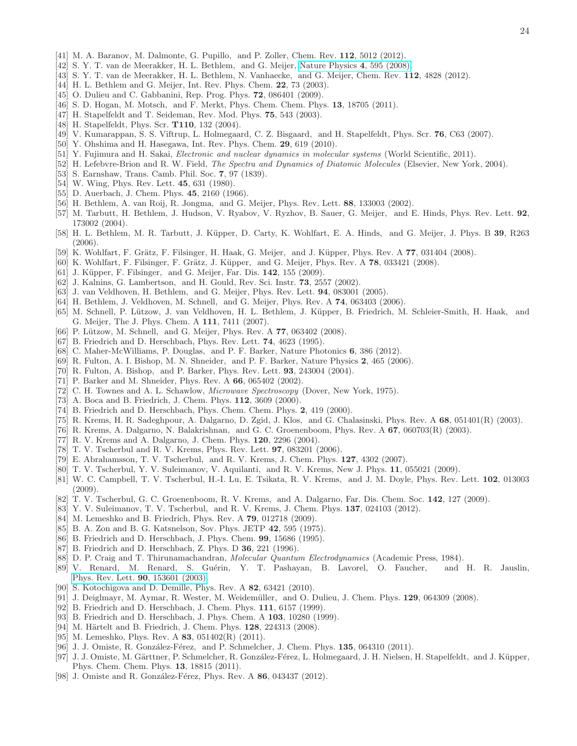[41] M. A. Baranov, M. Dalmonte, G. Pupillo, and P. Zoller, Chem. Rev. **112**, 5012 (2012).
[42] S. Y. T. van de Meerakker, H. L. Bethlem, and G. Meijer, Nature Physics **4**, 595 (2008).
[43] S. Y. T. van de Meerakker, H. L. Bethlem, N. Vanhaecke, and G. Meijer, Chem. Rev. **112**, 4828 (2012).
[44] H. L. Bethlem and G. Meijer, Int. Rev. Phys. Chem. **22**, 73 (2003).
[45] O. Dulieu and C. Gabbanini, Rep. Prog. Phys. **72**, 086401 (2009).
[46] S. D. Hogan, M. Motsch, and F. Merkt, Phys. Chem. Chem. Phys. **13**, 18705 (2011).
[47] H. Stapelfeldt and T. Seideman, Rev. Mod. Phys. **75**, 543 (2003).
[48] H. Stapelfeldt, Phys. Scr. **T110**, 132 (2004).
[49] V. Kumarappan, S. S. Viftrup, L. Holmegaard, C. Z. Bisgaard, and H. Stapelfeldt, Phys. Scr. **76**, C63 (2007).
[50] Y. Ohshima and H. Hasegawa, Int. Rev. Phys. Chem. **29**, 619 (2010).
[51] Y. Fujimura and H. Sakai, *Electronic and nuclear dynamics in molecular systems* (World Scientific, 2011).
[52] H. Lefebvre-Brion and R. W. Field, *The Spectra and Dynamics of Diatomic Molecules* (Elsevier, New York, 2004).
[53] S. Earnshaw, Trans. Camb. Phil. Soc. **7**, 97 (1839).
[54] W. Wing, Phys. Rev. Lett. **45**, 631 (1980).
[55] D. Auerbach, J. Chem. Phys. **45**, 2160 (1966).
[56] H. Bethlem, A. van Roij, R. Jongma, and G. Meijer, Phys. Rev. Lett. **88**, 133003 (2002).
[57] M. Tarbutt, H. Bethlem, J. Hudson, V. Ryabov, V. Ryzhov, B. Sauer, G. Meijer, and E. Hinds, Phys. Rev. Lett. **92**, 173002 (2004).
[58] H. L. Bethlem, M. R. Tarbutt, J. Küpper, D. Carty, K. Wohlfart, E. A. Hinds, and G. Meijer, J. Phys. B **39**, R263 (2006).
[59] K. Wohlfart, F. Grätz, F. Filsinger, H. Haak, G. Meijer, and J. Küpper, Phys. Rev. A **77**, 031404 (2008).
[60] K. Wohlfart, F. Filsinger, F. Grätz, J. Küpper, and G. Meijer, Phys. Rev. A **78**, 033421 (2008).
[61] J. Küpper, F. Filsinger, and G. Meijer, Far. Dis. **142**, 155 (2009).
[62] J. Kalnins, G. Lambertson, and H. Gould, Rev. Sci. Instr. **73**, 2557 (2002).
[63] J. van Veldhoven, H. Bethlem, and G. Meijer, Phys. Rev. Lett. **94**, 083001 (2005).
[64] H. Bethlem, J. Veldhoven, M. Schnell, and G. Meijer, Phys. Rev. A **74**, 063403 (2006).
[65] M. Schnell, P. Lützow, J. van Veldhoven, H. L. Bethlem, J. Küpper, B. Friedrich, M. Schleier-Smith, H. Haak, and G. Meijer, The J. Phys. Chem. A **111**, 7411 (2007).
[66] P. Lützow, M. Schnell, and G. Meijer, Phys. Rev. A **77**, 063402 (2008).
[67] B. Friedrich and D. Herschbach, Phys. Rev. Lett. **74**, 4623 (1995).
[68] C. Maher-McWilliams, P. Douglas, and P. F. Barker, Nature Photonics **6**, 386 (2012).
[69] R. Fulton, A. I. Bishop, M. N. Shneider, and P. F. Barker, Nature Physics **2**, 465 (2006).
[70] R. Fulton, A. Bishop, and P. Barker, Phys. Rev. Lett. **93**, 243004 (2004).
[71] P. Barker and M. Shneider, Phys. Rev. A **66**, 065402 (2002).
[72] C. H. Townes and A. L. Schawlow, *Microwave Spectroscopy* (Dover, New York, 1975).
[73] A. Boca and B. Friedrich, J. Chem. Phys. **112**, 3609 (2000).
[74] B. Friedrich and D. Herschbach, Phys. Chem. Chem. Phys. **2**, 419 (2000).
[75] R. Krems, H. R. Sadeghpour, A. Dalgarno, D. Zgid, J. Klos, and G. Chalasinski, Phys. Rev. A **68**, 051401(R) (2003).
[76] R. Krems, A. Dalgarno, N. Balakrishnan, and G. C. Groenenboom, Phys. Rev. A **67**, 060703(R) (2003).
[77] R. V. Krems and A. Dalgarno, J. Chem. Phys. **120**, 2296 (2004).
[78] T. V. Tscherbul and R. V. Krems, Phys. Rev. Lett. **97**, 083201 (2006).
[79] E. Abrahamsson, T. V. Tscherbul, and R. V. Krems, J. Chem. Phys. **127**, 4302 (2007).
[80] T. V. Tscherbul, Y. V. Suleimanov, V. Aquilanti, and R. V. Krems, New J. Phys. **11**, 055021 (2009).
[81] W. C. Campbell, T. V. Tscherbul, H.-I. Lu, E. Tsikata, R. V. Krems, and J. M. Doyle, Phys. Rev. Lett. **102**, 013003 (2009).
[82] T. V. Tscherbul, G. C. Groenenboom, R. V. Krems, and A. Dalgarno, Far. Dis. Chem. Soc. **142**, 127 (2009).
[83] Y. V. Suleimanov, T. V. Tscherbul, and R. V. Krems, J. Chem. Phys. **137**, 024103 (2012).
[84] M. Lemeshko and B. Friedrich, Phys. Rev. A **79**, 012718 (2009).
[85] B. A. Zon and B. G. Katsnelson, Sov. Phys. JETP **42**, 595 (1975).
[86] B. Friedrich and D. Herschbach, J. Phys. Chem. **99**, 15686 (1995).
[87] B. Friedrich and D. Herschbach, Z. Phys. D **36**, 221 (1996).
[88] D. P. Craig and T. Thirunamachandran, *Molecular Quantum Electrodynamics* (Academic Press, 1984).
[89] V. Renard, M. Renard, S. Guérin, Y. T. Pashayan, B. Lavorel, O. Faucher, and H. R. Jauslin, Phys. Rev. Lett. **90**, 153601 (2003).
[90] S. Kotochigova and D. Demille, Phys. Rev. A **82**, 63421 (2010).
[91] J. Deiglmayr, M. Aymar, R. Wester, M. Weidemüller, and O. Dulieu, J. Chem. Phys. **129**, 064309 (2008).
[92] B. Friedrich and D. Herschbach, J. Chem. Phys. **111**, 6157 (1999).
[93] B. Friedrich and D. Herschbach, J. Phys. Chem. A **103**, 10280 (1999).
[94] M. Härtelt and B. Friedrich, J. Chem. Phys. **128**, 224313 (2008).
[95] M. Lemeshko, Phys. Rev. A **83**, 051402(R) (2011).
[96] J. J. Omiste, R. González-Férez, and P. Schmelcher, J. Chem. Phys. **135**, 064310 (2011).
[97] J. J. Omiste, M. Gärttner, P. Schmelcher, R. González-Férez, L. Holmegaard, J. H. Nielsen, H. Stapelfeldt, and J. Küpper, Phys. Chem. Chem. Phys. **13**, 18815 (2011).
[98] J. Omiste and R. González-Férez, Phys. Rev. A **86**, 043437 (2012).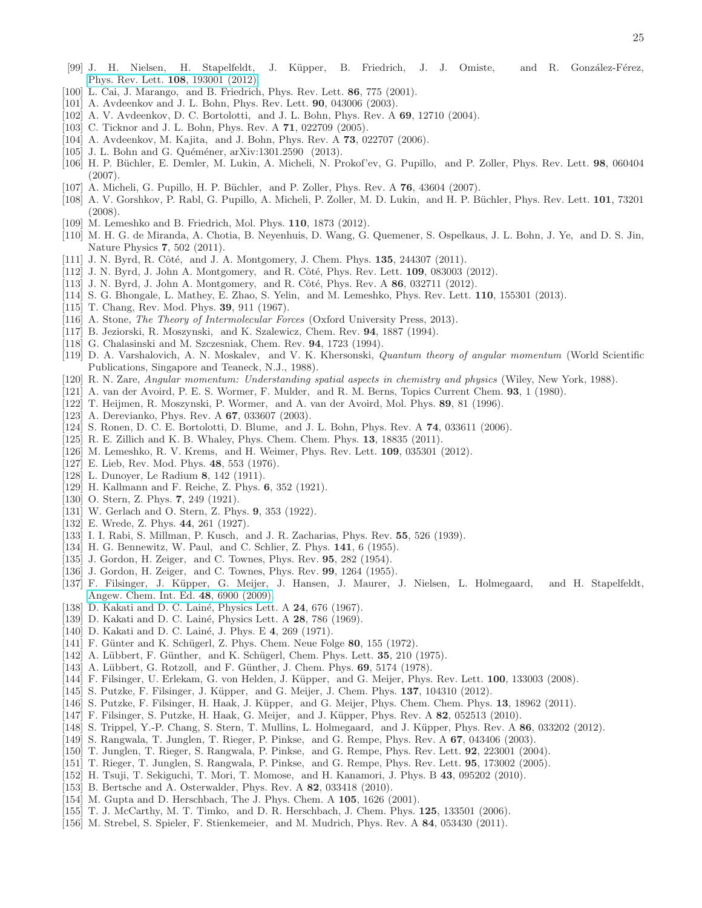[99] J. H. Nielsen, H. Stapelfeldt, J. Küpper, B. Friedrich, J. J. Omiste, and R. González-Férez, Phys. Rev. Lett. **108**, 193001 (2012).

[100] L. Cai, J. Marango, and B. Friedrich, Phys. Rev. Lett. **86**, 775 (2001).

[101] A. Avdeenkov and J. L. Bohn, Phys. Rev. Lett. **90**, 043006 (2003).

[102] A. V. Avdeenkov, D. C. Bortolotti, and J. L. Bohn, Phys. Rev. A **69**, 12710 (2004).

[103] C. Ticknor and J. L. Bohn, Phys. Rev. A **71**, 022709 (2005).

[104] A. Avdeenkov, M. Kajita, and J. Bohn, Phys. Rev. A **73**, 022707 (2006).

[105] J. L. Bohn and G. Quéméner, arXiv:1301.2590 (2013).

[106] H. P. Büchler, E. Demler, M. Lukin, A. Micheli, N. Prokof'ev, G. Pupillo, and P. Zoller, Phys. Rev. Lett. **98**, 060404 (2007).

[107] A. Micheli, G. Pupillo, H. P. Büchler, and P. Zoller, Phys. Rev. A **76**, 43604 (2007).

[108] A. V. Gorshkov, P. Rabl, G. Pupillo, A. Micheli, P. Zoller, M. D. Lukin, and H. P. Büchler, Phys. Rev. Lett. **101**, 73201 (2008).

[109] M. Lemeshko and B. Friedrich, Mol. Phys. **110**, 1873 (2012).

[110] M. H. G. de Miranda, A. Chotia, B. Neyenhuis, D. Wang, G. Quemener, S. Ospelkaus, J. L. Bohn, J. Ye, and D. S. Jin, Nature Physics **7**, 502 (2011).

[111] J. N. Byrd, R. Côté, and J. A. Montgomery, J. Chem. Phys. **135**, 244307 (2011).

[112] J. N. Byrd, J. John A. Montgomery, and R. Côté, Phys. Rev. Lett. **109**, 083003 (2012).

[113] J. N. Byrd, J. John A. Montgomery, and R. Côté, Phys. Rev. A **86**, 032711 (2012).

[114] S. G. Bhongale, L. Mathey, E. Zhao, S. Yelin, and M. Lemeshko, Phys. Rev. Lett. **110**, 155301 (2013).

[115] T. Chang, Rev. Mod. Phys. **39**, 911 (1967).

[116] A. Stone, *The Theory of Intermolecular Forces* (Oxford University Press, 2013).

[117] B. Jeziorski, R. Moszynski, and K. Szalewicz, Chem. Rev. **94**, 1887 (1994).

[118] G. Chalasinski and M. Szczesniak, Chem. Rev. **94**, 1723 (1994).

[119] D. A. Varshalovich, A. N. Moskalev, and V. K. Khersonski, *Quantum theory of angular momentum* (World Scientific Publications, Singapore and Teaneck, N.J., 1988).

[120] R. N. Zare, *Angular momentum: Understanding spatial aspects in chemistry and physics* (Wiley, New York, 1988).

[121] A. van der Avoird, P. E. S. Wormer, F. Mulder, and R. M. Berns, Topics Current Chem. **93**, 1 (1980).

[122] T. Heijmen, R. Moszynski, P. Wormer, and A. van der Avoird, Mol. Phys. **89**, 81 (1996).

[123] A. Derevianko, Phys. Rev. A **67**, 033607 (2003).

[124] S. Ronen, D. C. E. Bortolotti, D. Blume, and J. L. Bohn, Phys. Rev. A **74**, 033611 (2006).

[125] R. E. Zillich and K. B. Whaley, Phys. Chem. Chem. Phys. **13**, 18835 (2011).

[126] M. Lemeshko, R. V. Krems, and H. Weimer, Phys. Rev. Lett. **109**, 035301 (2012).

[127] E. Lieb, Rev. Mod. Phys. **48**, 553 (1976).

[128] L. Dunoyer, Le Radium **8**, 142 (1911).

[129] H. Kallmann and F. Reiche, Z. Phys. **6**, 352 (1921).

[130] O. Stern, Z. Phys. **7**, 249 (1921).

[131] W. Gerlach and O. Stern, Z. Phys. **9**, 353 (1922).

[132] E. Wrede, Z. Phys. **44**, 261 (1927).

[133] I. I. Rabi, S. Millman, P. Kusch, and J. R. Zacharias, Phys. Rev. **55**, 526 (1939).

[134] H. G. Bennewitz, W. Paul, and C. Schlier, Z. Phys. **141**, 6 (1955).

[135] J. Gordon, H. Zeiger, and C. Townes, Phys. Rev. **95**, 282 (1954).

[136] J. Gordon, H. Zeiger, and C. Townes, Phys. Rev. **99**, 1264 (1955).

[137] F. Filsinger, J. Küpper, G. Meijer, J. Hansen, J. Maurer, J. Nielsen, L. Holmegaard, and H. Stapelfeldt, Angew. Chem. Int. Ed. **48**, 6900 (2009).

[138] D. Kakati and D. C. Lainé, Physics Lett. A **24**, 676 (1967).

[139] D. Kakati and D. C. Lainé, Physics Lett. A **28**, 786 (1969).

[140] D. Kakati and D. C. Lainé, J. Phys. E **4**, 269 (1971).

[141] F. Günter and K. Schügerl, Z. Phys. Chem. Neue Folge **80**, 155 (1972).

[142] A. Lübbert, F. Günther, and K. Schügerl, Chem. Phys. Lett. **35**, 210 (1975).

[143] A. Lübbert, G. Rotzoll, and F. Günther, J. Chem. Phys. **69**, 5174 (1978).

[144] F. Filsinger, U. Erlekam, G. von Helden, J. Küpper, and G. Meijer, Phys. Rev. Lett. **100**, 133003 (2008).

[145] S. Putzke, F. Filsinger, J. Küpper, and G. Meijer, J. Chem. Phys. **137**, 104310 (2012).

[146] S. Putzke, F. Filsinger, H. Haak, J. Küpper, and G. Meijer, Phys. Chem. Chem. Phys. **13**, 18962 (2011).

[147] F. Filsinger, S. Putzke, H. Haak, G. Meijer, and J. Küpper, Phys. Rev. A **82**, 052513 (2010).

[148] S. Trippel, Y.-P. Chang, S. Stern, T. Mullins, L. Holmegaard, and J. Küpper, Phys. Rev. A **86**, 033202 (2012).

[149] S. Rangwala, T. Junglen, T. Rieger, P. Pinkse, and G. Rempe, Phys. Rev. A **67**, 043406 (2003).

[150] T. Junglen, T. Rieger, S. Rangwala, P. Pinkse, and G. Rempe, Phys. Rev. Lett. **92**, 223001 (2004).

[151] T. Rieger, T. Junglen, S. Rangwala, P. Pinkse, and G. Rempe, Phys. Rev. Lett. **95**, 173002 (2005).

[152] H. Tsuji, T. Sekiguchi, T. Mori, T. Momose, and H. Kanamori, J. Phys. B **43**, 095202 (2010).

[153] B. Bertsche and A. Osterwalder, Phys. Rev. A **82**, 033418 (2010).

[154] M. Gupta and D. Herschbach, The J. Phys. Chem. A **105**, 1626 (2001).

[155] T. J. McCarthy, M. T. Timko, and D. R. Herschbach, J. Chem. Phys. **125**, 133501 (2006).

[156] M. Strebel, S. Spieler, F. Stienkemeier, and M. Mudrich, Phys. Rev. A **84**, 053430 (2011).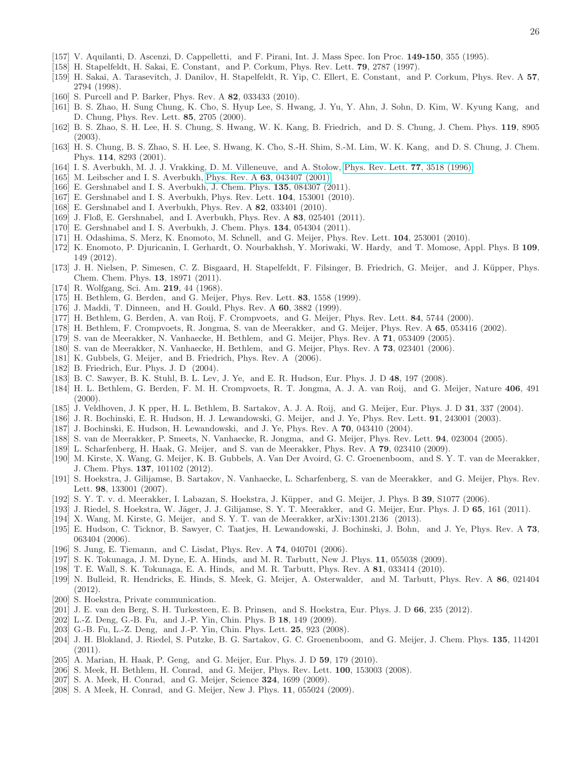[157] V. Aquilanti, D. Ascenzi, D. Cappelletti, and F. Pirani, Int. J. Mass Spec. Ion Proc. **149-150**, 355 (1995).
[158] H. Stapelfeldt, H. Sakai, E. Constant, and P. Corkum, Phys. Rev. Lett. **79**, 2787 (1997).
[159] H. Sakai, A. Tarasevitch, J. Danilov, H. Stapelfeldt, R. Yip, C. Ellert, E. Constant, and P. Corkum, Phys. Rev. A **57**, 2794 (1998).
[160] S. Purcell and P. Barker, Phys. Rev. A **82**, 033433 (2010).
[161] B. S. Zhao, H. Sung Chung, K. Cho, S. Hyup Lee, S. Hwang, J. Yu, Y. Ahn, J. Sohn, D. Kim, W. Kyung Kang, and D. Chung, Phys. Rev. Lett. **85**, 2705 (2000).
[162] B. S. Zhao, S. H. Lee, H. S. Chung, S. Hwang, W. K. Kang, B. Friedrich, and D. S. Chung, J. Chem. Phys. **119**, 8905 (2003).
[163] H. S. Chung, B. S. Zhao, S. H. Lee, S. Hwang, K. Cho, S.-H. Shim, S.-M. Lim, W. K. Kang, and D. S. Chung, J. Chem. Phys. **114**, 8293 (2001).
[164] I. S. Averbukh, M. J. J. Vrakking, D. M. Villeneuve, and A. Stolow, Phys. Rev. Lett. **77**, 3518 (1996).
[165] M. Leibscher and I. S. Averbukh, Phys. Rev. A **63**, 043407 (2001).
[166] E. Gershnabel and I. S. Averbukh, J. Chem. Phys. **135**, 084307 (2011).
[167] E. Gershnabel and I. S. Averbukh, Phys. Rev. Lett. **104**, 153001 (2010).
[168] E. Gershnabel and I. Averbukh, Phys. Rev. A **82**, 033401 (2010).
[169] J. Floß, E. Gershnabel, and I. Averbukh, Phys. Rev. A **83**, 025401 (2011).
[170] E. Gershnabel and I. S. Averbukh, J. Chem. Phys. **134**, 054304 (2011).
[171] H. Odashima, S. Merz, K. Enomoto, M. Schnell, and G. Meijer, Phys. Rev. Lett. **104**, 253001 (2010).
[172] K. Enomoto, P. Djuricanin, I. Gerhardt, O. Nourbakhsh, Y. Moriwaki, W. Hardy, and T. Momose, Appl. Phys. B **109**, 149 (2012).
[173] J. H. Nielsen, P. Simesen, C. Z. Bisgaard, H. Stapelfeldt, F. Filsinger, B. Friedrich, G. Meijer, and J. Küpper, Phys. Chem. Chem. Phys. **13**, 18971 (2011).
[174] R. Wolfgang, Sci. Am. **219**, 44 (1968).
[175] H. Bethlem, G. Berden, and G. Meijer, Phys. Rev. Lett. **83**, 1558 (1999).
[176] J. Maddi, T. Dinneen, and H. Gould, Phys. Rev. A **60**, 3882 (1999).
[177] H. Bethlem, G. Berden, A. van Roij, F. Crompvoets, and G. Meijer, Phys. Rev. Lett. **84**, 5744 (2000).
[178] H. Bethlem, F. Crompvoets, R. Jongma, S. van de Meerakker, and G. Meijer, Phys. Rev. A **65**, 053416 (2002).
[179] S. van de Meerakker, N. Vanhaecke, H. Bethlem, and G. Meijer, Phys. Rev. A **71**, 053409 (2005).
[180] S. van de Meerakker, N. Vanhaecke, H. Bethlem, and G. Meijer, Phys. Rev. A **73**, 023401 (2006).
[181] K. Gubbels, G. Meijer, and B. Friedrich, Phys. Rev. A (2006).
[182] B. Friedrich, Eur. Phys. J. D (2004).
[183] B. C. Sawyer, B. K. Stuhl, B. L. Lev, J. Ye, and E. R. Hudson, Eur. Phys. J. D **48**, 197 (2008).
[184] H. L. Bethlem, G. Berden, F. M. H. Crompvoets, R. T. Jongma, A. J. A. van Roij, and G. Meijer, Nature **406**, 491 (2000).
[185] J. Veldhoven, J. K pper, H. L. Bethlem, B. Sartakov, A. J. A. Roij, and G. Meijer, Eur. Phys. J. D **31**, 337 (2004).
[186] J. R. Bochinski, E. R. Hudson, H. J. Lewandowski, G. Meijer, and J. Ye, Phys. Rev. Lett. **91**, 243001 (2003).
[187] J. Bochinski, E. Hudson, H. Lewandowski, and J. Ye, Phys. Rev. A **70**, 043410 (2004).
[188] S. van de Meerakker, P. Smeets, N. Vanhaecke, R. Jongma, and G. Meijer, Phys. Rev. Lett. **94**, 023004 (2005).
[189] L. Scharfenberg, H. Haak, G. Meijer, and S. van de Meerakker, Phys. Rev. A **79**, 023410 (2009).
[190] M. Kirste, X. Wang, G. Meijer, K. B. Gubbels, A. Van Der Avoird, G. C. Groenenboom, and S. Y. T. van de Meerakker, J. Chem. Phys. **137**, 101102 (2012).
[191] S. Hoekstra, J. Gilijamse, B. Sartakov, N. Vanhaecke, L. Scharfenberg, S. van de Meerakker, and G. Meijer, Phys. Rev. Lett. **98**, 133001 (2007).
[192] S. Y. T. v. d. Meerakker, I. Labazan, S. Hoekstra, J. Küpper, and G. Meijer, J. Phys. B **39**, S1077 (2006).
[193] J. Riedel, S. Hoekstra, W. Jäger, J. J. Gilijamse, S. Y. T. Meerakker, and G. Meijer, Eur. Phys. J. D **65**, 161 (2011).
[194] X. Wang, M. Kirste, G. Meijer, and S. Y. T. van de Meerakker, arXiv:1301.2136 (2013).
[195] E. Hudson, C. Ticknor, B. Sawyer, C. Taatjes, H. Lewandowski, J. Bochinski, J. Bohn, and J. Ye, Phys. Rev. A **73**, 063404 (2006).
[196] S. Jung, E. Tiemann, and C. Lisdat, Phys. Rev. A **74**, 040701 (2006).
[197] S. K. Tokunaga, J. M. Dyne, E. A. Hinds, and M. R. Tarbutt, New J. Phys. **11**, 055038 (2009).
[198] T. E. Wall, S. K. Tokunaga, E. A. Hinds, and M. R. Tarbutt, Phys. Rev. A **81**, 033414 (2010).
[199] N. Bulleid, R. Hendricks, E. Hinds, S. Meek, G. Meijer, A. Osterwalder, and M. Tarbutt, Phys. Rev. A **86**, 021404 (2012).
[200] S. Hoekstra, Private communication.
[201] J. E. van den Berg, S. H. Turkesteen, E. B. Prinsen, and S. Hoekstra, Eur. Phys. J. D **66**, 235 (2012).
[202] L.-Z. Deng, G.-B. Fu, and J.-P. Yin, Chin. Phys. B **18**, 149 (2009).
[203] G.-B. Fu, L.-Z. Deng, and J.-P. Yin, Chin. Phys. Lett. **25**, 923 (2008).
[204] J. H. Blokland, J. Riedel, S. Putzke, B. G. Sartakov, G. C. Groenenboom, and G. Meijer, J. Chem. Phys. **135**, 114201 (2011).
[205] A. Marian, H. Haak, P. Geng, and G. Meijer, Eur. Phys. J. D **59**, 179 (2010).
[206] S. Meek, H. Bethlem, H. Conrad, and G. Meijer, Phys. Rev. Lett. **100**, 153003 (2008).
[207] S. A. Meek, H. Conrad, and G. Meijer, Science **324**, 1699 (2009).
[208] S. A Meek, H. Conrad, and G. Meijer, New J. Phys. **11**, 055024 (2009).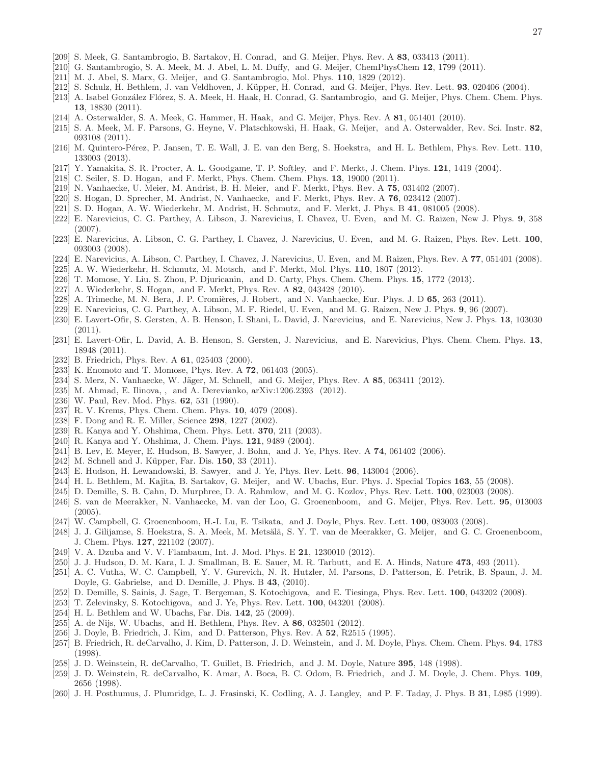[209] S. Meek, G. Santambrogio, B. Sartakov, H. Conrad, and G. Meijer, Phys. Rev. A **83**, 033413 (2011).

[210] G. Santambrogio, S. A. Meek, M. J. Abel, L. M. Duffy, and G. Meijer, ChemPhysChem **12**, 1799 (2011).

[211] M. J. Abel, S. Marx, G. Meijer, and G. Santambrogio, Mol. Phys. **110**, 1829 (2012).

[212] S. Schulz, H. Bethlem, J. van Veldhoven, J. Küpper, H. Conrad, and G. Meijer, Phys. Rev. Lett. **93**, 020406 (2004).

[213] A. Isabel González Flórez, S. A. Meek, H. Haak, H. Conrad, G. Santambrogio, and G. Meijer, Phys. Chem. Chem. Phys. **13**, 18830 (2011).

[214] A. Osterwalder, S. A. Meek, G. Hammer, H. Haak, and G. Meijer, Phys. Rev. A **81**, 051401 (2010).

[215] S. A. Meek, M. F. Parsons, G. Heyne, V. Platschkowski, H. Haak, G. Meijer, and A. Osterwalder, Rev. Sci. Instr. **82**, 093108 (2011).

[216] M. Quintero-Pérez, P. Jansen, T. E. Wall, J. E. van den Berg, S. Hoekstra, and H. L. Bethlem, Phys. Rev. Lett. **110**, 133003 (2013).

[217] Y. Yamakita, S. R. Procter, A. L. Goodgame, T. P. Softley, and F. Merkt, J. Chem. Phys. **121**, 1419 (2004).

[218] C. Seiler, S. D. Hogan, and F. Merkt, Phys. Chem. Chem. Phys. **13**, 19000 (2011).

[219] N. Vanhaecke, U. Meier, M. Andrist, B. H. Meier, and F. Merkt, Phys. Rev. A **75**, 031402 (2007).

[220] S. Hogan, D. Sprecher, M. Andrist, N. Vanhaecke, and F. Merkt, Phys. Rev. A **76**, 023412 (2007).

[221] S. D. Hogan, A. W. Wiederkehr, M. Andrist, H. Schmutz, and F. Merkt, J. Phys. B **41**, 081005 (2008).

[222] E. Narevicius, C. G. Parthey, A. Libson, J. Narevicius, I. Chavez, U. Even, and M. G. Raizen, New J. Phys. **9**, 358 (2007).

[223] E. Narevicius, A. Libson, C. G. Parthey, I. Chavez, J. Narevicius, U. Even, and M. G. Raizen, Phys. Rev. Lett. **100**, 093003 (2008).

[224] E. Narevicius, A. Libson, C. Parthey, I. Chavez, J. Narevicius, U. Even, and M. Raizen, Phys. Rev. A **77**, 051401 (2008).

[225] A. W. Wiederkehr, H. Schmutz, M. Motsch, and F. Merkt, Mol. Phys. **110**, 1807 (2012).

[226] T. Momose, Y. Liu, S. Zhou, P. Djuricanin, and D. Carty, Phys. Chem. Chem. Phys. **15**, 1772 (2013).

[227] A. Wiederkehr, S. Hogan, and F. Merkt, Phys. Rev. A **82**, 043428 (2010).

[228] A. Trimeche, M. N. Bera, J. P. Cromières, J. Robert, and N. Vanhaecke, Eur. Phys. J. D **65**, 263 (2011).

[229] E. Narevicius, C. G. Parthey, A. Libson, M. F. Riedel, U. Even, and M. G. Raizen, New J. Phys. **9**, 96 (2007).

[230] E. Lavert-Ofir, S. Gersten, A. B. Henson, I. Shani, L. David, J. Narevicius, and E. Narevicius, New J. Phys. **13**, 103030 (2011).

[231] E. Lavert-Ofir, L. David, A. B. Henson, S. Gersten, J. Narevicius, and E. Narevicius, Phys. Chem. Chem. Phys. **13**, 18948 (2011).

[232] B. Friedrich, Phys. Rev. A **61**, 025403 (2000).

[233] K. Enomoto and T. Momose, Phys. Rev. A **72**, 061403 (2005).

[234] S. Merz, N. Vanhaecke, W. Jäger, M. Schnell, and G. Meijer, Phys. Rev. A **85**, 063411 (2012).

[235] M. Ahmad, E. Ilinova, , and A. Derevianko, arXiv:1206.2393 (2012).

[236] W. Paul, Rev. Mod. Phys. **62**, 531 (1990).

[237] R. V. Krems, Phys. Chem. Chem. Phys. **10**, 4079 (2008).

[238] F. Dong and R. E. Miller, Science **298**, 1227 (2002).

[239] R. Kanya and Y. Ohshima, Chem. Phys. Lett. **370**, 211 (2003).

[240] R. Kanya and Y. Ohshima, J. Chem. Phys. **121**, 9489 (2004).

[241] B. Lev, E. Meyer, E. Hudson, B. Sawyer, J. Bohn, and J. Ye, Phys. Rev. A **74**, 061402 (2006).

[242] M. Schnell and J. Küpper, Far. Dis. **150**, 33 (2011).

[243] E. Hudson, H. Lewandowski, B. Sawyer, and J. Ye, Phys. Rev. Lett. **96**, 143004 (2006).

[244] H. L. Bethlem, M. Kajita, B. Sartakov, G. Meijer, and W. Ubachs, Eur. Phys. J. Special Topics **163**, 55 (2008).

[245] D. Demille, S. B. Cahn, D. Murphree, D. A. Rahmlow, and M. G. Kozlov, Phys. Rev. Lett. **100**, 023003 (2008).

[246] S. van de Meerakker, N. Vanhaecke, M. van der Loo, G. Groenenboom, and G. Meijer, Phys. Rev. Lett. **95**, 013003 (2005).

[247] W. Campbell, G. Groenenboom, H.-I. Lu, E. Tsikata, and J. Doyle, Phys. Rev. Lett. **100**, 083003 (2008).

[248] J. J. Gilijamse, S. Hoekstra, S. A. Meek, M. Metsälä, S. Y. T. van de Meerakker, G. Meijer, and G. C. Groenenboom, J. Chem. Phys. **127**, 221102 (2007).

[249] V. A. Dzuba and V. V. Flambaum, Int. J. Mod. Phys. E **21**, 1230010 (2012).

[250] J. J. Hudson, D. M. Kara, I. J. Smallman, B. E. Sauer, M. R. Tarbutt, and E. A. Hinds, Nature **473**, 493 (2011).

[251] A. C. Vutha, W. C. Campbell, Y. V. Gurevich, N. R. Hutzler, M. Parsons, D. Patterson, E. Petrik, B. Spaun, J. M. Doyle, G. Gabrielse, and D. Demille, J. Phys. B **43**, (2010).

[252] D. Demille, S. Sainis, J. Sage, T. Bergeman, S. Kotochigova, and E. Tiesinga, Phys. Rev. Lett. **100**, 043202 (2008).

[253] T. Zelevinsky, S. Kotochigova, and J. Ye, Phys. Rev. Lett. **100**, 043201 (2008).

[254] H. L. Bethlem and W. Ubachs, Far. Dis. **142**, 25 (2009).

[255] A. de Nijs, W. Ubachs, and H. Bethlem, Phys. Rev. A **86**, 032501 (2012).

[256] J. Doyle, B. Friedrich, J. Kim, and D. Patterson, Phys. Rev. A **52**, R2515 (1995).

[257] B. Friedrich, R. deCarvalho, J. Kim, D. Patterson, J. D. Weinstein, and J. M. Doyle, Phys. Chem. Chem. Phys. **94**, 1783 (1998).

[258] J. D. Weinstein, R. deCarvalho, T. Guillet, B. Friedrich, and J. M. Doyle, Nature **395**, 148 (1998).

[259] J. D. Weinstein, R. deCarvalho, K. Amar, A. Boca, B. C. Odom, B. Friedrich, and J. M. Doyle, J. Chem. Phys. **109**, 2656 (1998).

[260] J. H. Posthumus, J. Plumridge, L. J. Frasinski, K. Codling, A. J. Langley, and P. F. Taday, J. Phys. B **31**, L985 (1999).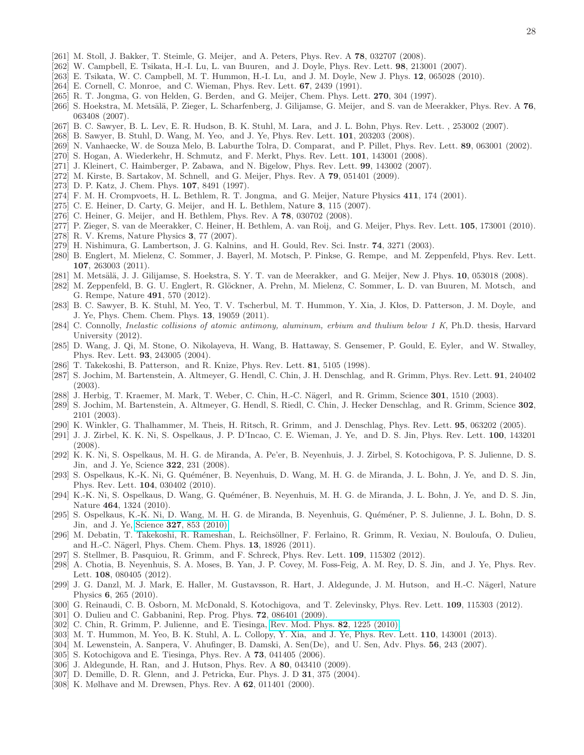[261] M. Stoll, J. Bakker, T. Steimle, G. Meijer, and A. Peters, Phys. Rev. A **78**, 032707 (2008).

[262] W. Campbell, E. Tsikata, H.-I. Lu, L. van Buuren, and J. Doyle, Phys. Rev. Lett. **98**, 213001 (2007).

[263] E. Tsikata, W. C. Campbell, M. T. Hummon, H.-I. Lu, and J. M. Doyle, New J. Phys. **12**, 065028 (2010).

[264] E. Cornell, C. Monroe, and C. Wieman, Phys. Rev. Lett. **67**, 2439 (1991).

[265] R. T. Jongma, G. von Helden, G. Berden, and G. Meijer, Chem. Phys. Lett. **270**, 304 (1997).

[266] S. Hoekstra, M. Metsälä, P. Zieger, L. Scharfenberg, J. Gilijamse, G. Meijer, and S. van de Meerakker, Phys. Rev. A **76**, 063408 (2007).

[267] B. C. Sawyer, B. L. Lev, E. R. Hudson, B. K. Stuhl, M. Lara, and J. L. Bohn, Phys. Rev. Lett. , 253002 (2007).

[268] B. Sawyer, B. Stuhl, D. Wang, M. Yeo, and J. Ye, Phys. Rev. Lett. **101**, 203203 (2008).

[269] N. Vanhaecke, W. de Souza Melo, B. Laburthe Tolra, D. Comparat, and P. Pillet, Phys. Rev. Lett. **89**, 063001 (2002).

[270] S. Hogan, A. Wiederkehr, H. Schmutz, and F. Merkt, Phys. Rev. Lett. **101**, 143001 (2008).

[271] J. Kleinert, C. Haimberger, P. Zabawa, and N. Bigelow, Phys. Rev. Lett. **99**, 143002 (2007).

[272] M. Kirste, B. Sartakov, M. Schnell, and G. Meijer, Phys. Rev. A **79**, 051401 (2009).

[273] D. P. Katz, J. Chem. Phys. **107**, 8491 (1997).

[274] F. M. H. Crompvoets, H. L. Bethlem, R. T. Jongma, and G. Meijer, Nature Physics **411**, 174 (2001).

[275] C. E. Heiner, D. Carty, G. Meijer, and H. L. Bethlem, Nature **3**, 115 (2007).

[276] C. Heiner, G. Meijer, and H. Bethlem, Phys. Rev. A **78**, 030702 (2008).

[277] P. Zieger, S. van de Meerakker, C. Heiner, H. Bethlem, A. van Roij, and G. Meijer, Phys. Rev. Lett. **105**, 173001 (2010).

[278] R. V. Krems, Nature Physics **3**, 77 (2007).

[279] H. Nishimura, G. Lambertson, J. G. Kalnins, and H. Gould, Rev. Sci. Instr. **74**, 3271 (2003).

[280] B. Englert, M. Mielenz, C. Sommer, J. Bayerl, M. Motsch, P. Pinkse, G. Rempe, and M. Zeppenfeld, Phys. Rev. Lett. **107**, 263003 (2011).

[281] M. Metsälä, J. J. Gilijamse, S. Hoekstra, S. Y. T. van de Meerakker, and G. Meijer, New J. Phys. **10**, 053018 (2008).

[282] M. Zeppenfeld, B. G. U. Englert, R. Glöckner, A. Prehn, M. Mielenz, C. Sommer, L. D. van Buuren, M. Motsch, and G. Rempe, Nature **491**, 570 (2012).

[283] B. C. Sawyer, B. K. Stuhl, M. Yeo, T. V. Tscherbul, M. T. Hummon, Y. Xia, J. Kłos, D. Patterson, J. M. Doyle, and J. Ye, Phys. Chem. Chem. Phys. **13**, 19059 (2011).

[284] C. Connolly, *Inelastic collisions of atomic antimony, aluminum, erbium and thulium below 1 K*, Ph.D. thesis, Harvard University (2012).

[285] D. Wang, J. Qi, M. Stone, O. Nikolayeva, H. Wang, B. Hattaway, S. Gensemer, P. Gould, E. Eyler, and W. Stwalley, Phys. Rev. Lett. **93**, 243005 (2004).

[286] T. Takekoshi, B. Patterson, and R. Knize, Phys. Rev. Lett. **81**, 5105 (1998).

[287] S. Jochim, M. Bartenstein, A. Altmeyer, G. Hendl, C. Chin, J. H. Denschlag, and R. Grimm, Phys. Rev. Lett. **91**, 240402 (2003).

[288] J. Herbig, T. Kraemer, M. Mark, T. Weber, C. Chin, H.-C. Nägerl, and R. Grimm, Science **301**, 1510 (2003).

[289] S. Jochim, M. Bartenstein, A. Altmeyer, G. Hendl, S. Riedl, C. Chin, J. Hecker Denschlag, and R. Grimm, Science **302**, 2101 (2003).

[290] K. Winkler, G. Thalhammer, M. Theis, H. Ritsch, R. Grimm, and J. Denschlag, Phys. Rev. Lett. **95**, 063202 (2005).

[291] J. J. Zirbel, K. K. Ni, S. Ospelkaus, J. P. D'Incao, C. E. Wieman, J. Ye, and D. S. Jin, Phys. Rev. Lett. **100**, 143201 (2008).

[292] K. K. Ni, S. Ospelkaus, M. H. G. de Miranda, A. Pe'er, B. Neyenhuis, J. J. Zirbel, S. Kotochigova, P. S. Julienne, D. S. Jin, and J. Ye, Science **322**, 231 (2008).

[293] S. Ospelkaus, K.-K. Ni, G. Quéméner, B. Neyenhuis, D. Wang, M. H. G. de Miranda, J. L. Bohn, J. Ye, and D. S. Jin, Phys. Rev. Lett. **104**, 030402 (2010).

[294] K.-K. Ni, S. Ospelkaus, D. Wang, G. Quéméner, B. Neyenhuis, M. H. G. de Miranda, J. L. Bohn, J. Ye, and D. S. Jin, Nature **464**, 1324 (2010).

[295] S. Ospelkaus, K.-K. Ni, D. Wang, M. H. G. de Miranda, B. Neyenhuis, G. Quéméner, P. S. Julienne, J. L. Bohn, D. S. Jin, and J. Ye, Science **327**, 853 (2010).

[296] M. Debatin, T. Takekoshi, R. Rameshan, L. Reichsöllner, F. Ferlaino, R. Grimm, R. Vexiau, N. Bouloufa, O. Dulieu, and H.-C. Nägerl, Phys. Chem. Chem. Phys. **13**, 18926 (2011).

[297] S. Stellmer, B. Pasquiou, R. Grimm, and F. Schreck, Phys. Rev. Lett. **109**, 115302 (2012).

[298] A. Chotia, B. Neyenhuis, S. A. Moses, B. Yan, J. P. Covey, M. Foss-Feig, A. M. Rey, D. S. Jin, and J. Ye, Phys. Rev. Lett. **108**, 080405 (2012).

[299] J. G. Danzl, M. J. Mark, E. Haller, M. Gustavsson, R. Hart, J. Aldegunde, J. M. Hutson, and H.-C. Nägerl, Nature Physics **6**, 265 (2010).

[300] G. Reinaudi, C. B. Osborn, M. McDonald, S. Kotochigova, and T. Zelevinsky, Phys. Rev. Lett. **109**, 115303 (2012).

[301] O. Dulieu and C. Gabbanini, Rep. Prog. Phys. **72**, 086401 (2009).

[302] C. Chin, R. Grimm, P. Julienne, and E. Tiesinga, Rev. Mod. Phys. **82**, 1225 (2010).

[303] M. T. Hummon, M. Yeo, B. K. Stuhl, A. L. Collopy, Y. Xia, and J. Ye, Phys. Rev. Lett. **110**, 143001 (2013).

[304] M. Lewenstein, A. Sanpera, V. Ahufinger, B. Damski, A. Sen(De), and U. Sen, Adv. Phys. **56**, 243 (2007).

[305] S. Kotochigova and E. Tiesinga, Phys. Rev. A **73**, 041405 (2006).

[306] J. Aldegunde, H. Ran, and J. Hutson, Phys. Rev. A **80**, 043410 (2009).

[307] D. Demille, D. R. Glenn, and J. Petricka, Eur. Phys. J. D **31**, 375 (2004).

[308] K. Mølhave and M. Drewsen, Phys. Rev. A **62**, 011401 (2000).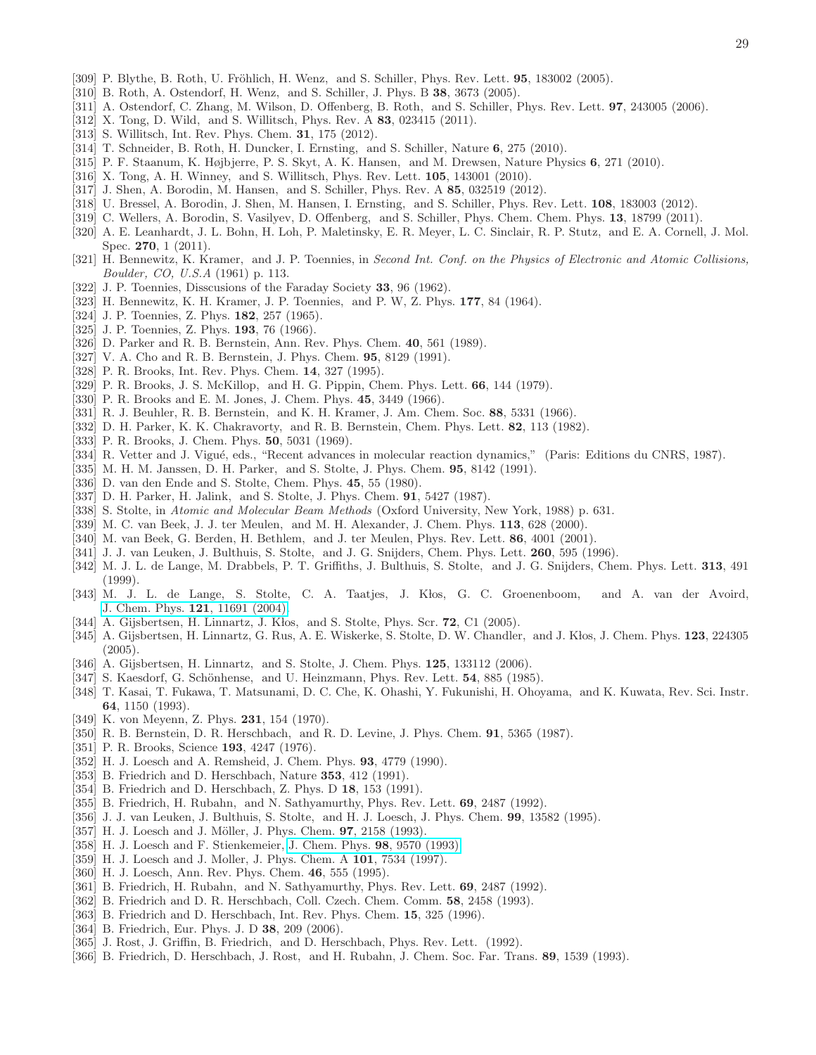[309] P. Blythe, B. Roth, U. Fröhlich, H. Wenz, and S. Schiller, Phys. Rev. Lett. **95**, 183002 (2005).
[310] B. Roth, A. Ostendorf, H. Wenz, and S. Schiller, J. Phys. B **38**, 3673 (2005).
[311] A. Ostendorf, C. Zhang, M. Wilson, D. Offenberg, B. Roth, and S. Schiller, Phys. Rev. Lett. **97**, 243005 (2006).
[312] X. Tong, D. Wild, and S. Willitsch, Phys. Rev. A **83**, 023415 (2011).
[313] S. Willitsch, Int. Rev. Phys. Chem. **31**, 175 (2012).
[314] T. Schneider, B. Roth, H. Duncker, I. Ernsting, and S. Schiller, Nature **6**, 275 (2010).
[315] P. F. Staanum, K. Højbjerre, P. S. Skyt, A. K. Hansen, and M. Drewsen, Nature Physics **6**, 271 (2010).
[316] X. Tong, A. H. Winney, and S. Willitsch, Phys. Rev. Lett. **105**, 143001 (2010).
[317] J. Shen, A. Borodin, M. Hansen, and S. Schiller, Phys. Rev. A **85**, 032519 (2012).
[318] U. Bressel, A. Borodin, J. Shen, M. Hansen, I. Ernsting, and S. Schiller, Phys. Rev. Lett. **108**, 183003 (2012).
[319] C. Wellers, A. Borodin, S. Vasilyev, D. Offenberg, and S. Schiller, Phys. Chem. Chem. Phys. **13**, 18799 (2011).
[320] A. E. Leanhardt, J. L. Bohn, H. Loh, P. Maletinsky, E. R. Meyer, L. C. Sinclair, R. P. Stutz, and E. A. Cornell, J. Mol. Spec. **270**, 1 (2011).
[321] H. Bennewitz, K. Kramer, and J. P. Toennies, in *Second Int. Conf. on the Physics of Electronic and Atomic Collisions, Boulder, CO, U.S.A* (1961) p. 113.
[322] J. P. Toennies, Disscusions of the Faraday Society **33**, 96 (1962).
[323] H. Bennewitz, K. H. Kramer, J. P. Toennies, and P. W, Z. Phys. **177**, 84 (1964).
[324] J. P. Toennies, Z. Phys. **182**, 257 (1965).
[325] J. P. Toennies, Z. Phys. **193**, 76 (1966).
[326] D. Parker and R. B. Bernstein, Ann. Rev. Phys. Chem. **40**, 561 (1989).
[327] V. A. Cho and R. B. Bernstein, J. Phys. Chem. **95**, 8129 (1991).
[328] P. R. Brooks, Int. Rev. Phys. Chem. **14**, 327 (1995).
[329] P. R. Brooks, J. S. McKillop, and H. G. Pippin, Chem. Phys. Lett. **66**, 144 (1979).
[330] P. R. Brooks and E. M. Jones, J. Chem. Phys. **45**, 3449 (1966).
[331] R. J. Beuhler, R. B. Bernstein, and K. H. Kramer, J. Am. Chem. Soc. **88**, 5331 (1966).
[332] D. H. Parker, K. K. Chakravorty, and R. B. Bernstein, Chem. Phys. Lett. **82**, 113 (1982).
[333] P. R. Brooks, J. Chem. Phys. **50**, 5031 (1969).
[334] R. Vetter and J. Vigué, eds., "Recent advances in molecular reaction dynamics," (Paris: Editions du CNRS, 1987).
[335] M. H. M. Janssen, D. H. Parker, and S. Stolte, J. Phys. Chem. **95**, 8142 (1991).
[336] D. van den Ende and S. Stolte, Chem. Phys. **45**, 55 (1980).
[337] D. H. Parker, H. Jalink, and S. Stolte, J. Phys. Chem. **91**, 5427 (1987).
[338] S. Stolte, in *Atomic and Molecular Beam Methods* (Oxford University, New York, 1988) p. 631.
[339] M. C. van Beek, J. J. ter Meulen, and M. H. Alexander, J. Chem. Phys. **113**, 628 (2000).
[340] M. van Beek, G. Berden, H. Bethlem, and J. ter Meulen, Phys. Rev. Lett. **86**, 4001 (2001).
[341] J. J. van Leuken, J. Bulthuis, S. Stolte, and J. G. Snijders, Chem. Phys. Lett. **260**, 595 (1996).
[342] M. J. L. de Lange, M. Drabbels, P. T. Griffiths, J. Bulthuis, S. Stolte, and J. G. Snijders, Chem. Phys. Lett. **313**, 491 (1999).
[343] M. J. L. de Lange, S. Stolte, C. A. Taatjes, J. Kłos, G. C. Groenenboom, and A. van der Avoird, J. Chem. Phys. **121**, 11691 (2004).
[344] A. Gijsbertsen, H. Linnartz, J. Kłos, and S. Stolte, Phys. Scr. **72**, C1 (2005).
[345] A. Gijsbertsen, H. Linnartz, G. Rus, A. E. Wiskerke, S. Stolte, D. W. Chandler, and J. Kłos, J. Chem. Phys. **123**, 224305 (2005).
[346] A. Gijsbertsen, H. Linnartz, and S. Stolte, J. Chem. Phys. **125**, 133112 (2006).
[347] S. Kaesdorf, G. Schönhense, and U. Heinzmann, Phys. Rev. Lett. **54**, 885 (1985).
[348] T. Kasai, T. Fukawa, T. Matsunami, D. C. Che, K. Ohashi, Y. Fukunishi, H. Ohoyama, and K. Kuwata, Rev. Sci. Instr. **64**, 1150 (1993).
[349] K. von Meyenn, Z. Phys. **231**, 154 (1970).
[350] R. B. Bernstein, D. R. Herschbach, and R. D. Levine, J. Phys. Chem. **91**, 5365 (1987).
[351] P. R. Brooks, Science **193**, 4247 (1976).
[352] H. J. Loesch and A. Remsheid, J. Chem. Phys. **93**, 4779 (1990).
[353] B. Friedrich and D. Herschbach, Nature **353**, 412 (1991).
[354] B. Friedrich and D. Herschbach, Z. Phys. D **18**, 153 (1991).
[355] B. Friedrich, H. Rubahn, and N. Sathyamurthy, Phys. Rev. Lett. **69**, 2487 (1992).
[356] J. J. van Leuken, J. Bulthuis, S. Stolte, and H. J. Loesch, J. Phys. Chem. **99**, 13582 (1995).
[357] H. J. Loesch and J. Möller, J. Phys. Chem. **97**, 2158 (1993).
[358] H. J. Loesch and F. Stienkemeier, J. Chem. Phys. **98**, 9570 (1993).
[359] H. J. Loesch and J. Moller, J. Phys. Chem. A **101**, 7534 (1997).
[360] H. J. Loesch, Ann. Rev. Phys. Chem. **46**, 555 (1995).
[361] B. Friedrich, H. Rubahn, and N. Sathyamurthy, Phys. Rev. Lett. **69**, 2487 (1992).
[362] B. Friedrich and D. R. Herschbach, Coll. Czech. Chem. Comm. **58**, 2458 (1993).
[363] B. Friedrich and D. Herschbach, Int. Rev. Phys. Chem. **15**, 325 (1996).
[364] B. Friedrich, Eur. Phys. J. D **38**, 209 (2006).
[365] J. Rost, J. Griffin, B. Friedrich, and D. Herschbach, Phys. Rev. Lett. (1992).
[366] B. Friedrich, D. Herschbach, J. Rost, and H. Rubahn, J. Chem. Soc. Far. Trans. **89**, 1539 (1993).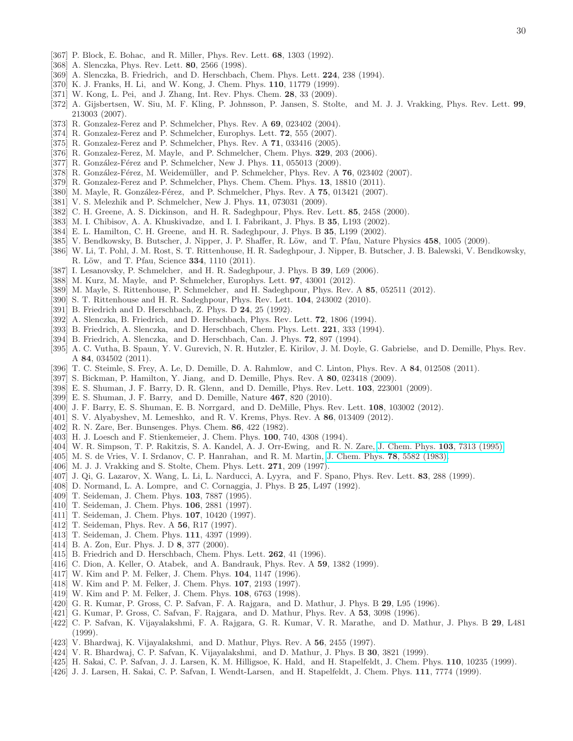[367] P. Block, E. Bohac, and R. Miller, Phys. Rev. Lett. **68**, 1303 (1992).
[368] A. Slenczka, Phys. Rev. Lett. **80**, 2566 (1998).
[369] A. Slenczka, B. Friedrich, and D. Herschbach, Chem. Phys. Lett. **224**, 238 (1994).
[370] K. J. Franks, H. Li, and W. Kong, J. Chem. Phys. **110**, 11779 (1999).
[371] W. Kong, L. Pei, and J. Zhang, Int. Rev. Phys. Chem. **28**, 33 (2009).
[372] A. Gijsbertsen, W. Siu, M. F. Kling, P. Johnsson, P. Jansen, S. Stolte, and M. J. J. Vrakking, Phys. Rev. Lett. **99**, 213003 (2007).
[373] R. Gonzalez-Ferez and P. Schmelcher, Phys. Rev. A **69**, 023402 (2004).
[374] R. Gonzalez-Ferez and P. Schmelcher, Europhys. Lett. **72**, 555 (2007).
[375] R. Gonzalez-Ferez and P. Schmelcher, Phys. Rev. A **71**, 033416 (2005).
[376] R. Gonzalez-Ferez, M. Mayle, and P. Schmelcher, Chem. Phys. **329**, 203 (2006).
[377] R. González-Férez and P. Schmelcher, New J. Phys. **11**, 055013 (2009).
[378] R. González-Férez, M. Weidemüller, and P. Schmelcher, Phys. Rev. A **76**, 023402 (2007).
[379] R. Gonzalez-Ferez and P. Schmelcher, Phys. Chem. Chem. Phys. **13**, 18810 (2011).
[380] M. Mayle, R. González-Férez, and P. Schmelcher, Phys. Rev. A **75**, 013421 (2007).
[381] V. S. Melezhik and P. Schmelcher, New J. Phys. **11**, 073031 (2009).
[382] C. H. Greene, A. S. Dickinson, and H. R. Sadeghpour, Phys. Rev. Lett. **85**, 2458 (2000).
[383] M. I. Chibisov, A. A. Khuskivadze, and I. I. Fabrikant, J. Phys. B **35**, L193 (2002).
[384] E. L. Hamilton, C. H. Greene, and H. R. Sadeghpour, J. Phys. B **35**, L199 (2002).
[385] V. Bendkowsky, B. Butscher, J. Nipper, J. P. Shaffer, R. Löw, and T. Pfau, Nature Physics **458**, 1005 (2009).
[386] W. Li, T. Pohl, J. M. Rost, S. T. Rittenhouse, H. R. Sadeghpour, J. Nipper, B. Butscher, J. B. Balewski, V. Bendkowsky, R. Löw, and T. Pfau, Science **334**, 1110 (2011).
[387] I. Lesanovsky, P. Schmelcher, and H. R. Sadeghpour, J. Phys. B **39**, L69 (2006).
[388] M. Kurz, M. Mayle, and P. Schmelcher, Europhys. Lett. **97**, 43001 (2012).
[389] M. Mayle, S. Rittenhouse, P. Schmelcher, and H. Sadeghpour, Phys. Rev. A **85**, 052511 (2012).
[390] S. T. Rittenhouse and H. R. Sadeghpour, Phys. Rev. Lett. **104**, 243002 (2010).
[391] B. Friedrich and D. Herschbach, Z. Phys. D **24**, 25 (1992).
[392] A. Slenczka, B. Friedrich, and D. Herschbach, Phys. Rev. Lett. **72**, 1806 (1994).
[393] B. Friedrich, A. Slenczka, and D. Herschbach, Chem. Phys. Lett. **221**, 333 (1994).
[394] B. Friedrich, A. Slenczka, and D. Herschbach, Can. J. Phys. **72**, 897 (1994).
[395] A. C. Vutha, B. Spaun, Y. V. Gurevich, N. R. Hutzler, E. Kirilov, J. M. Doyle, G. Gabrielse, and D. Demille, Phys. Rev. A **84**, 034502 (2011).
[396] T. C. Steimle, S. Frey, A. Le, D. Demille, D. A. Rahmlow, and C. Linton, Phys. Rev. A **84**, 012508 (2011).
[397] S. Bickman, P. Hamilton, Y. Jiang, and D. Demille, Phys. Rev. A **80**, 023418 (2009).
[398] E. S. Shuman, J. F. Barry, D. R. Glenn, and D. Demille, Phys. Rev. Lett. **103**, 223001 (2009).
[399] E. S. Shuman, J. F. Barry, and D. Demille, Nature **467**, 820 (2010).
[400] J. F. Barry, E. S. Shuman, E. B. Norrgard, and D. DeMille, Phys. Rev. Lett. **108**, 103002 (2012).
[401] S. V. Alyabyshev, M. Lemeshko, and R. V. Krems, Phys. Rev. A **86**, 013409 (2012).
[402] R. N. Zare, Ber. Bunsenges. Phys. Chem. **86**, 422 (1982).
[403] H. J. Loesch and F. Stienkemeier, J. Chem. Phys. **100**, 740, 4308 (1994).
[404] W. R. Simpson, T. P. Rakitzis, S. A. Kandel, A. J. Orr-Ewing, and R. N. Zare, J. Chem. Phys. **103**, 7313 (1995).
[405] M. S. de Vries, V. I. Srdanov, C. P. Hanrahan, and R. M. Martin, J. Chem. Phys. **78**, 5582 (1983).
[406] M. J. J. Vrakking and S. Stolte, Chem. Phys. Lett. **271**, 209 (1997).
[407] J. Qi, G. Lazarov, X. Wang, L. Li, L. Narducci, A. Lyyra, and F. Spano, Phys. Rev. Lett. **83**, 288 (1999).
[408] D. Normand, L. A. Lompre, and C. Cornaggia, J. Phys. B **25**, L497 (1992).
[409] T. Seideman, J. Chem. Phys. **103**, 7887 (1995).
[410] T. Seideman, J. Chem. Phys. **106**, 2881 (1997).
[411] T. Seideman, J. Chem. Phys. **107**, 10420 (1997).
[412] T. Seideman, Phys. Rev. A **56**, R17 (1997).
[413] T. Seideman, J. Chem. Phys. **111**, 4397 (1999).
[414] B. A. Zon, Eur. Phys. J. D **8**, 377 (2000).
[415] B. Friedrich and D. Herschbach, Chem. Phys. Lett. **262**, 41 (1996).
[416] C. Dion, A. Keller, O. Atabek, and A. Bandrauk, Phys. Rev. A **59**, 1382 (1999).
[417] W. Kim and P. M. Felker, J. Chem. Phys. **104**, 1147 (1996).
[418] W. Kim and P. M. Felker, J. Chem. Phys. **107**, 2193 (1997).
[419] W. Kim and P. M. Felker, J. Chem. Phys. **108**, 6763 (1998).
[420] G. R. Kumar, P. Gross, C. P. Safvan, F. A. Rajgara, and D. Mathur, J. Phys. B **29**, L95 (1996).
[421] G. Kumar, P. Gross, C. Safvan, F. Rajgara, and D. Mathur, Phys. Rev. A **53**, 3098 (1996).
[422] C. P. Safvan, K. Vijayalakshmi, F. A. Rajgara, G. R. Kumar, V. R. Marathe, and D. Mathur, J. Phys. B **29**, L481 (1999).
[423] V. Bhardwaj, K. Vijayalakshmi, and D. Mathur, Phys. Rev. A **56**, 2455 (1997).
[424] V. R. Bhardwaj, C. P. Safvan, K. Vijayalakshmi, and D. Mathur, J. Phys. B **30**, 3821 (1999).
[425] H. Sakai, C. P. Safvan, J. J. Larsen, K. M. Hilligsoe, K. Hald, and H. Stapelfeldt, J. Chem. Phys. **110**, 10235 (1999).
[426] J. J. Larsen, H. Sakai, C. P. Safvan, I. Wendt-Larsen, and H. Stapelfeldt, J. Chem. Phys. **111**, 7774 (1999).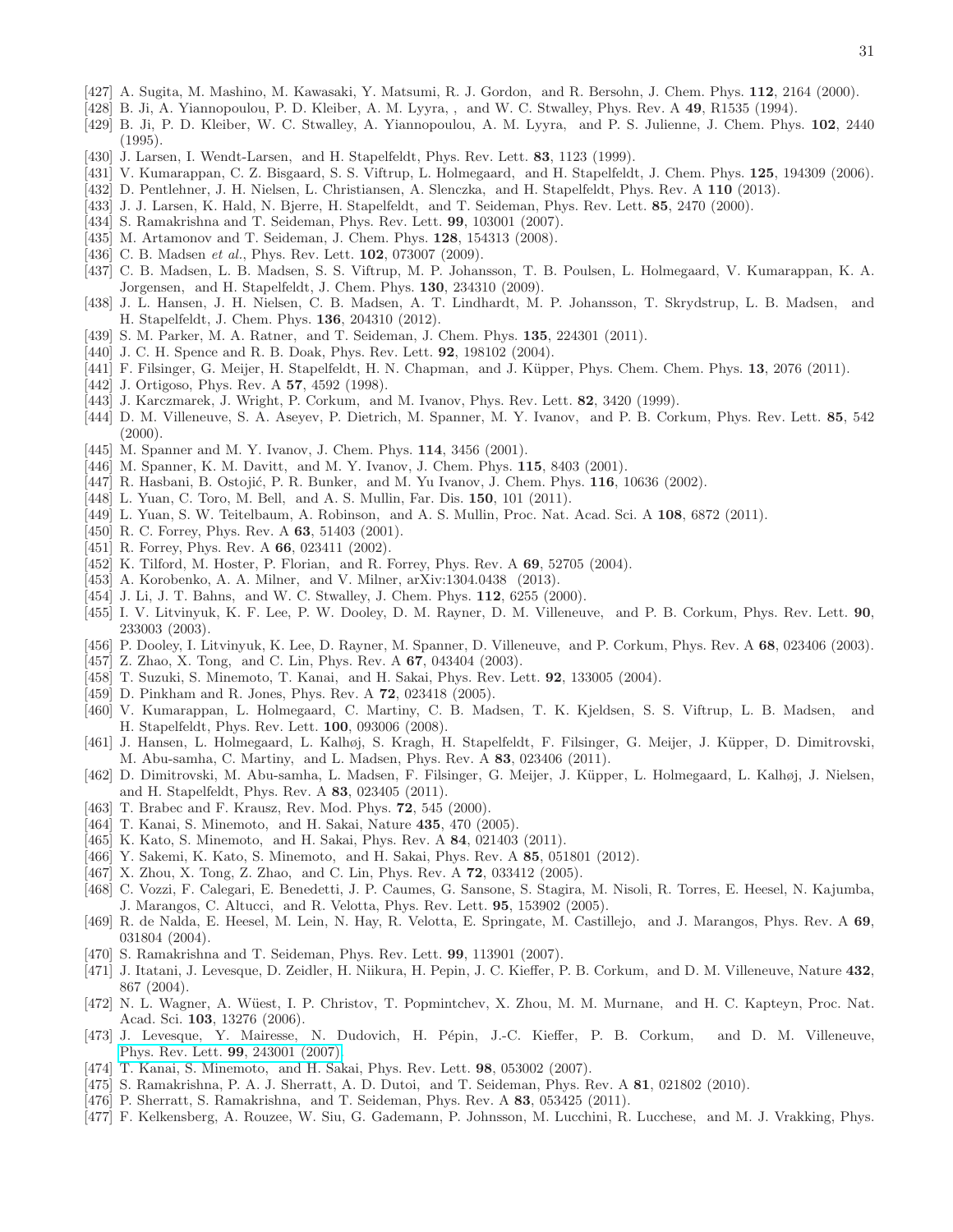[427] A. Sugita, M. Mashino, M. Kawasaki, Y. Matsumi, R. J. Gordon, and R. Bersohn, J. Chem. Phys. **112**, 2164 (2000).
[428] B. Ji, A. Yiannopoulou, P. D. Kleiber, A. M. Lyyra, , and W. C. Stwalley, Phys. Rev. A **49**, R1535 (1994).
[429] B. Ji, P. D. Kleiber, W. C. Stwalley, A. Yiannopoulou, A. M. Lyyra, and P. S. Julienne, J. Chem. Phys. **102**, 2440 (1995).
[430] J. Larsen, I. Wendt-Larsen, and H. Stapelfeldt, Phys. Rev. Lett. **83**, 1123 (1999).
[431] V. Kumarappan, C. Z. Bisgaard, S. S. Viftrup, L. Holmegaard, and H. Stapelfeldt, J. Chem. Phys. **125**, 194309 (2006).
[432] D. Pentlehner, J. H. Nielsen, L. Christiansen, A. Slenczka, and H. Stapelfeldt, Phys. Rev. A **110** (2013).
[433] J. J. Larsen, K. Hald, N. Bjerre, H. Stapelfeldt, and T. Seideman, Phys. Rev. Lett. **85**, 2470 (2000).
[434] S. Ramakrishna and T. Seideman, Phys. Rev. Lett. **99**, 103001 (2007).
[435] M. Artamonov and T. Seideman, J. Chem. Phys. **128**, 154313 (2008).
[436] C. B. Madsen *et al.*, Phys. Rev. Lett. **102**, 073007 (2009).
[437] C. B. Madsen, L. B. Madsen, S. S. Viftrup, M. P. Johansson, T. B. Poulsen, L. Holmegaard, V. Kumarappan, K. A. Jorgensen, and H. Stapelfeldt, J. Chem. Phys. **130**, 234310 (2009).
[438] J. L. Hansen, J. H. Nielsen, C. B. Madsen, A. T. Lindhardt, M. P. Johansson, T. Skrydstrup, L. B. Madsen, and H. Stapelfeldt, J. Chem. Phys. **136**, 204310 (2012).
[439] S. M. Parker, M. A. Ratner, and T. Seideman, J. Chem. Phys. **135**, 224301 (2011).
[440] J. C. H. Spence and R. B. Doak, Phys. Rev. Lett. **92**, 198102 (2004).
[441] F. Filsinger, G. Meijer, H. Stapelfeldt, H. N. Chapman, and J. Küpper, Phys. Chem. Chem. Phys. **13**, 2076 (2011).
[442] J. Ortigoso, Phys. Rev. A **57**, 4592 (1998).
[443] J. Karczmarek, J. Wright, P. Corkum, and M. Ivanov, Phys. Rev. Lett. **82**, 3420 (1999).
[444] D. M. Villeneuve, S. A. Aseyev, P. Dietrich, M. Spanner, M. Y. Ivanov, and P. B. Corkum, Phys. Rev. Lett. **85**, 542 (2000).
[445] M. Spanner and M. Y. Ivanov, J. Chem. Phys. **114**, 3456 (2001).
[446] M. Spanner, K. M. Davitt, and M. Y. Ivanov, J. Chem. Phys. **115**, 8403 (2001).
[447] R. Hasbani, B. Ostojić, P. R. Bunker, and M. Yu Ivanov, J. Chem. Phys. **116**, 10636 (2002).
[448] L. Yuan, C. Toro, M. Bell, and A. S. Mullin, Far. Dis. **150**, 101 (2011).
[449] L. Yuan, S. W. Teitelbaum, A. Robinson, and A. S. Mullin, Proc. Nat. Acad. Sci. A **108**, 6872 (2011).
[450] R. C. Forrey, Phys. Rev. A **63**, 51403 (2001).
[451] R. Forrey, Phys. Rev. A **66**, 023411 (2002).
[452] K. Tilford, M. Hoster, P. Florian, and R. Forrey, Phys. Rev. A **69**, 52705 (2004).
[453] A. Korobenko, A. A. Milner, and V. Milner, arXiv:1304.0438 (2013).
[454] J. Li, J. T. Bahns, and W. C. Stwalley, J. Chem. Phys. **112**, 6255 (2000).
[455] I. V. Litvinyuk, K. F. Lee, P. W. Dooley, D. M. Rayner, D. M. Villeneuve, and P. B. Corkum, Phys. Rev. Lett. **90**, 233003 (2003).
[456] P. Dooley, I. Litvinyuk, K. Lee, D. Rayner, M. Spanner, D. Villeneuve, and P. Corkum, Phys. Rev. A **68**, 023406 (2003).
[457] Z. Zhao, X. Tong, and C. Lin, Phys. Rev. A **67**, 043404 (2003).
[458] T. Suzuki, S. Minemoto, T. Kanai, and H. Sakai, Phys. Rev. Lett. **92**, 133005 (2004).
[459] D. Pinkham and R. Jones, Phys. Rev. A **72**, 023418 (2005).
[460] V. Kumarappan, L. Holmegaard, C. Martiny, C. B. Madsen, T. K. Kjeldsen, S. S. Viftrup, L. B. Madsen, and H. Stapelfeldt, Phys. Rev. Lett. **100**, 093006 (2008).
[461] J. Hansen, L. Holmegaard, L. Kalhøj, S. Kragh, H. Stapelfeldt, F. Filsinger, G. Meijer, J. Küpper, D. Dimitrovski, M. Abu-samha, C. Martiny, and L. Madsen, Phys. Rev. A **83**, 023406 (2011).
[462] D. Dimitrovski, M. Abu-samha, L. Madsen, F. Filsinger, G. Meijer, J. Küpper, L. Holmegaard, L. Kalhøj, J. Nielsen, and H. Stapelfeldt, Phys. Rev. A **83**, 023405 (2011).
[463] T. Brabec and F. Krausz, Rev. Mod. Phys. **72**, 545 (2000).
[464] T. Kanai, S. Minemoto, and H. Sakai, Nature **435**, 470 (2005).
[465] K. Kato, S. Minemoto, and H. Sakai, Phys. Rev. A **84**, 021403 (2011).
[466] Y. Sakemi, K. Kato, S. Minemoto, and H. Sakai, Phys. Rev. A **85**, 051801 (2012).
[467] X. Zhou, X. Tong, Z. Zhao, and C. Lin, Phys. Rev. A **72**, 033412 (2005).
[468] C. Vozzi, F. Calegari, E. Benedetti, J. P. Caumes, G. Sansone, S. Stagira, M. Nisoli, R. Torres, E. Heesel, N. Kajumba, J. Marangos, C. Altucci, and R. Velotta, Phys. Rev. Lett. **95**, 153902 (2005).
[469] R. de Nalda, E. Heesel, M. Lein, N. Hay, R. Velotta, E. Springate, M. Castillejo, and J. Marangos, Phys. Rev. A **69**, 031804 (2004).
[470] S. Ramakrishna and T. Seideman, Phys. Rev. Lett. **99**, 113901 (2007).
[471] J. Itatani, J. Levesque, D. Zeidler, H. Niikura, H. Pepin, J. C. Kieffer, P. B. Corkum, and D. M. Villeneuve, Nature **432**, 867 (2004).
[472] N. L. Wagner, A. Wüest, I. P. Christov, T. Popmintchev, X. Zhou, M. M. Murnane, and H. C. Kapteyn, Proc. Nat. Acad. Sci. **103**, 13276 (2006).
[473] J. Levesque, Y. Mairesse, N. Dudovich, H. Pépin, J.-C. Kieffer, P. B. Corkum, and D. M. Villeneuve, Phys. Rev. Lett. **99**, 243001 (2007).
[474] T. Kanai, S. Minemoto, and H. Sakai, Phys. Rev. Lett. **98**, 053002 (2007).
[475] S. Ramakrishna, P. A. J. Sherratt, A. D. Dutoi, and T. Seideman, Phys. Rev. A **81**, 021802 (2010).
[476] P. Sherratt, S. Ramakrishna, and T. Seideman, Phys. Rev. A **83**, 053425 (2011).
[477] F. Kelkensberg, A. Rouzee, W. Siu, G. Gademann, P. Johnsson, M. Lucchini, R. Lucchese, and M. J. Vrakking, Phys.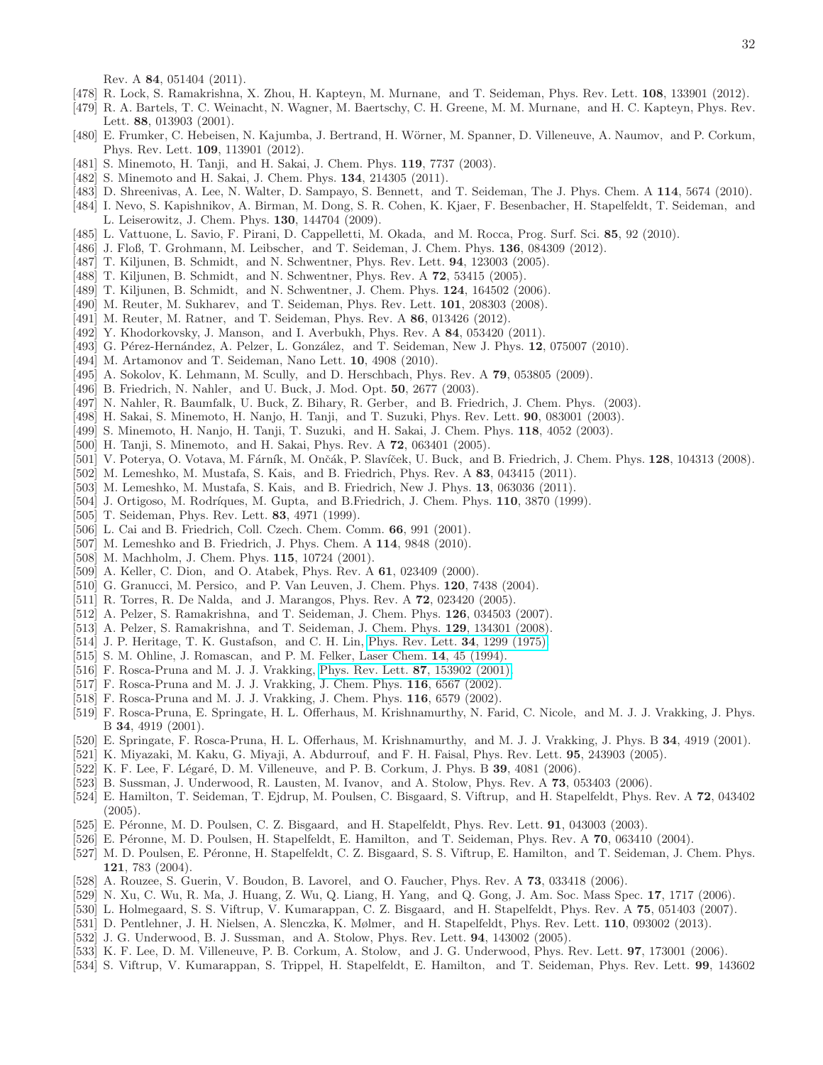Rev. A **84**, 051404 (2011).

[478] R. Lock, S. Ramakrishna, X. Zhou, H. Kapteyn, M. Murnane, and T. Seideman, Phys. Rev. Lett. **108**, 133901 (2012).

[479] R. A. Bartels, T. C. Weinacht, N. Wagner, M. Baertschy, C. H. Greene, M. M. Murnane, and H. C. Kapteyn, Phys. Rev. Lett. **88**, 013903 (2001).

[480] E. Frumker, C. Hebeisen, N. Kajumba, J. Bertrand, H. Wörner, M. Spanner, D. Villeneuve, A. Naumov, and P. Corkum, Phys. Rev. Lett. **109**, 113901 (2012).

[481] S. Minemoto, H. Tanji, and H. Sakai, J. Chem. Phys. **119**, 7737 (2003).

[482] S. Minemoto and H. Sakai, J. Chem. Phys. **134**, 214305 (2011).

[483] D. Shreenivas, A. Lee, N. Walter, D. Sampayo, S. Bennett, and T. Seideman, The J. Phys. Chem. A **114**, 5674 (2010).

[484] I. Nevo, S. Kapishnikov, A. Birman, M. Dong, S. R. Cohen, K. Kjaer, F. Besenbacher, H. Stapelfeldt, T. Seideman, and L. Leiserowitz, J. Chem. Phys. **130**, 144704 (2009).

[485] L. Vattuone, L. Savio, F. Pirani, D. Cappelletti, M. Okada, and M. Rocca, Prog. Surf. Sci. **85**, 92 (2010).

[486] J. Floß, T. Grohmann, M. Leibscher, and T. Seideman, J. Chem. Phys. **136**, 084309 (2012).

[487] T. Kiljunen, B. Schmidt, and N. Schwentner, Phys. Rev. Lett. **94**, 123003 (2005).

[488] T. Kiljunen, B. Schmidt, and N. Schwentner, Phys. Rev. A **72**, 53415 (2005).

[489] T. Kiljunen, B. Schmidt, and N. Schwentner, J. Chem. Phys. **124**, 164502 (2006).

[490] M. Reuter, M. Sukharev, and T. Seideman, Phys. Rev. Lett. **101**, 208303 (2008).

[491] M. Reuter, M. Ratner, and T. Seideman, Phys. Rev. A **86**, 013426 (2012).

[492] Y. Khodorkovsky, J. Manson, and I. Averbukh, Phys. Rev. A **84**, 053420 (2011).

[493] G. Pérez-Hernández, A. Pelzer, L. González, and T. Seideman, New J. Phys. **12**, 075007 (2010).

[494] M. Artamonov and T. Seideman, Nano Lett. **10**, 4908 (2010).

[495] A. Sokolov, K. Lehmann, M. Scully, and D. Herschbach, Phys. Rev. A **79**, 053805 (2009).

[496] B. Friedrich, N. Nahler, and U. Buck, J. Mod. Opt. **50**, 2677 (2003).

[497] N. Nahler, R. Baumfalk, U. Buck, Z. Bihary, R. Gerber, and B. Friedrich, J. Chem. Phys. (2003).

[498] H. Sakai, S. Minemoto, H. Nanjo, H. Tanji, and T. Suzuki, Phys. Rev. Lett. **90**, 083001 (2003).

[499] S. Minemoto, H. Nanjo, H. Tanji, T. Suzuki, and H. Sakai, J. Chem. Phys. **118**, 4052 (2003).

[500] H. Tanji, S. Minemoto, and H. Sakai, Phys. Rev. A **72**, 063401 (2005).

[501] V. Poterya, O. Votava, M. Fárník, M. Ončák, P. Slavíček, U. Buck, and B. Friedrich, J. Chem. Phys. **128**, 104313 (2008).

[502] M. Lemeshko, M. Mustafa, S. Kais, and B. Friedrich, Phys. Rev. A **83**, 043415 (2011).

[503] M. Lemeshko, M. Mustafa, S. Kais, and B. Friedrich, New J. Phys. **13**, 063036 (2011).

[504] J. Ortigoso, M. Rodríques, M. Gupta, and B.Friedrich, J. Chem. Phys. **110**, 3870 (1999).

[505] T. Seideman, Phys. Rev. Lett. **83**, 4971 (1999).

[506] L. Cai and B. Friedrich, Coll. Czech. Chem. Comm. **66**, 991 (2001).

[507] M. Lemeshko and B. Friedrich, J. Phys. Chem. A **114**, 9848 (2010).

[508] M. Machholm, J. Chem. Phys. **115**, 10724 (2001).

[509] A. Keller, C. Dion, and O. Atabek, Phys. Rev. A **61**, 023409 (2000).

[510] G. Granucci, M. Persico, and P. Van Leuven, J. Chem. Phys. **120**, 7438 (2004).

[511] R. Torres, R. De Nalda, and J. Marangos, Phys. Rev. A **72**, 023420 (2005).

[512] A. Pelzer, S. Ramakrishna, and T. Seideman, J. Chem. Phys. **126**, 034503 (2007).

[513] A. Pelzer, S. Ramakrishna, and T. Seideman, J. Chem. Phys. **129**, 134301 (2008).

[514] J. P. Heritage, T. K. Gustafson, and C. H. Lin, Phys. Rev. Lett. **34**, 1299 (1975).

[515] S. M. Ohline, J. Romascan, and P. M. Felker, Laser Chem. **14**, 45 (1994).

[516] F. Rosca-Pruna and M. J. J. Vrakking, Phys. Rev. Lett. **87**, 153902 (2001).

[517] F. Rosca-Pruna and M. J. J. Vrakking, J. Chem. Phys. **116**, 6567 (2002).

[518] F. Rosca-Pruna and M. J. J. Vrakking, J. Chem. Phys. **116**, 6579 (2002).

[519] F. Rosca-Pruna, E. Springate, H. L. Offerhaus, M. Krishnamurthy, N. Farid, C. Nicole, and M. J. J. Vrakking, J. Phys. B **34**, 4919 (2001).

[520] E. Springate, F. Rosca-Pruna, H. L. Offerhaus, M. Krishnamurthy, and M. J. J. Vrakking, J. Phys. B **34**, 4919 (2001).

[521] K. Miyazaki, M. Kaku, G. Miyaji, A. Abdurrouf, and F. H. Faisal, Phys. Rev. Lett. **95**, 243903 (2005).

[522] K. F. Lee, F. Légaré, D. M. Villeneuve, and P. B. Corkum, J. Phys. B **39**, 4081 (2006).

[523] B. Sussman, J. Underwood, R. Lausten, M. Ivanov, and A. Stolow, Phys. Rev. A **73**, 053403 (2006).

[524] E. Hamilton, T. Seideman, T. Ejdrup, M. Poulsen, C. Bisgaard, S. Viftrup, and H. Stapelfeldt, Phys. Rev. A **72**, 043402 (2005).

[525] E. Péronne, M. D. Poulsen, C. Z. Bisgaard, and H. Stapelfeldt, Phys. Rev. Lett. **91**, 043003 (2003).

[526] E. Péronne, M. D. Poulsen, H. Stapelfeldt, E. Hamilton, and T. Seideman, Phys. Rev. A **70**, 063410 (2004).

[527] M. D. Poulsen, E. Péronne, H. Stapelfeldt, C. Z. Bisgaard, S. S. Viftrup, E. Hamilton, and T. Seideman, J. Chem. Phys. **121**, 783 (2004).

[528] A. Rouzee, S. Guerin, V. Boudon, B. Lavorel, and O. Faucher, Phys. Rev. A **73**, 033418 (2006).

[529] N. Xu, C. Wu, R. Ma, J. Huang, Z. Wu, Q. Liang, H. Yang, and Q. Gong, J. Am. Soc. Mass Spec. **17**, 1717 (2006).

[530] L. Holmegaard, S. S. Viftrup, V. Kumarappan, C. Z. Bisgaard, and H. Stapelfeldt, Phys. Rev. A **75**, 051403 (2007).

[531] D. Pentlehner, J. H. Nielsen, A. Slenczka, K. Mølmer, and H. Stapelfeldt, Phys. Rev. Lett. **110**, 093002 (2013).

[532] J. G. Underwood, B. J. Sussman, and A. Stolow, Phys. Rev. Lett. **94**, 143002 (2005).

[533] K. F. Lee, D. M. Villeneuve, P. B. Corkum, A. Stolow, and J. G. Underwood, Phys. Rev. Lett. **97**, 173001 (2006).

[534] S. Viftrup, V. Kumarappan, S. Trippel, H. Stapelfeldt, E. Hamilton, and T. Seideman, Phys. Rev. Lett. **99**, 143602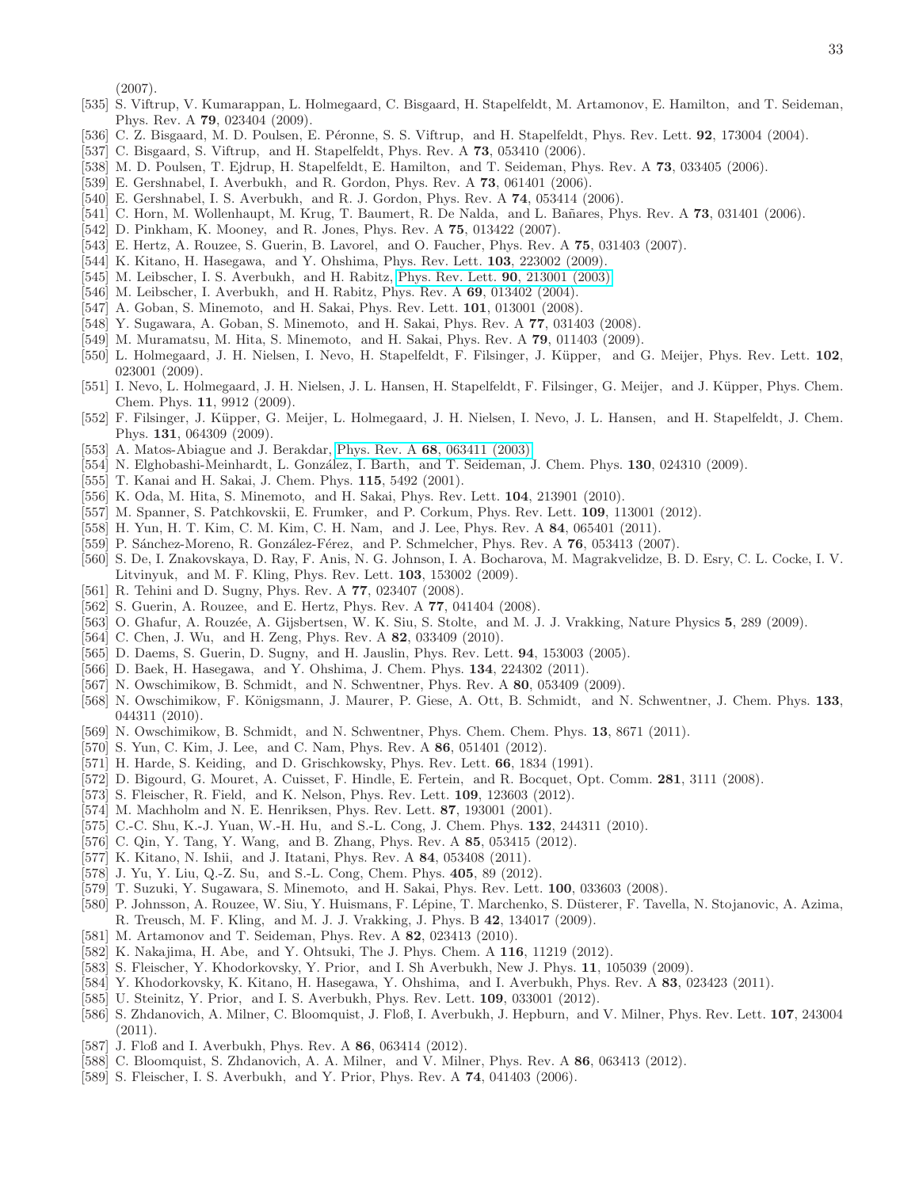(2007).

[535] S. Viftrup, V. Kumarappan, L. Holmegaard, C. Bisgaard, H. Stapelfeldt, M. Artamonov, E. Hamilton, and T. Seideman, Phys. Rev. A **79**, 023404 (2009).

[536] C. Z. Bisgaard, M. D. Poulsen, E. Péronne, S. S. Viftrup, and H. Stapelfeldt, Phys. Rev. Lett. **92**, 173004 (2004).

[537] C. Bisgaard, S. Viftrup, and H. Stapelfeldt, Phys. Rev. A **73**, 053410 (2006).

[538] M. D. Poulsen, T. Ejdrup, H. Stapelfeldt, E. Hamilton, and T. Seideman, Phys. Rev. A **73**, 033405 (2006).

[539] E. Gershnabel, I. Averbukh, and R. Gordon, Phys. Rev. A **73**, 061401 (2006).

[540] E. Gershnabel, I. S. Averbukh, and R. J. Gordon, Phys. Rev. A **74**, 053414 (2006).

[541] C. Horn, M. Wollenhaupt, M. Krug, T. Baumert, R. De Nalda, and L. Bañares, Phys. Rev. A **73**, 031401 (2006).

[542] D. Pinkham, K. Mooney, and R. Jones, Phys. Rev. A **75**, 013422 (2007).

[543] E. Hertz, A. Rouzee, S. Guerin, B. Lavorel, and O. Faucher, Phys. Rev. A **75**, 031403 (2007).

[544] K. Kitano, H. Hasegawa, and Y. Ohshima, Phys. Rev. Lett. **103**, 223002 (2009).

[545] M. Leibscher, I. S. Averbukh, and H. Rabitz, Phys. Rev. Lett. **90**, 213001 (2003).

[546] M. Leibscher, I. Averbukh, and H. Rabitz, Phys. Rev. A **69**, 013402 (2004).

[547] A. Goban, S. Minemoto, and H. Sakai, Phys. Rev. Lett. **101**, 013001 (2008).

[548] Y. Sugawara, A. Goban, S. Minemoto, and H. Sakai, Phys. Rev. A **77**, 031403 (2008).

[549] M. Muramatsu, M. Hita, S. Minemoto, and H. Sakai, Phys. Rev. A **79**, 011403 (2009).

[550] L. Holmegaard, J. H. Nielsen, I. Nevo, H. Stapelfeldt, F. Filsinger, J. Küpper, and G. Meijer, Phys. Rev. Lett. **102**, 023001 (2009).

[551] I. Nevo, L. Holmegaard, J. H. Nielsen, J. L. Hansen, H. Stapelfeldt, F. Filsinger, G. Meijer, and J. Küpper, Phys. Chem. Chem. Phys. **11**, 9912 (2009).

[552] F. Filsinger, J. Küpper, G. Meijer, L. Holmegaard, J. H. Nielsen, I. Nevo, J. L. Hansen, and H. Stapelfeldt, J. Chem. Phys. **131**, 064309 (2009).

[553] A. Matos-Abiague and J. Berakdar, Phys. Rev. A **68**, 063411 (2003).

[554] N. Elghobashi-Meinhardt, L. González, I. Barth, and T. Seideman, J. Chem. Phys. **130**, 024310 (2009).

[555] T. Kanai and H. Sakai, J. Chem. Phys. **115**, 5492 (2001).

[556] K. Oda, M. Hita, S. Minemoto, and H. Sakai, Phys. Rev. Lett. **104**, 213901 (2010).

[557] M. Spanner, S. Patchkovskii, E. Frumker, and P. Corkum, Phys. Rev. Lett. **109**, 113001 (2012).

[558] H. Yun, H. T. Kim, C. M. Kim, C. H. Nam, and J. Lee, Phys. Rev. A **84**, 065401 (2011).

[559] P. Sánchez-Moreno, R. González-Férez, and P. Schmelcher, Phys. Rev. A **76**, 053413 (2007).

[560] S. De, I. Znakovskaya, D. Ray, F. Anis, N. G. Johnson, I. A. Bocharova, M. Magrakvelidze, B. D. Esry, C. L. Cocke, I. V. Litvinyuk, and M. F. Kling, Phys. Rev. Lett. **103**, 153002 (2009).

[561] R. Tehini and D. Sugny, Phys. Rev. A **77**, 023407 (2008).

[562] S. Guerin, A. Rouzee, and E. Hertz, Phys. Rev. A **77**, 041404 (2008).

[563] O. Ghafur, A. Rouzée, A. Gijsbertsen, W. K. Siu, S. Stolte, and M. J. J. Vrakking, Nature Physics **5**, 289 (2009).

[564] C. Chen, J. Wu, and H. Zeng, Phys. Rev. A **82**, 033409 (2010).

[565] D. Daems, S. Guerin, D. Sugny, and H. Jauslin, Phys. Rev. Lett. **94**, 153003 (2005).

[566] D. Baek, H. Hasegawa, and Y. Ohshima, J. Chem. Phys. **134**, 224302 (2011).

[567] N. Owschimikow, B. Schmidt, and N. Schwentner, Phys. Rev. A **80**, 053409 (2009).

[568] N. Owschimikow, F. Königsmann, J. Maurer, P. Giese, A. Ott, B. Schmidt, and N. Schwentner, J. Chem. Phys. **133**, 044311 (2010).

[569] N. Owschimikow, B. Schmidt, and N. Schwentner, Phys. Chem. Chem. Phys. **13**, 8671 (2011).

[570] S. Yun, C. Kim, J. Lee, and C. Nam, Phys. Rev. A **86**, 051401 (2012).

[571] H. Harde, S. Keiding, and D. Grischkowsky, Phys. Rev. Lett. **66**, 1834 (1991).

[572] D. Bigourd, G. Mouret, A. Cuisset, F. Hindle, E. Fertein, and R. Bocquet, Opt. Comm. **281**, 3111 (2008).

[573] S. Fleischer, R. Field, and K. Nelson, Phys. Rev. Lett. **109**, 123603 (2012).

[574] M. Machholm and N. E. Henriksen, Phys. Rev. Lett. **87**, 193001 (2001).

[575] C.-C. Shu, K.-J. Yuan, W.-H. Hu, and S.-L. Cong, J. Chem. Phys. **132**, 244311 (2010).

[576] C. Qin, Y. Tang, Y. Wang, and B. Zhang, Phys. Rev. A **85**, 053415 (2012).

[577] K. Kitano, N. Ishii, and J. Itatani, Phys. Rev. A **84**, 053408 (2011).

[578] J. Yu, Y. Liu, Q.-Z. Su, and S.-L. Cong, Chem. Phys. **405**, 89 (2012).

[579] T. Suzuki, Y. Sugawara, S. Minemoto, and H. Sakai, Phys. Rev. Lett. **100**, 033603 (2008).

[580] P. Johnsson, A. Rouzee, W. Siu, Y. Huismans, F. Lépine, T. Marchenko, S. Düsterer, F. Tavella, N. Stojanovic, A. Azima, R. Treusch, M. F. Kling, and M. J. J. Vrakking, J. Phys. B **42**, 134017 (2009).

[581] M. Artamonov and T. Seideman, Phys. Rev. A **82**, 023413 (2010).

[582] K. Nakajima, H. Abe, and Y. Ohtsuki, The J. Phys. Chem. A **116**, 11219 (2012).

[583] S. Fleischer, Y. Khodorkovsky, Y. Prior, and I. Sh Averbukh, New J. Phys. **11**, 105039 (2009).

[584] Y. Khodorkovsky, K. Kitano, H. Hasegawa, Y. Ohshima, and I. Averbukh, Phys. Rev. A **83**, 023423 (2011).

[585] U. Steinitz, Y. Prior, and I. S. Averbukh, Phys. Rev. Lett. **109**, 033001 (2012).

[586] S. Zhdanovich, A. Milner, C. Bloomquist, J. Floß, I. Averbukh, J. Hepburn, and V. Milner, Phys. Rev. Lett. **107**, 243004 (2011).

[587] J. Floß and I. Averbukh, Phys. Rev. A **86**, 063414 (2012).

[588] C. Bloomquist, S. Zhdanovich, A. A. Milner, and V. Milner, Phys. Rev. A **86**, 063413 (2012).

[589] S. Fleischer, I. S. Averbukh, and Y. Prior, Phys. Rev. A **74**, 041403 (2006).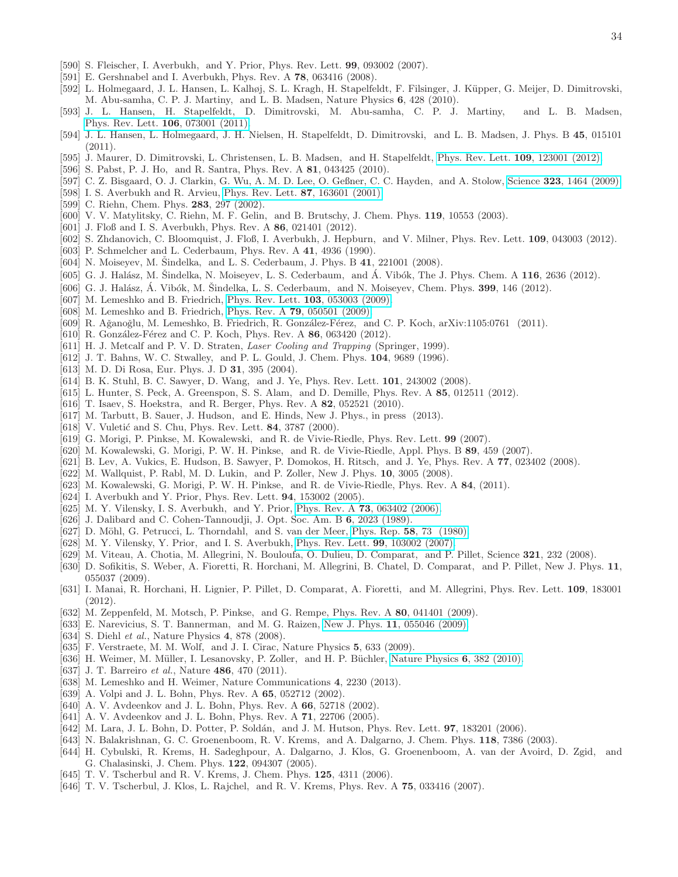[590] S. Fleischer, I. Averbukh, and Y. Prior, Phys. Rev. Lett. **99**, 093002 (2007).
[591] E. Gershnabel and I. Averbukh, Phys. Rev. A **78**, 063416 (2008).
[592] L. Holmegaard, J. L. Hansen, L. Kalhøj, S. L. Kragh, H. Stapelfeldt, F. Filsinger, J. Küpper, G. Meijer, D. Dimitrovski, M. Abu-samha, C. P. J. Martiny, and L. B. Madsen, Nature Physics **6**, 428 (2010).
[593] J. L. Hansen, H. Stapelfeldt, D. Dimitrovski, M. Abu-samha, C. P. J. Martiny, and L. B. Madsen, Phys. Rev. Lett. **106**, 073001 (2011).
[594] J. L. Hansen, L. Holmegaard, J. H. Nielsen, H. Stapelfeldt, D. Dimitrovski, and L. B. Madsen, J. Phys. B **45**, 015101 (2011).
[595] J. Maurer, D. Dimitrovski, L. Christensen, L. B. Madsen, and H. Stapelfeldt, Phys. Rev. Lett. **109**, 123001 (2012).
[596] S. Pabst, P. J. Ho, and R. Santra, Phys. Rev. A **81**, 043425 (2010).
[597] C. Z. Bisgaard, O. J. Clarkin, G. Wu, A. M. D. Lee, O. Geßner, C. C. Hayden, and A. Stolow, Science **323**, 1464 (2009).
[598] I. S. Averbukh and R. Arvieu, Phys. Rev. Lett. **87**, 163601 (2001).
[599] C. Riehn, Chem. Phys. **283**, 297 (2002).
[600] V. V. Matylitsky, C. Riehn, M. F. Gelin, and B. Brutschy, J. Chem. Phys. **119**, 10553 (2003).
[601] J. Floß and I. S. Averbukh, Phys. Rev. A **86**, 021401 (2012).
[602] S. Zhdanovich, C. Bloomquist, J. Floß, I. Averbukh, J. Hepburn, and V. Milner, Phys. Rev. Lett. **109**, 043003 (2012).
[603] P. Schmelcher and L. Cederbaum, Phys. Rev. A **41**, 4936 (1990).
[604] N. Moiseyev, M. Šindelka, and L. S. Cederbaum, J. Phys. B **41**, 221001 (2008).
[605] G. J. Halász, M. Šindelka, N. Moiseyev, L. S. Cederbaum, and Á. Vibók, The J. Phys. Chem. A **116**, 2636 (2012).
[606] G. J. Halász, Á. Vibók, M. Šindelka, L. S. Cederbaum, and N. Moiseyev, Chem. Phys. **399**, 146 (2012).
[607] M. Lemeshko and B. Friedrich, Phys. Rev. Lett. **103**, 053003 (2009).
[608] M. Lemeshko and B. Friedrich, Phys. Rev. A **79**, 050501 (2009).
[609] R. Ağanoğlu, M. Lemeshko, B. Friedrich, R. González-Férez, and C. P. Koch, arXiv:1105:0761 (2011).
[610] R. González-Férez and C. P. Koch, Phys. Rev. A **86**, 063420 (2012).
[611] H. J. Metcalf and P. V. D. Straten, *Laser Cooling and Trapping* (Springer, 1999).
[612] J. T. Bahns, W. C. Stwalley, and P. L. Gould, J. Chem. Phys. **104**, 9689 (1996).
[613] M. D. Di Rosa, Eur. Phys. J. D **31**, 395 (2004).
[614] B. K. Stuhl, B. C. Sawyer, D. Wang, and J. Ye, Phys. Rev. Lett. **101**, 243002 (2008).
[615] L. Hunter, S. Peck, A. Greenspon, S. S. Alam, and D. Demille, Phys. Rev. A **85**, 012511 (2012).
[616] T. Isaev, S. Hoekstra, and R. Berger, Phys. Rev. A **82**, 052521 (2010).
[617] M. Tarbutt, B. Sauer, J. Hudson, and E. Hinds, New J. Phys., in press (2013).
[618] V. Vuletić and S. Chu, Phys. Rev. Lett. **84**, 3787 (2000).
[619] G. Morigi, P. Pinkse, M. Kowalewski, and R. de Vivie-Riedle, Phys. Rev. Lett. **99** (2007).
[620] M. Kowalewski, G. Morigi, P. W. H. Pinkse, and R. de Vivie-Riedle, Appl. Phys. B **89**, 459 (2007).
[621] B. Lev, A. Vukics, E. Hudson, B. Sawyer, P. Domokos, H. Ritsch, and J. Ye, Phys. Rev. A **77**, 023402 (2008).
[622] M. Wallquist, P. Rabl, M. D. Lukin, and P. Zoller, New J. Phys. **10**, 3005 (2008).
[623] M. Kowalewski, G. Morigi, P. W. H. Pinkse, and R. de Vivie-Riedle, Phys. Rev. A **84**, (2011).
[624] I. Averbukh and Y. Prior, Phys. Rev. Lett. **94**, 153002 (2005).
[625] M. Y. Vilensky, I. S. Averbukh, and Y. Prior, Phys. Rev. A **73**, 063402 (2006).
[626] J. Dalibard and C. Cohen-Tannoudji, J. Opt. Soc. Am. B **6**, 2023 (1989).
[627] D. Möhl, G. Petrucci, L. Thorndahl, and S. van der Meer, Phys. Rep. **58**, 73 (1980).
[628] M. Y. Vilensky, Y. Prior, and I. S. Averbukh, Phys. Rev. Lett. **99**, 103002 (2007).
[629] M. Viteau, A. Chotia, M. Allegrini, N. Bouloufa, O. Dulieu, D. Comparat, and P. Pillet, Science **321**, 232 (2008).
[630] D. Sofikitis, S. Weber, A. Fioretti, R. Horchani, M. Allegrini, B. Chatel, D. Comparat, and P. Pillet, New J. Phys. **11**, 055037 (2009).
[631] I. Manai, R. Horchani, H. Lignier, P. Pillet, D. Comparat, A. Fioretti, and M. Allegrini, Phys. Rev. Lett. **109**, 183001 (2012).
[632] M. Zeppenfeld, M. Motsch, P. Pinkse, and G. Rempe, Phys. Rev. A **80**, 041401 (2009).
[633] E. Narevicius, S. T. Bannerman, and M. G. Raizen, New J. Phys. **11**, 055046 (2009).
[634] S. Diehl *et al.*, Nature Physics **4**, 878 (2008).
[635] F. Verstraete, M. M. Wolf, and J. I. Cirac, Nature Physics **5**, 633 (2009).
[636] H. Weimer, M. Müller, I. Lesanovsky, P. Zoller, and H. P. Büchler, Nature Physics **6**, 382 (2010).
[637] J. T. Barreiro *et al.*, Nature **486**, 470 (2011).
[638] M. Lemeshko and H. Weimer, Nature Communications **4**, 2230 (2013).
[639] A. Volpi and J. L. Bohn, Phys. Rev. A **65**, 052712 (2002).
[640] A. V. Avdeenkov and J. L. Bohn, Phys. Rev. A **66**, 52718 (2002).
[641] A. V. Avdeenkov and J. L. Bohn, Phys. Rev. A **71**, 22706 (2005).
[642] M. Lara, J. L. Bohn, D. Potter, P. Soldán, and J. M. Hutson, Phys. Rev. Lett. **97**, 183201 (2006).
[643] N. Balakrishnan, G. C. Groenenboom, R. V. Krems, and A. Dalgarno, J. Chem. Phys. **118**, 7386 (2003).
[644] H. Cybulski, R. Krems, H. Sadeghpour, A. Dalgarno, J. Klos, G. Groenenboom, A. van der Avoird, D. Zgid, and G. Chalasinski, J. Chem. Phys. **122**, 094307 (2005).
[645] T. V. Tscherbul and R. V. Krems, J. Chem. Phys. **125**, 4311 (2006).
[646] T. V. Tscherbul, J. Klos, L. Rajchel, and R. V. Krems, Phys. Rev. A **75**, 033416 (2007).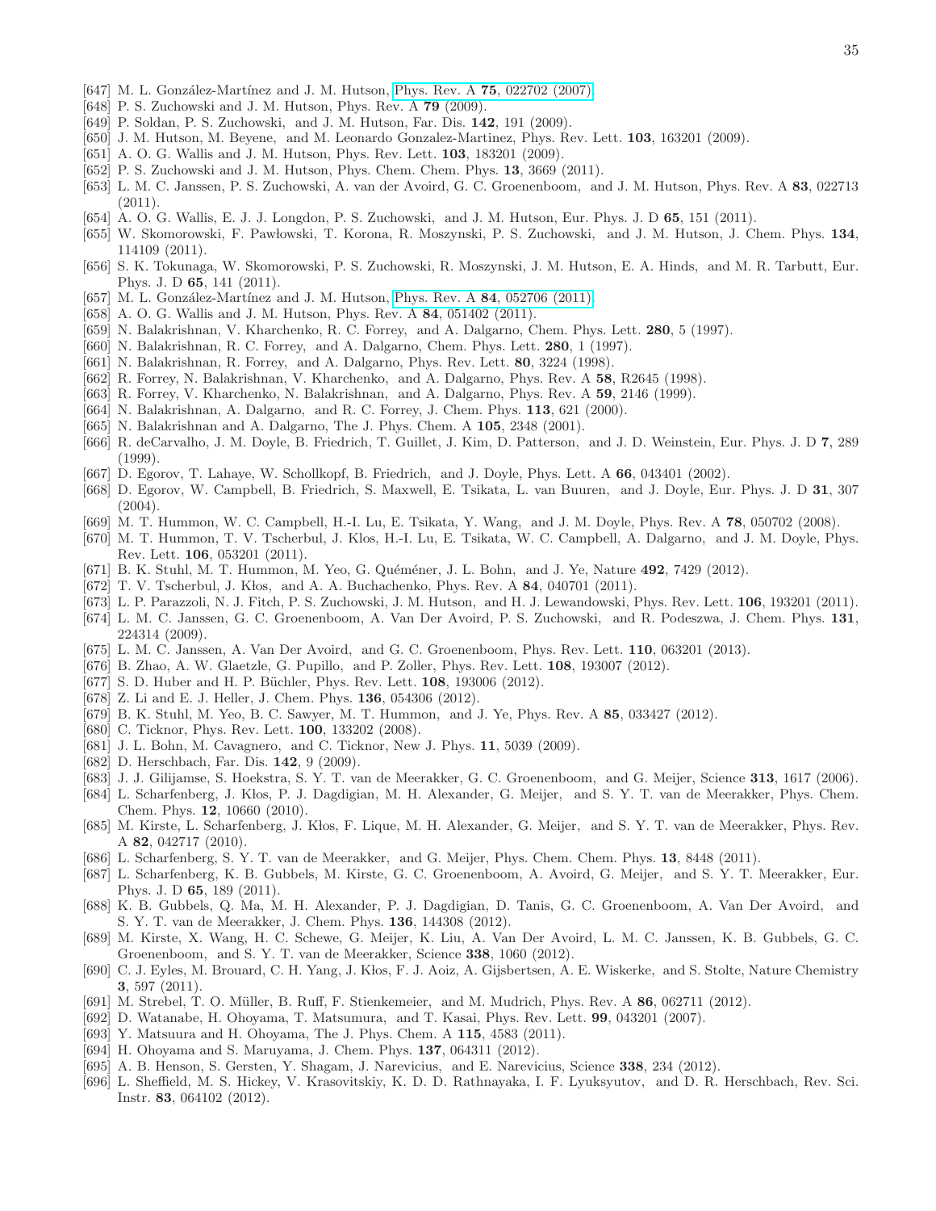[647] M. L. González-Martínez and J. M. Hutson, Phys. Rev. A **75**, 022702 (2007).
[648] P. S. Zuchowski and J. M. Hutson, Phys. Rev. A **79** (2009).
[649] P. Soldan, P. S. Zuchowski, and J. M. Hutson, Far. Dis. **142**, 191 (2009).
[650] J. M. Hutson, M. Beyene, and M. Leonardo Gonzalez-Martinez, Phys. Rev. Lett. **103**, 163201 (2009).
[651] A. O. G. Wallis and J. M. Hutson, Phys. Rev. Lett. **103**, 183201 (2009).
[652] P. S. Zuchowski and J. M. Hutson, Phys. Chem. Chem. Phys. **13**, 3669 (2011).
[653] L. M. C. Janssen, P. S. Zuchowski, A. van der Avoird, G. C. Groenenboom, and J. M. Hutson, Phys. Rev. A **83**, 022713 (2011).
[654] A. O. G. Wallis, E. J. J. Longdon, P. S. Zuchowski, and J. M. Hutson, Eur. Phys. J. D **65**, 151 (2011).
[655] W. Skomorowski, F. Pawłowski, T. Korona, R. Moszynski, P. S. Zuchowski, and J. M. Hutson, J. Chem. Phys. **134**, 114109 (2011).
[656] S. K. Tokunaga, W. Skomorowski, P. S. Zuchowski, R. Moszynski, J. M. Hutson, E. A. Hinds, and M. R. Tarbutt, Eur. Phys. J. D **65**, 141 (2011).
[657] M. L. González-Martínez and J. M. Hutson, Phys. Rev. A **84**, 052706 (2011).
[658] A. O. G. Wallis and J. M. Hutson, Phys. Rev. A **84**, 051402 (2011).
[659] N. Balakrishnan, V. Kharchenko, R. C. Forrey, and A. Dalgarno, Chem. Phys. Lett. **280**, 5 (1997).
[660] N. Balakrishnan, R. C. Forrey, and A. Dalgarno, Chem. Phys. Lett. **280**, 1 (1997).
[661] N. Balakrishnan, R. Forrey, and A. Dalgarno, Phys. Rev. Lett. **80**, 3224 (1998).
[662] R. Forrey, N. Balakrishnan, V. Kharchenko, and A. Dalgarno, Phys. Rev. A **58**, R2645 (1998).
[663] R. Forrey, V. Kharchenko, N. Balakrishnan, and A. Dalgarno, Phys. Rev. A **59**, 2146 (1999).
[664] N. Balakrishnan, A. Dalgarno, and R. C. Forrey, J. Chem. Phys. **113**, 621 (2000).
[665] N. Balakrishnan and A. Dalgarno, The J. Phys. Chem. A **105**, 2348 (2001).
[666] R. deCarvalho, J. M. Doyle, B. Friedrich, T. Guillet, J. Kim, D. Patterson, and J. D. Weinstein, Eur. Phys. J. D **7**, 289 (1999).
[667] D. Egorov, T. Lahaye, W. Schollkopf, B. Friedrich, and J. Doyle, Phys. Lett. A **66**, 043401 (2002).
[668] D. Egorov, W. Campbell, B. Friedrich, S. Maxwell, E. Tsikata, L. van Buuren, and J. Doyle, Eur. Phys. J. D **31**, 307 (2004).
[669] M. T. Hummon, W. C. Campbell, H.-I. Lu, E. Tsikata, Y. Wang, and J. M. Doyle, Phys. Rev. A **78**, 050702 (2008).
[670] M. T. Hummon, T. V. Tscherbul, J. Klos, H.-I. Lu, E. Tsikata, W. C. Campbell, A. Dalgarno, and J. M. Doyle, Phys. Rev. Lett. **106**, 053201 (2011).
[671] B. K. Stuhl, M. T. Hummon, M. Yeo, G. Quéméner, J. L. Bohn, and J. Ye, Nature **492**, 7429 (2012).
[672] T. V. Tscherbul, J. Kłos, and A. A. Buchachenko, Phys. Rev. A **84**, 040701 (2011).
[673] L. P. Parazzoli, N. J. Fitch, P. S. Zuchowski, J. M. Hutson, and H. J. Lewandowski, Phys. Rev. Lett. **106**, 193201 (2011).
[674] L. M. C. Janssen, G. C. Groenenboom, A. Van Der Avoird, P. S. Zuchowski, and R. Podeszwa, J. Chem. Phys. **131**, 224314 (2009).
[675] L. M. C. Janssen, A. Van Der Avoird, and G. C. Groenenboom, Phys. Rev. Lett. **110**, 063201 (2013).
[676] B. Zhao, A. W. Glaetzle, G. Pupillo, and P. Zoller, Phys. Rev. Lett. **108**, 193007 (2012).
[677] S. D. Huber and H. P. Büchler, Phys. Rev. Lett. **108**, 193006 (2012).
[678] Z. Li and E. J. Heller, J. Chem. Phys. **136**, 054306 (2012).
[679] B. K. Stuhl, M. Yeo, B. C. Sawyer, M. T. Hummon, and J. Ye, Phys. Rev. A **85**, 033427 (2012).
[680] C. Ticknor, Phys. Rev. Lett. **100**, 133202 (2008).
[681] J. L. Bohn, M. Cavagnero, and C. Ticknor, New J. Phys. **11**, 5039 (2009).
[682] D. Herschbach, Far. Dis. **142**, 9 (2009).
[683] J. J. Gilijamse, S. Hoekstra, S. Y. T. van de Meerakker, G. C. Groenenboom, and G. Meijer, Science **313**, 1617 (2006).
[684] L. Scharfenberg, J. Kłos, P. J. Dagdigian, M. H. Alexander, G. Meijer, and S. Y. T. van de Meerakker, Phys. Chem. Chem. Phys. **12**, 10660 (2010).
[685] M. Kirste, L. Scharfenberg, J. Kłos, F. Lique, M. H. Alexander, G. Meijer, and S. Y. T. van de Meerakker, Phys. Rev. A **82**, 042717 (2010).
[686] L. Scharfenberg, S. Y. T. van de Meerakker, and G. Meijer, Phys. Chem. Chem. Phys. **13**, 8448 (2011).
[687] L. Scharfenberg, K. B. Gubbels, M. Kirste, G. C. Groenenboom, A. Avoird, G. Meijer, and S. Y. T. Meerakker, Eur. Phys. J. D **65**, 189 (2011).
[688] K. B. Gubbels, Q. Ma, M. H. Alexander, P. J. Dagdigian, D. Tanis, G. C. Groenenboom, A. Van Der Avoird, and S. Y. T. van de Meerakker, J. Chem. Phys. **136**, 144308 (2012).
[689] M. Kirste, X. Wang, H. C. Schewe, G. Meijer, K. Liu, A. Van Der Avoird, L. M. C. Janssen, K. B. Gubbels, G. C. Groenenboom, and S. Y. T. van de Meerakker, Science **338**, 1060 (2012).
[690] C. J. Eyles, M. Brouard, C. H. Yang, J. Kłos, F. J. Aoiz, A. Gijsbertsen, A. E. Wiskerke, and S. Stolte, Nature Chemistry **3**, 597 (2011).
[691] M. Strebel, T. O. Müller, B. Ruff, F. Stienkemeier, and M. Mudrich, Phys. Rev. A **86**, 062711 (2012).
[692] D. Watanabe, H. Ohoyama, T. Matsumura, and T. Kasai, Phys. Rev. Lett. **99**, 043201 (2007).
[693] Y. Matsuura and H. Ohoyama, The J. Phys. Chem. A **115**, 4583 (2011).
[694] H. Ohoyama and S. Maruyama, J. Chem. Phys. **137**, 064311 (2012).
[695] A. B. Henson, S. Gersten, Y. Shagam, J. Narevicius, and E. Narevicius, Science **338**, 234 (2012).
[696] L. Sheffield, M. S. Hickey, V. Krasovitskiy, K. D. D. Rathnayaka, I. F. Lyuksyutov, and D. R. Herschbach, Rev. Sci. Instr. **83**, 064102 (2012).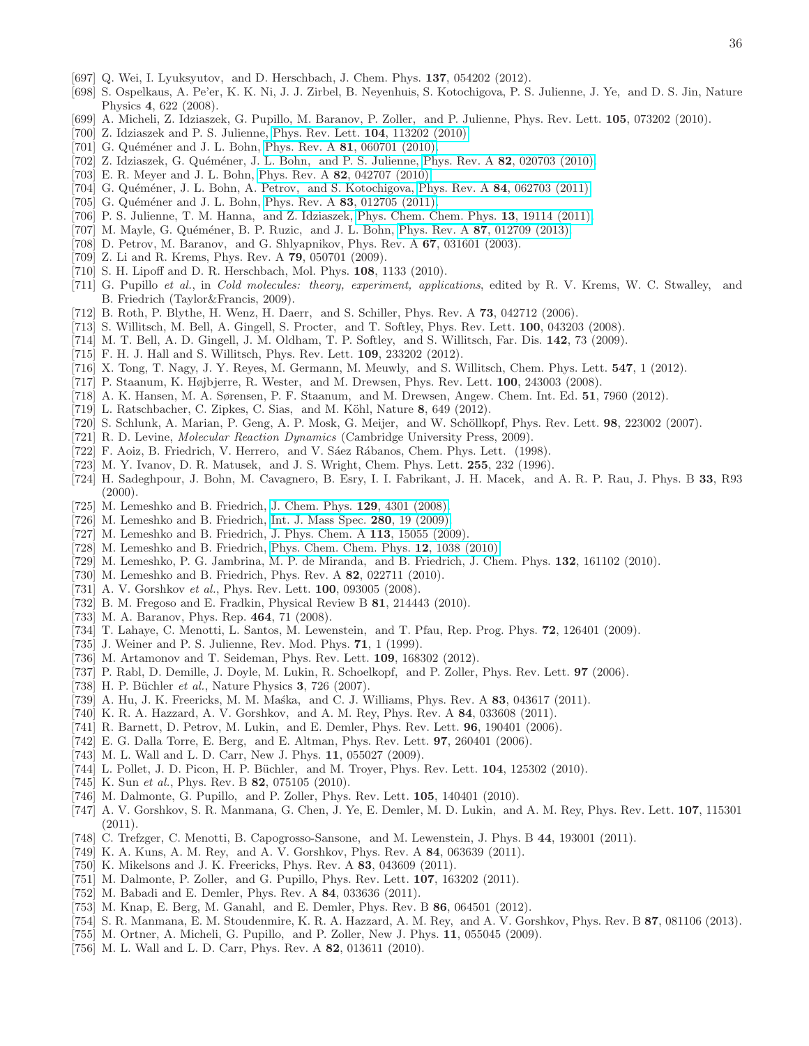[697] Q. Wei, I. Lyuksyutov, and D. Herschbach, J. Chem. Phys. **137**, 054202 (2012).
[698] S. Ospelkaus, A. Pe'er, K. K. Ni, J. J. Zirbel, B. Neyenhuis, S. Kotochigova, P. S. Julienne, J. Ye, and D. S. Jin, Nature Physics **4**, 622 (2008).
[699] A. Micheli, Z. Idziaszek, G. Pupillo, M. Baranov, P. Zoller, and P. Julienne, Phys. Rev. Lett. **105**, 073202 (2010).
[700] Z. Idziaszek and P. S. Julienne, Phys. Rev. Lett. **104**, 113202 (2010).
[701] G. Quéméner and J. L. Bohn, Phys. Rev. A **81**, 060701 (2010).
[702] Z. Idziaszek, G. Quéméner, J. L. Bohn, and P. S. Julienne, Phys. Rev. A **82**, 020703 (2010).
[703] E. R. Meyer and J. L. Bohn, Phys. Rev. A **82**, 042707 (2010).
[704] G. Quéméner, J. L. Bohn, A. Petrov, and S. Kotochigova, Phys. Rev. A **84**, 062703 (2011).
[705] G. Quéméner and J. L. Bohn, Phys. Rev. A **83**, 012705 (2011).
[706] P. S. Julienne, T. M. Hanna, and Z. Idziaszek, Phys. Chem. Chem. Phys. **13**, 19114 (2011).
[707] M. Mayle, G. Quéméner, B. P. Ruzic, and J. L. Bohn, Phys. Rev. A **87**, 012709 (2013).
[708] D. Petrov, M. Baranov, and G. Shlyapnikov, Phys. Rev. A **67**, 031601 (2003).
[709] Z. Li and R. Krems, Phys. Rev. A **79**, 050701 (2009).
[710] S. H. Lipoff and D. R. Herschbach, Mol. Phys. **108**, 1133 (2010).
[711] G. Pupillo *et al.*, in *Cold molecules: theory, experiment, applications*, edited by R. V. Krems, W. C. Stwalley, and B. Friedrich (Taylor&Francis, 2009).
[712] B. Roth, P. Blythe, H. Wenz, H. Daerr, and S. Schiller, Phys. Rev. A **73**, 042712 (2006).
[713] S. Willitsch, M. Bell, A. Gingell, S. Procter, and T. Softley, Phys. Rev. Lett. **100**, 043203 (2008).
[714] M. T. Bell, A. D. Gingell, J. M. Oldham, T. P. Softley, and S. Willitsch, Far. Dis. **142**, 73 (2009).
[715] F. H. J. Hall and S. Willitsch, Phys. Rev. Lett. **109**, 233202 (2012).
[716] X. Tong, T. Nagy, J. Y. Reyes, M. Germann, M. Meuwly, and S. Willitsch, Chem. Phys. Lett. **547**, 1 (2012).
[717] P. Staanum, K. Højbjerre, R. Wester, and M. Drewsen, Phys. Rev. Lett. **100**, 243003 (2008).
[718] A. K. Hansen, M. A. Sørensen, P. F. Staanum, and M. Drewsen, Angew. Chem. Int. Ed. **51**, 7960 (2012).
[719] L. Ratschbacher, C. Zipkes, C. Sias, and M. Köhl, Nature **8**, 649 (2012).
[720] S. Schlunk, A. Marian, P. Geng, A. P. Mosk, G. Meijer, and W. Schöllkopf, Phys. Rev. Lett. **98**, 223002 (2007).
[721] R. D. Levine, *Molecular Reaction Dynamics* (Cambridge University Press, 2009).
[722] F. Aoiz, B. Friedrich, V. Herrero, and V. Sáez Rábanos, Chem. Phys. Lett. (1998).
[723] M. Y. Ivanov, D. R. Matusek, and J. S. Wright, Chem. Phys. Lett. **255**, 232 (1996).
[724] H. Sadeghpour, J. Bohn, M. Cavagnero, B. Esry, I. I. Fabrikant, J. H. Macek, and A. R. P. Rau, J. Phys. B **33**, R93 (2000).
[725] M. Lemeshko and B. Friedrich, J. Chem. Phys. **129**, 4301 (2008).
[726] M. Lemeshko and B. Friedrich, Int. J. Mass Spec. **280**, 19 (2009).
[727] M. Lemeshko and B. Friedrich, J. Phys. Chem. A **113**, 15055 (2009).
[728] M. Lemeshko and B. Friedrich, Phys. Chem. Chem. Phys. **12**, 1038 (2010).
[729] M. Lemeshko, P. G. Jambrina, M. P. de Miranda, and B. Friedrich, J. Chem. Phys. **132**, 161102 (2010).
[730] M. Lemeshko and B. Friedrich, Phys. Rev. A **82**, 022711 (2010).
[731] A. V. Gorshkov *et al.*, Phys. Rev. Lett. **100**, 093005 (2008).
[732] B. M. Fregoso and E. Fradkin, Physical Review B **81**, 214443 (2010).
[733] M. A. Baranov, Phys. Rep. **464**, 71 (2008).
[734] T. Lahaye, C. Menotti, L. Santos, M. Lewenstein, and T. Pfau, Rep. Prog. Phys. **72**, 126401 (2009).
[735] J. Weiner and P. S. Julienne, Rev. Mod. Phys. **71**, 1 (1999).
[736] M. Artamonov and T. Seideman, Phys. Rev. Lett. **109**, 168302 (2012).
[737] P. Rabl, D. Demille, J. Doyle, M. Lukin, R. Schoelkopf, and P. Zoller, Phys. Rev. Lett. **97** (2006).
[738] H. P. Büchler *et al.*, Nature Physics **3**, 726 (2007).
[739] A. Hu, J. K. Freericks, M. M. Maśka, and C. J. Williams, Phys. Rev. A **83**, 043617 (2011).
[740] K. R. A. Hazzard, A. V. Gorshkov, and A. M. Rey, Phys. Rev. A **84**, 033608 (2011).
[741] R. Barnett, D. Petrov, M. Lukin, and E. Demler, Phys. Rev. Lett. **96**, 190401 (2006).
[742] E. G. Dalla Torre, E. Berg, and E. Altman, Phys. Rev. Lett. **97**, 260401 (2006).
[743] M. L. Wall and L. D. Carr, New J. Phys. **11**, 055027 (2009).
[744] L. Pollet, J. D. Picon, H. P. Büchler, and M. Troyer, Phys. Rev. Lett. **104**, 125302 (2010).
[745] K. Sun *et al.*, Phys. Rev. B **82**, 075105 (2010).
[746] M. Dalmonte, G. Pupillo, and P. Zoller, Phys. Rev. Lett. **105**, 140401 (2010).
[747] A. V. Gorshkov, S. R. Manmana, G. Chen, J. Ye, E. Demler, M. D. Lukin, and A. M. Rey, Phys. Rev. Lett. **107**, 115301 (2011).
[748] C. Trefzger, C. Menotti, B. Capogrosso-Sansone, and M. Lewenstein, J. Phys. B **44**, 193001 (2011).
[749] K. A. Kuns, A. M. Rey, and A. V. Gorshkov, Phys. Rev. A **84**, 063639 (2011).
[750] K. Mikelsons and J. K. Freericks, Phys. Rev. A **83**, 043609 (2011).
[751] M. Dalmonte, P. Zoller, and G. Pupillo, Phys. Rev. Lett. **107**, 163202 (2011).
[752] M. Babadi and E. Demler, Phys. Rev. A **84**, 033636 (2011).
[753] M. Knap, E. Berg, M. Ganahl, and E. Demler, Phys. Rev. B **86**, 064501 (2012).
[754] S. R. Manmana, E. M. Stoudenmire, K. R. A. Hazzard, A. M. Rey, and A. V. Gorshkov, Phys. Rev. B **87**, 081106 (2013).
[755] M. Ortner, A. Micheli, G. Pupillo, and P. Zoller, New J. Phys. **11**, 055045 (2009).
[756] M. L. Wall and L. D. Carr, Phys. Rev. A **82**, 013611 (2010).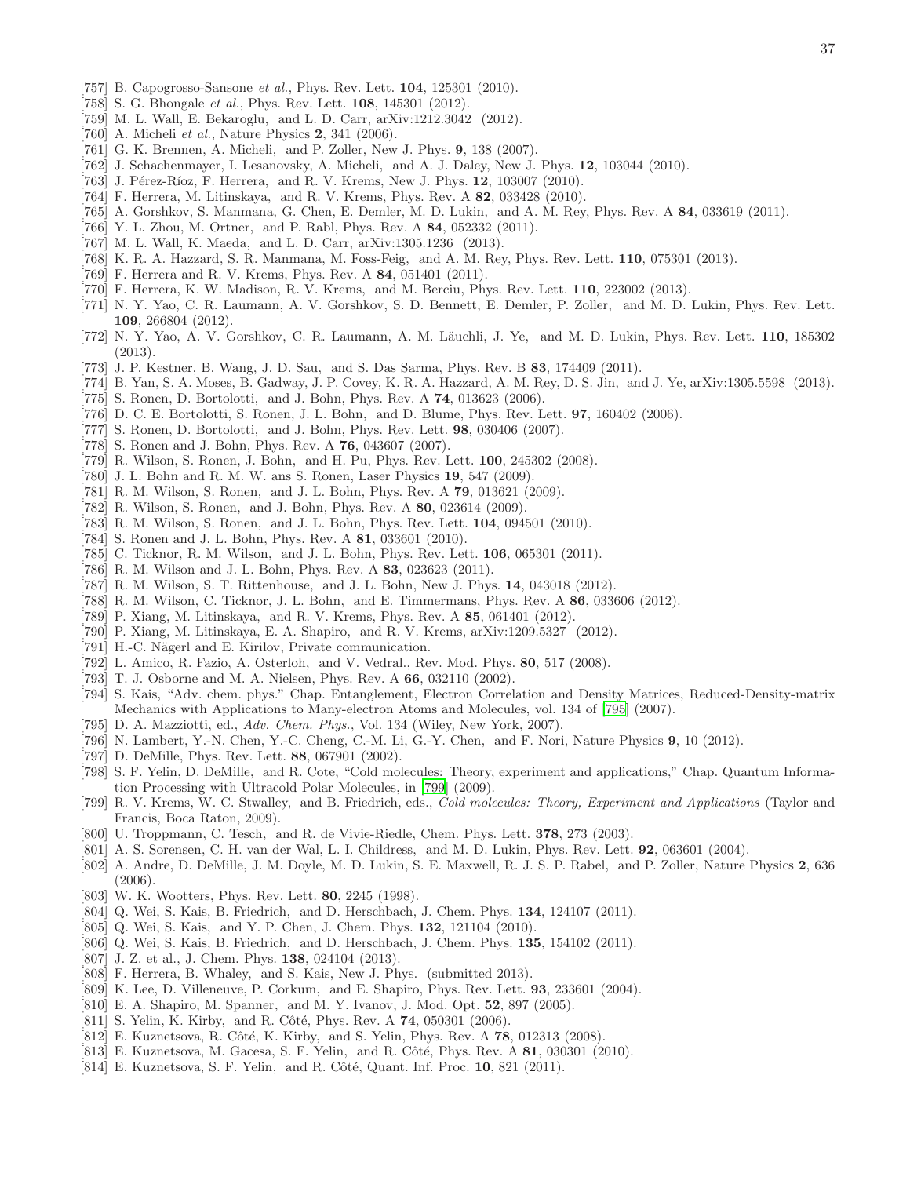[757] B. Capogrosso-Sansone *et al.*, Phys. Rev. Lett. **104**, 125301 (2010).
[758] S. G. Bhongale *et al.*, Phys. Rev. Lett. **108**, 145301 (2012).
[759] M. L. Wall, E. Bekaroglu, and L. D. Carr, arXiv:1212.3042 (2012).
[760] A. Micheli *et al.*, Nature Physics **2**, 341 (2006).
[761] G. K. Brennen, A. Micheli, and P. Zoller, New J. Phys. **9**, 138 (2007).
[762] J. Schachenmayer, I. Lesanovsky, A. Micheli, and A. J. Daley, New J. Phys. **12**, 103044 (2010).
[763] J. Pérez-Ríoz, F. Herrera, and R. V. Krems, New J. Phys. **12**, 103007 (2010).
[764] F. Herrera, M. Litinskaya, and R. V. Krems, Phys. Rev. A **82**, 033428 (2010).
[765] A. Gorshkov, S. Manmana, G. Chen, E. Demler, M. D. Lukin, and A. M. Rey, Phys. Rev. A **84**, 033619 (2011).
[766] Y. L. Zhou, M. Ortner, and P. Rabl, Phys. Rev. A **84**, 052332 (2011).
[767] M. L. Wall, K. Maeda, and L. D. Carr, arXiv:1305.1236 (2013).
[768] K. R. A. Hazzard, S. R. Manmana, M. Foss-Feig, and A. M. Rey, Phys. Rev. Lett. **110**, 075301 (2013).
[769] F. Herrera and R. V. Krems, Phys. Rev. A **84**, 051401 (2011).
[770] F. Herrera, K. W. Madison, R. V. Krems, and M. Berciu, Phys. Rev. Lett. **110**, 223002 (2013).
[771] N. Y. Yao, C. R. Laumann, A. V. Gorshkov, S. D. Bennett, E. Demler, P. Zoller, and M. D. Lukin, Phys. Rev. Lett. **109**, 266804 (2012).
[772] N. Y. Yao, A. V. Gorshkov, C. R. Laumann, A. M. Läuchli, J. Ye, and M. D. Lukin, Phys. Rev. Lett. **110**, 185302 (2013).
[773] J. P. Kestner, B. Wang, J. D. Sau, and S. Das Sarma, Phys. Rev. B **83**, 174409 (2011).
[774] B. Yan, S. A. Moses, B. Gadway, J. P. Covey, K. R. A. Hazzard, A. M. Rey, D. S. Jin, and J. Ye, arXiv:1305.5598 (2013).
[775] S. Ronen, D. Bortolotti, and J. Bohn, Phys. Rev. A **74**, 013623 (2006).
[776] D. C. E. Bortolotti, S. Ronen, J. L. Bohn, and D. Blume, Phys. Rev. Lett. **97**, 160402 (2006).
[777] S. Ronen, D. Bortolotti, and J. Bohn, Phys. Rev. Lett. **98**, 030406 (2007).
[778] S. Ronen and J. Bohn, Phys. Rev. A **76**, 043607 (2007).
[779] R. Wilson, S. Ronen, J. Bohn, and H. Pu, Phys. Rev. Lett. **100**, 245302 (2008).
[780] J. L. Bohn and R. M. W. ans S. Ronen, Laser Physics **19**, 547 (2009).
[781] R. M. Wilson, S. Ronen, and J. L. Bohn, Phys. Rev. A **79**, 013621 (2009).
[782] R. Wilson, S. Ronen, and J. Bohn, Phys. Rev. A **80**, 023614 (2009).
[783] R. M. Wilson, S. Ronen, and J. L. Bohn, Phys. Rev. Lett. **104**, 094501 (2010).
[784] S. Ronen and J. L. Bohn, Phys. Rev. A **81**, 033601 (2010).
[785] C. Ticknor, R. M. Wilson, and J. L. Bohn, Phys. Rev. Lett. **106**, 065301 (2011).
[786] R. M. Wilson and J. L. Bohn, Phys. Rev. A **83**, 023623 (2011).
[787] R. M. Wilson, S. T. Rittenhouse, and J. L. Bohn, New J. Phys. **14**, 043018 (2012).
[788] R. M. Wilson, C. Ticknor, J. L. Bohn, and E. Timmermans, Phys. Rev. A **86**, 033606 (2012).
[789] P. Xiang, M. Litinskaya, and R. V. Krems, Phys. Rev. A **85**, 061401 (2012).
[790] P. Xiang, M. Litinskaya, E. A. Shapiro, and R. V. Krems, arXiv:1209.5327 (2012).
[791] H.-C. Nägerl and E. Kirilov, Private communication.
[792] L. Amico, R. Fazio, A. Osterloh, and V. Vedral., Rev. Mod. Phys. **80**, 517 (2008).
[793] T. J. Osborne and M. A. Nielsen, Phys. Rev. A **66**, 032110 (2002).
[794] S. Kais, "Adv. chem. phys." Chap. Entanglement, Electron Correlation and Density Matrices, Reduced-Density-matrix Mechanics with Applications to Many-electron Atoms and Molecules, vol. 134 of [795] (2007).
[795] D. A. Mazziotti, ed., *Adv. Chem. Phys.*, Vol. 134 (Wiley, New York, 2007).
[796] N. Lambert, Y.-N. Chen, Y.-C. Cheng, C.-M. Li, G.-Y. Chen, and F. Nori, Nature Physics **9**, 10 (2012).
[797] D. DeMille, Phys. Rev. Lett. **88**, 067901 (2002).
[798] S. F. Yelin, D. DeMille, and R. Cote, "Cold molecules: Theory, experiment and applications," Chap. Quantum Information Processing with Ultracold Polar Molecules, in [799] (2009).
[799] R. V. Krems, W. C. Stwalley, and B. Friedrich, eds., *Cold molecules: Theory, Experiment and Applications* (Taylor and Francis, Boca Raton, 2009).
[800] U. Troppmann, C. Tesch, and R. de Vivie-Riedle, Chem. Phys. Lett. **378**, 273 (2003).
[801] A. S. Sorensen, C. H. van der Wal, L. I. Childress, and M. D. Lukin, Phys. Rev. Lett. **92**, 063601 (2004).
[802] A. Andre, D. DeMille, J. M. Doyle, M. D. Lukin, S. E. Maxwell, R. J. S. P. Rabel, and P. Zoller, Nature Physics **2**, 636 (2006).
[803] W. K. Wootters, Phys. Rev. Lett. **80**, 2245 (1998).
[804] Q. Wei, S. Kais, B. Friedrich, and D. Herschbach, J. Chem. Phys. **134**, 124107 (2011).
[805] Q. Wei, S. Kais, and Y. P. Chen, J. Chem. Phys. **132**, 121104 (2010).
[806] Q. Wei, S. Kais, B. Friedrich, and D. Herschbach, J. Chem. Phys. **135**, 154102 (2011).
[807] J. Z. et al., J. Chem. Phys. **138**, 024104 (2013).
[808] F. Herrera, B. Whaley, and S. Kais, New J. Phys. (submitted 2013).
[809] K. Lee, D. Villeneuve, P. Corkum, and E. Shapiro, Phys. Rev. Lett. **93**, 233601 (2004).
[810] E. A. Shapiro, M. Spanner, and M. Y. Ivanov, J. Mod. Opt. **52**, 897 (2005).
[811] S. Yelin, K. Kirby, and R. Côté, Phys. Rev. A **74**, 050301 (2006).
[812] E. Kuznetsova, R. Côté, K. Kirby, and S. Yelin, Phys. Rev. A **78**, 012313 (2008).
[813] E. Kuznetsova, M. Gacesa, S. F. Yelin, and R. Côté, Phys. Rev. A **81**, 030301 (2010).
[814] E. Kuznetsova, S. F. Yelin, and R. Côté, Quant. Inf. Proc. **10**, 821 (2011).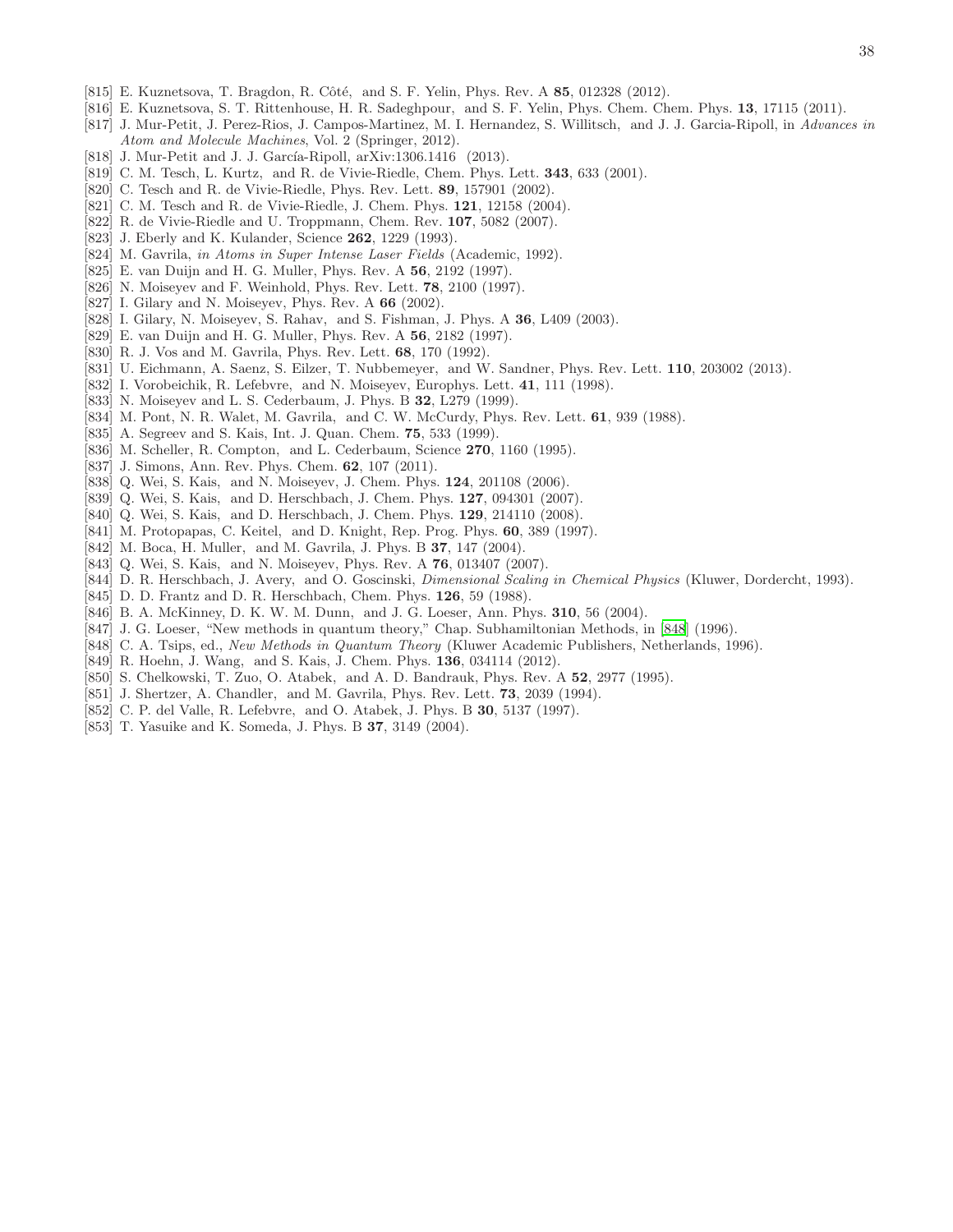[815] E. Kuznetsova, T. Bragdon, R. Côté, and S. F. Yelin, Phys. Rev. A **85**, 012328 (2012).
[816] E. Kuznetsova, S. T. Rittenhouse, H. R. Sadeghpour, and S. F. Yelin, Phys. Chem. Chem. Phys. **13**, 17115 (2011).
[817] J. Mur-Petit, J. Perez-Rios, J. Campos-Martinez, M. I. Hernandez, S. Willitsch, and J. J. Garcia-Ripoll, in *Advances in Atom and Molecule Machines*, Vol. 2 (Springer, 2012).
[818] J. Mur-Petit and J. J. García-Ripoll, arXiv:1306.1416 (2013).
[819] C. M. Tesch, L. Kurtz, and R. de Vivie-Riedle, Chem. Phys. Lett. **343**, 633 (2001).
[820] C. Tesch and R. de Vivie-Riedle, Phys. Rev. Lett. **89**, 157901 (2002).
[821] C. M. Tesch and R. de Vivie-Riedle, J. Chem. Phys. **121**, 12158 (2004).
[822] R. de Vivie-Riedle and U. Troppmann, Chem. Rev. **107**, 5082 (2007).
[823] J. Eberly and K. Kulander, Science **262**, 1229 (1993).
[824] M. Gavrila, *in Atoms in Super Intense Laser Fields* (Academic, 1992).
[825] E. van Duijn and H. G. Muller, Phys. Rev. A **56**, 2192 (1997).
[826] N. Moiseyev and F. Weinhold, Phys. Rev. Lett. **78**, 2100 (1997).
[827] I. Gilary and N. Moiseyev, Phys. Rev. A **66** (2002).
[828] I. Gilary, N. Moiseyev, S. Rahav, and S. Fishman, J. Phys. A **36**, L409 (2003).
[829] E. van Duijn and H. G. Muller, Phys. Rev. A **56**, 2182 (1997).
[830] R. J. Vos and M. Gavrila, Phys. Rev. Lett. **68**, 170 (1992).
[831] U. Eichmann, A. Saenz, S. Eilzer, T. Nubbemeyer, and W. Sandner, Phys. Rev. Lett. **110**, 203002 (2013).
[832] I. Vorobeichik, R. Lefebvre, and N. Moiseyev, Europhys. Lett. **41**, 111 (1998).
[833] N. Moiseyev and L. S. Cederbaum, J. Phys. B **32**, L279 (1999).
[834] M. Pont, N. R. Walet, M. Gavrila, and C. W. McCurdy, Phys. Rev. Lett. **61**, 939 (1988).
[835] A. Segreev and S. Kais, Int. J. Quan. Chem. **75**, 533 (1999).
[836] M. Scheller, R. Compton, and L. Cederbaum, Science **270**, 1160 (1995).
[837] J. Simons, Ann. Rev. Phys. Chem. **62**, 107 (2011).
[838] Q. Wei, S. Kais, and N. Moiseyev, J. Chem. Phys. **124**, 201108 (2006).
[839] Q. Wei, S. Kais, and D. Herschbach, J. Chem. Phys. **127**, 094301 (2007).
[840] Q. Wei, S. Kais, and D. Herschbach, J. Chem. Phys. **129**, 214110 (2008).
[841] M. Protopapas, C. Keitel, and D. Knight, Rep. Prog. Phys. **60**, 389 (1997).
[842] M. Boca, H. Muller, and M. Gavrila, J. Phys. B **37**, 147 (2004).
[843] Q. Wei, S. Kais, and N. Moiseyev, Phys. Rev. A **76**, 013407 (2007).
[844] D. R. Herschbach, J. Avery, and O. Goscinski, *Dimensional Scaling in Chemical Physics* (Kluwer, Dordercht, 1993).
[845] D. D. Frantz and D. R. Herschbach, Chem. Phys. **126**, 59 (1988).
[846] B. A. McKinney, D. K. W. M. Dunn, and J. G. Loeser, Ann. Phys. **310**, 56 (2004).
[847] J. G. Loeser, "New methods in quantum theory," Chap. Subhamiltonian Methods, in [848] (1996).
[848] C. A. Tsips, ed., *New Methods in Quantum Theory* (Kluwer Academic Publishers, Netherlands, 1996).
[849] R. Hoehn, J. Wang, and S. Kais, J. Chem. Phys. **136**, 034114 (2012).
[850] S. Chelkowski, T. Zuo, O. Atabek, and A. D. Bandrauk, Phys. Rev. A **52**, 2977 (1995).
[851] J. Shertzer, A. Chandler, and M. Gavrila, Phys. Rev. Lett. **73**, 2039 (1994).
[852] C. P. del Valle, R. Lefebvre, and O. Atabek, J. Phys. B **30**, 5137 (1997).
[853] T. Yasuike and K. Someda, J. Phys. B **37**, 3149 (2004).